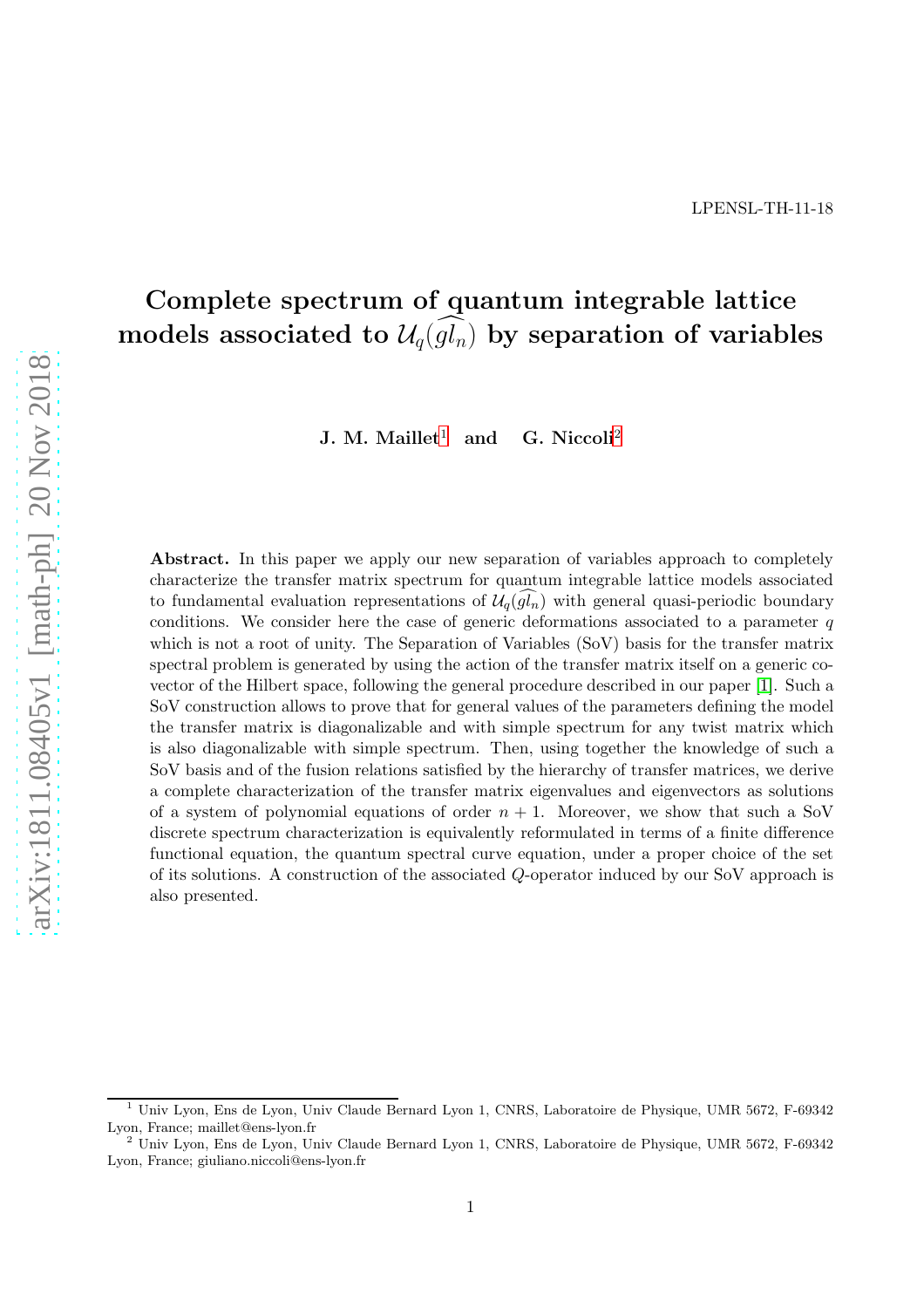LPENSL-TH-11-18

# Complete spectrum of quantum integrable lattice models associated to $\mathcal{U}_q(\widehat{gl_n})$ by separation of variables

**J. M. Maillet[1] and G. Niccoli[2]**

**Abstract.** In this paper we apply our new separation of variables approach to completely characterize the transfer matrix spectrum for quantum integrable lattice models associated to fundamental evaluation representations of $\mathcal{U}_q(\widehat{gl_n})$ with general quasi-periodic boundary conditions. We consider here the case of generic deformations associated to a parameter $q$ which is not a root of unity. The Separation of Variables (SoV) basis for the transfer matrix spectral problem is generated by using the action of the transfer matrix itself on a generic co-vector of the Hilbert space, following the general procedure described in our paper [1]. Such a SoV construction allows to prove that for general values of the parameters defining the model the transfer matrix is diagonalizable and with simple spectrum for any twist matrix which is also diagonalizable with simple spectrum. Then, using together the knowledge of such a SoV basis and of the fusion relations satisfied by the hierarchy of transfer matrices, we derive a complete characterization of the transfer matrix eigenvalues and eigenvectors as solutions of a system of polynomial equations of order $n + 1$. Moreover, we show that such a SoV discrete spectrum characterization is equivalently reformulated in terms of a finite difference functional equation, the quantum spectral curve equation, under a proper choice of the set of its solutions. A construction of the associated $Q$-operator induced by our SoV approach is also presented.

[1] Univ Lyon, Ens de Lyon, Univ Claude Bernard Lyon 1, CNRS, Laboratoire de Physique, UMR 5672, F-69342 Lyon, France; maillet@ens-lyon.fr

[2] Univ Lyon, Ens de Lyon, Univ Claude Bernard Lyon 1, CNRS, Laboratoire de Physique, UMR 5672, F-69342 Lyon, France; giuliano.niccoli@ens-lyon.fr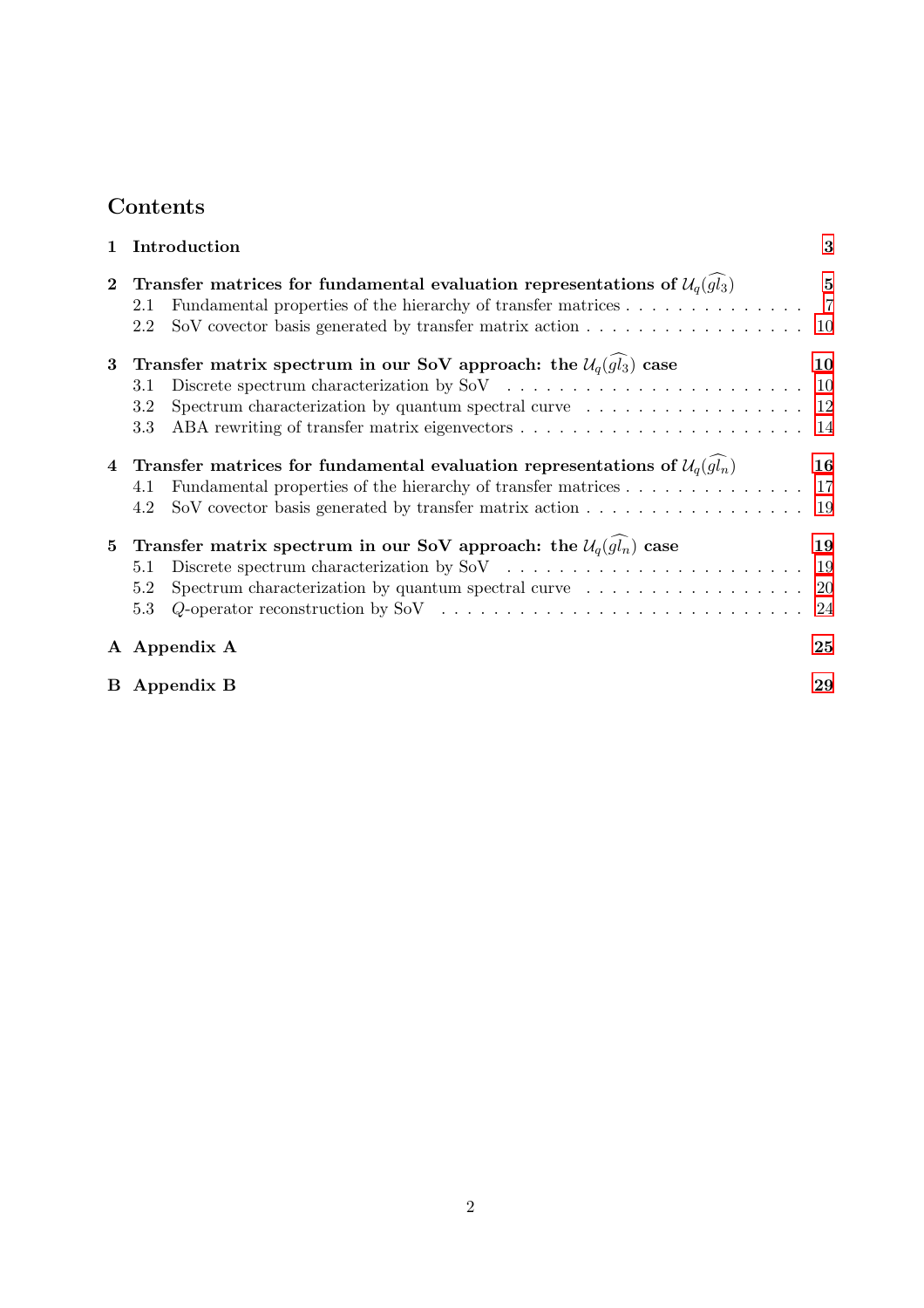# Contents

**1 Introduction** 3

**2 Transfer matrices for fundamental evaluation representations of $\mathcal{U}_q(\widehat{gl_3})$** 5
- 2.1 Fundamental properties of the hierarchy of transfer matrices . . . 7
- 2.2 SoV covector basis generated by transfer matrix action . . . 10

**3 Transfer matrix spectrum in our SoV approach: the $\mathcal{U}_q(\widehat{gl_3})$ case** 10
- 3.1 Discrete spectrum characterization by SoV . . . 10
- 3.2 Spectrum characterization by quantum spectral curve . . . 12
- 3.3 ABA rewriting of transfer matrix eigenvectors . . . 14

**4 Transfer matrices for fundamental evaluation representations of $\mathcal{U}_q(\widehat{gl_n})$** 16
- 4.1 Fundamental properties of the hierarchy of transfer matrices . . . 17
- 4.2 SoV covector basis generated by transfer matrix action . . . 19

**5 Transfer matrix spectrum in our SoV approach: the $\mathcal{U}_q(\widehat{gl_n})$ case** 19
- 5.1 Discrete spectrum characterization by SoV . . . 19
- 5.2 Spectrum characterization by quantum spectral curve . . . 20
- 5.3 $Q$-operator reconstruction by SoV . . . 24

**A Appendix A** 25

**B Appendix B** 29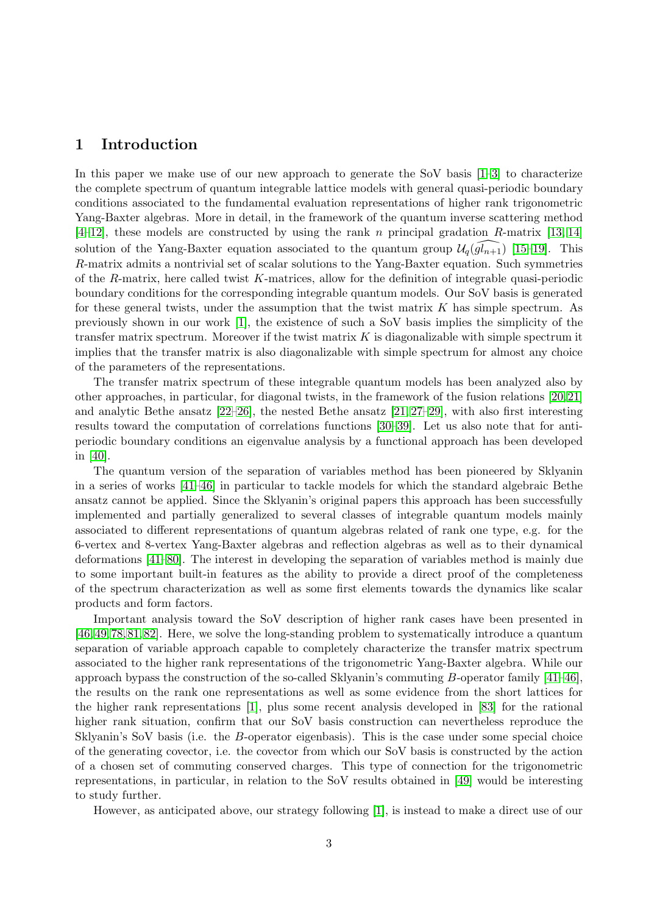# 1 Introduction

In this paper we make use of our new approach to generate the SoV basis [1–3] to characterize the complete spectrum of quantum integrable lattice models with general quasi-periodic boundary conditions associated to the fundamental evaluation representations of higher rank trigonometric Yang-Baxter algebras. More in detail, in the framework of the quantum inverse scattering method [4–12], these models are constructed by using the rank $n$ principal gradation $R$-matrix [13, 14] solution of the Yang-Baxter equation associated to the quantum group $\mathcal{U}_q(\widehat{gl_{n+1}})$ [15–19]. This $R$-matrix admits a nontrivial set of scalar solutions to the Yang-Baxter equation. Such symmetries of the $R$-matrix, here called twist $K$-matrices, allow for the definition of integrable quasi-periodic boundary conditions for the corresponding integrable quantum models. Our SoV basis is generated for these general twists, under the assumption that the twist matrix $K$ has simple spectrum. As previously shown in our work [1], the existence of such a SoV basis implies the simplicity of the transfer matrix spectrum. Moreover if the twist matrix $K$ is diagonalizable with simple spectrum it implies that the transfer matrix is also diagonalizable with simple spectrum for almost any choice of the parameters of the representations.

The transfer matrix spectrum of these integrable quantum models has been analyzed also by other approaches, in particular, for diagonal twists, in the framework of the fusion relations [20, 21] and analytic Bethe ansatz [22–26], the nested Bethe ansatz [21, 27–29], with also first interesting results toward the computation of correlations functions [30–39]. Let us also note that for anti-periodic boundary conditions an eigenvalue analysis by a functional approach has been developed in [40].

The quantum version of the separation of variables method has been pioneered by Sklyanin in a series of works [41–46] in particular to tackle models for which the standard algebraic Bethe ansatz cannot be applied. Since the Sklyanin's original papers this approach has been successfully implemented and partially generalized to several classes of integrable quantum models mainly associated to different representations of quantum algebras related of rank one type, e.g. for the 6-vertex and 8-vertex Yang-Baxter algebras and reflection algebras as well as to their dynamical deformations [41–80]. The interest in developing the separation of variables method is mainly due to some important built-in features as the ability to provide a direct proof of the completeness of the spectrum characterization as well as some first elements towards the dynamics like scalar products and form factors.

Important analysis toward the SoV description of higher rank cases have been presented in [46, 49, 78, 81, 82]. Here, we solve the long-standing problem to systematically introduce a quantum separation of variable approach capable to completely characterize the transfer matrix spectrum associated to the higher rank representations of the trigonometric Yang-Baxter algebra. While our approach bypass the construction of the so-called Sklyanin's commuting $B$-operator family [41–46], the results on the rank one representations as well as some evidence from the short lattices for the higher rank representations [1], plus some recent analysis developed in [83] for the rational higher rank situation, confirm that our SoV basis construction can nevertheless reproduce the Sklyanin's SoV basis (i.e. the $B$-operator eigenbasis). This is the case under some special choice of the generating covector, i.e. the covector from which our SoV basis is constructed by the action of a chosen set of commuting conserved charges. This type of connection for the trigonometric representations, in particular, in relation to the SoV results obtained in [49] would be interesting to study further.

However, as anticipated above, our strategy following [1], is instead to make a direct use of our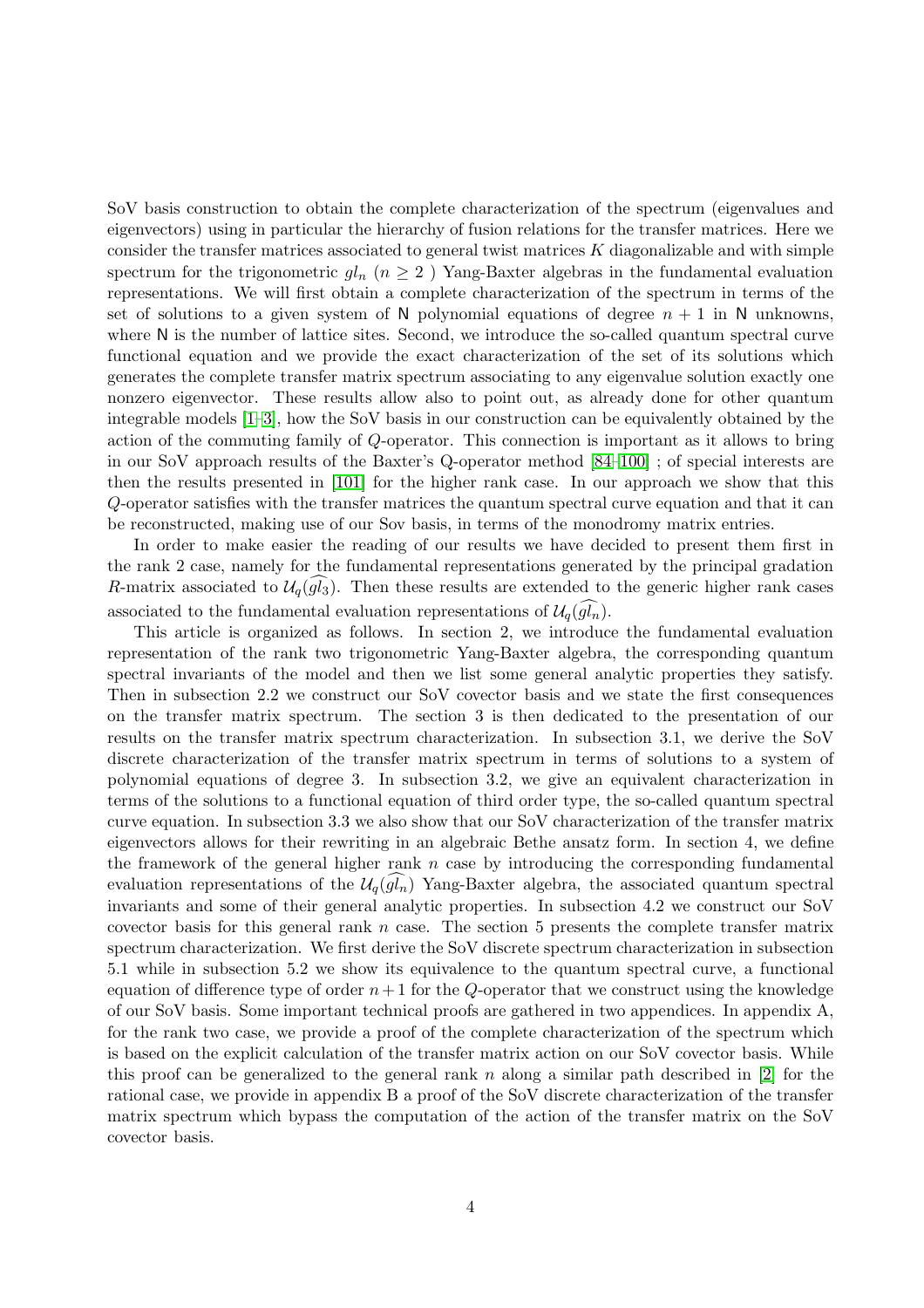SoV basis construction to obtain the complete characterization of the spectrum (eigenvalues and eigenvectors) using in particular the hierarchy of fusion relations for the transfer matrices. Here we consider the transfer matrices associated to general twist matrices $K$ diagonalizable and with simple spectrum for the trigonometric $gl_n$ ($n \geq 2$ ) Yang-Baxter algebras in the fundamental evaluation representations. We will first obtain a complete characterization of the spectrum in terms of the set of solutions to a given system of $\mathsf{N}$ polynomial equations of degree $n+1$ in $\mathsf{N}$ unknowns, where $\mathsf{N}$ is the number of lattice sites. Second, we introduce the so-called quantum spectral curve functional equation and we provide the exact characterization of the set of its solutions which generates the complete transfer matrix spectrum associating to any eigenvalue solution exactly one nonzero eigenvector. These results allow also to point out, as already done for other quantum integrable models [1–3], how the SoV basis in our construction can be equivalently obtained by the action of the commuting family of $Q$-operator. This connection is important as it allows to bring in our SoV approach results of the Baxter's Q-operator method [84–100] ; of special interests are then the results presented in [101] for the higher rank case. In our approach we show that this $Q$-operator satisfies with the transfer matrices the quantum spectral curve equation and that it can be reconstructed, making use of our Sov basis, in terms of the monodromy matrix entries.

In order to make easier the reading of our results we have decided to present them first in the rank 2 case, namely for the fundamental representations generated by the principal gradation $R$-matrix associated to $\mathcal{U}_q(\widehat{gl_3})$. Then these results are extended to the generic higher rank cases associated to the fundamental evaluation representations of $\mathcal{U}_q(\widehat{gl_n})$.

This article is organized as follows. In section 2, we introduce the fundamental evaluation representation of the rank two trigonometric Yang-Baxter algebra, the corresponding quantum spectral invariants of the model and then we list some general analytic properties they satisfy. Then in subsection 2.2 we construct our SoV covector basis and we state the first consequences on the transfer matrix spectrum. The section 3 is then dedicated to the presentation of our results on the transfer matrix spectrum characterization. In subsection 3.1, we derive the SoV discrete characterization of the transfer matrix spectrum in terms of solutions to a system of polynomial equations of degree 3. In subsection 3.2, we give an equivalent characterization in terms of the solutions to a functional equation of third order type, the so-called quantum spectral curve equation. In subsection 3.3 we also show that our SoV characterization of the transfer matrix eigenvectors allows for their rewriting in an algebraic Bethe ansatz form. In section 4, we define the framework of the general higher rank $n$ case by introducing the corresponding fundamental evaluation representations of the $\mathcal{U}_q(\widehat{gl_n})$ Yang-Baxter algebra, the associated quantum spectral invariants and some of their general analytic properties. In subsection 4.2 we construct our SoV covector basis for this general rank $n$ case. The section 5 presents the complete transfer matrix spectrum characterization. We first derive the SoV discrete spectrum characterization in subsection 5.1 while in subsection 5.2 we show its equivalence to the quantum spectral curve, a functional equation of difference type of order $n+1$ for the $Q$-operator that we construct using the knowledge of our SoV basis. Some important technical proofs are gathered in two appendices. In appendix A, for the rank two case, we provide a proof of the complete characterization of the spectrum which is based on the explicit calculation of the transfer matrix action on our SoV covector basis. While this proof can be generalized to the general rank $n$ along a similar path described in [2] for the rational case, we provide in appendix B a proof of the SoV discrete characterization of the transfer matrix spectrum which bypass the computation of the action of the transfer matrix on the SoV covector basis.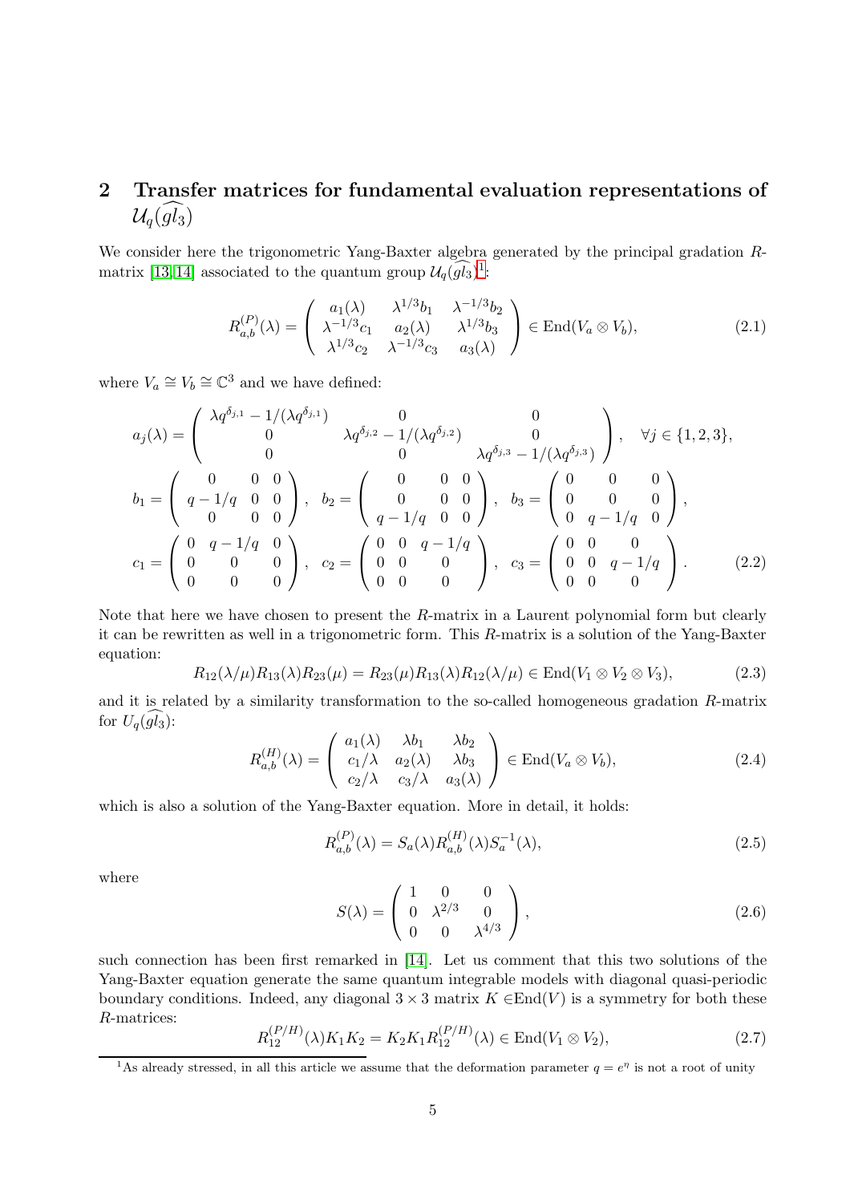## 2 Transfer matrices for fundamental evaluation representations of $\mathcal{U}_q(\widehat{gl_3})$

We consider here the trigonometric Yang-Baxter algebra generated by the principal gradation $R$-matrix [13, 14] associated to the quantum group $\mathcal{U}_q(\widehat{gl_3})$[1]:

$$
R_{a,b}^{(P)}(\lambda) = \left( \begin{array}{ccc} a_1(\lambda) & \lambda^{1/3} b_1 & \lambda^{-1/3} b_2 \\ \lambda^{-1/3} c_1 & a_2(\lambda) & \lambda^{1/3} b_3 \\ \lambda^{1/3} c_2 & \lambda^{-1/3} c_3 & a_3(\lambda) \end{array} \right) \in \text{End}(V_a \otimes V_b), \tag{2.1}
$$

where $V_a \cong V_b \cong \mathbb{C}^3$ and we have defined:

$$
\begin{gathered}
a_j(\lambda) = \left( \begin{array}{ccc} \lambda q^{\delta_{j,1}} - 1/(\lambda q^{\delta_{j,1}}) & 0 & 0 \\ 0 & \lambda q^{\delta_{j,2}} - 1/(\lambda q^{\delta_{j,2}}) & 0 \\ 0 & 0 & \lambda q^{\delta_{j,3}} - 1/(\lambda q^{\delta_{j,3}}) \end{array} \right), \quad \forall j \in \{1,2,3\}, \\
b_1 = \left( \begin{array}{ccc} 0 & 0 & 0 \\ q - 1/q & 0 & 0 \\ 0 & 0 & 0 \end{array} \right), \quad b_2 = \left( \begin{array}{ccc} 0 & 0 & 0 \\ 0 & 0 & 0 \\ q - 1/q & 0 & 0 \end{array} \right), \quad b_3 = \left( \begin{array}{ccc} 0 & 0 & 0 \\ 0 & 0 & 0 \\ 0 & q - 1/q & 0 \end{array} \right), \\
c_1 = \left( \begin{array}{ccc} 0 & q - 1/q & 0 \\ 0 & 0 & 0 \\ 0 & 0 & 0 \end{array} \right), \quad c_2 = \left( \begin{array}{ccc} 0 & 0 & q - 1/q \\ 0 & 0 & 0 \\ 0 & 0 & 0 \end{array} \right), \quad c_3 = \left( \begin{array}{ccc} 0 & 0 & 0 \\ 0 & 0 & q - 1/q \\ 0 & 0 & 0 \end{array} \right).
\end{gathered} \tag{2.2}
$$

Note that here we have chosen to present the $R$-matrix in a Laurent polynomial form but clearly it can be rewritten as well in a trigonometric form. This $R$-matrix is a solution of the Yang-Baxter equation:

$$
R_{12}(\lambda/\mu) R_{13}(\lambda) R_{23}(\mu) = R_{23}(\mu) R_{13}(\lambda) R_{12}(\lambda/\mu) \in \text{End}(V_1 \otimes V_2 \otimes V_3), \tag{2.3}
$$

and it is related by a similarity transformation to the so-called homogeneous gradation $R$-matrix for $U_q(\widehat{gl_3})$:

$$
R_{a,b}^{(H)}(\lambda) = \left( \begin{array}{ccc} a_1(\lambda) & \lambda b_1 & \lambda b_2 \\ c_1/\lambda & a_2(\lambda) & \lambda b_3 \\ c_2/\lambda & c_3/\lambda & a_3(\lambda) \end{array} \right) \in \text{End}(V_a \otimes V_b), \tag{2.4}
$$

which is also a solution of the Yang-Baxter equation. More in detail, it holds:

$$
R_{a,b}^{(P)}(\lambda) = S_a(\lambda) R_{a,b}^{(H)}(\lambda) S_a^{-1}(\lambda), \tag{2.5}
$$

where

$$
S(\lambda) = \left( \begin{array}{ccc} 1 & 0 & 0 \\ 0 & \lambda^{2/3} & 0 \\ 0 & 0 & \lambda^{4/3} \end{array} \right), \tag{2.6}
$$

such connection has been first remarked in [14]. Let us comment that this two solutions of the Yang-Baxter equation generate the same quantum integrable models with diagonal quasi-periodic boundary conditions. Indeed, any diagonal $3 \times 3$ matrix $K \in \text{End}(V)$ is a symmetry for both these $R$-matrices:

$$
R_{12}^{(P/H)}(\lambda) K_1 K_2 = K_2 K_1 R_{12}^{(P/H)}(\lambda) \in \text{End}(V_1 \otimes V_2), \tag{2.7}
$$

[1] As already stressed, in all this article we assume that the deformation parameter $q = e^{\eta}$ is not a root of unity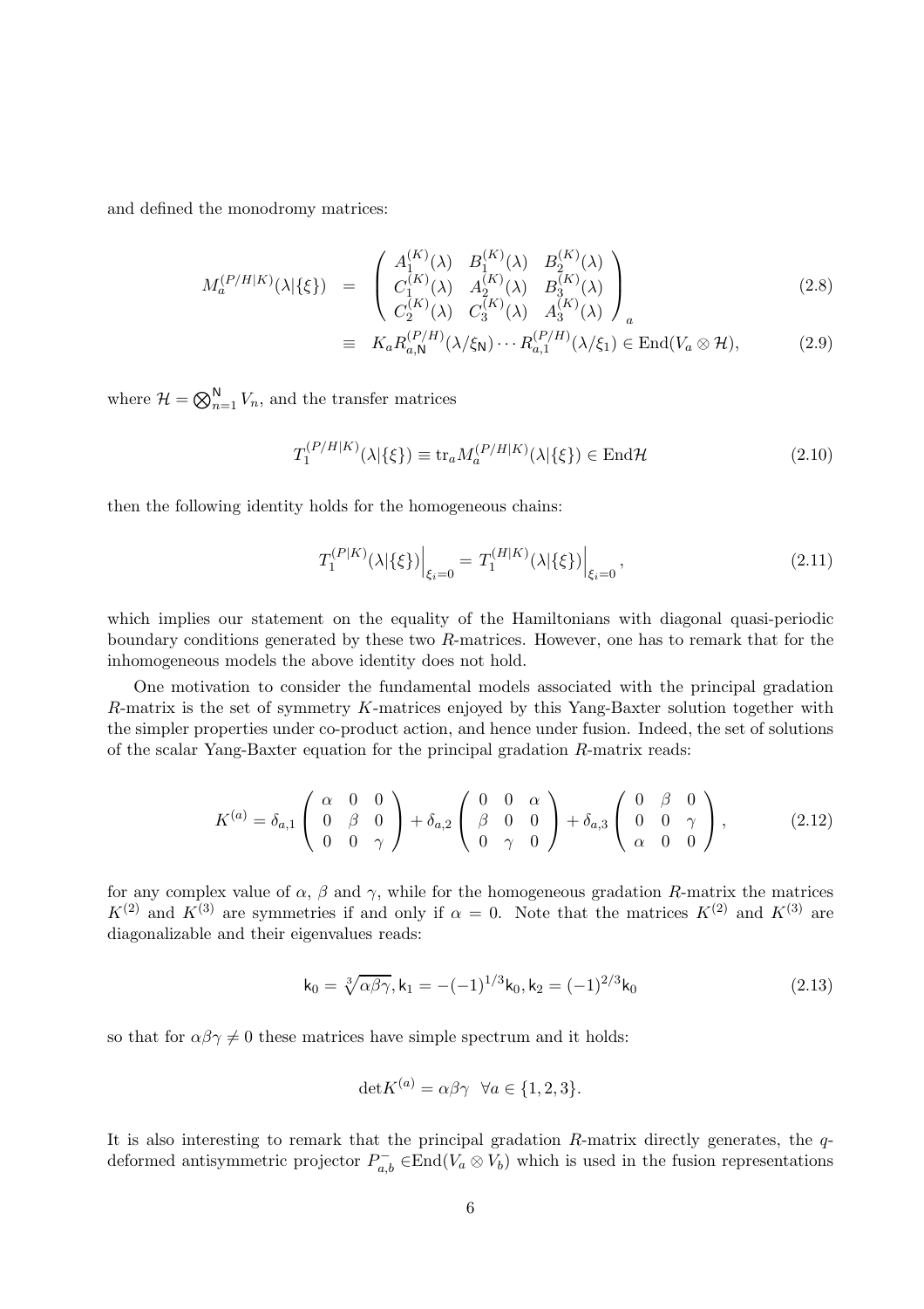and defined the monodromy matrices:

$$
\begin{aligned}
M_a^{(P/H|K)}(\lambda|\{\xi\}) &= \begin{pmatrix} A_1^{(K)}(\lambda) & B_1^{(K)}(\lambda) & B_2^{(K)}(\lambda) \\ C_1^{(K)}(\lambda) & A_2^{(K)}(\lambda) & B_3^{(K)}(\lambda) \\ C_2^{(K)}(\lambda) & C_3^{(K)}(\lambda) & A_3^{(K)}(\lambda) \end{pmatrix}_a && (2.8)\\
&\equiv K_a R_{a,\mathsf{N}}^{(P/H)}(\lambda/\xi_{\mathsf{N}}) \cdots R_{a,1}^{(P/H)}(\lambda/\xi_1) \in \mathrm{End}(V_a \otimes \mathcal{H}), && (2.9)
\end{aligned}
$$

where $\mathcal{H} = \bigotimes_{n=1}^{\mathsf{N}} V_n$, and the transfer matrices

$$
T_1^{(P/H|K)}(\lambda|\{\xi\}) \equiv \mathrm{tr}_a M_a^{(P/H|K)}(\lambda|\{\xi\}) \in \mathrm{End}\mathcal{H} \tag{2.10}
$$

then the following identity holds for the homogeneous chains:

$$
T_1^{(P|K)}(\lambda|\{\xi\})\Big|_{\xi_i=0} = T_1^{(H|K)}(\lambda|\{\xi\})\Big|_{\xi_i=0}, \tag{2.11}
$$

which implies our statement on the equality of the Hamiltonians with diagonal quasi-periodic boundary conditions generated by these two $R$-matrices. However, one has to remark that for the inhomogeneous models the above identity does not hold.

One motivation to consider the fundamental models associated with the principal gradation $R$-matrix is the set of symmetry $K$-matrices enjoyed by this Yang-Baxter solution together with the simpler properties under co-product action, and hence under fusion. Indeed, the set of solutions of the scalar Yang-Baxter equation for the principal gradation $R$-matrix reads:

$$
K^{(a)} = \delta_{a,1} \begin{pmatrix} \alpha & 0 & 0 \\ 0 & \beta & 0 \\ 0 & 0 & \gamma \end{pmatrix} + \delta_{a,2} \begin{pmatrix} 0 & 0 & \alpha \\ \beta & 0 & 0 \\ 0 & \gamma & 0 \end{pmatrix} + \delta_{a,3} \begin{pmatrix} 0 & \beta & 0 \\ 0 & 0 & \gamma \\ \alpha & 0 & 0 \end{pmatrix}, \tag{2.12}
$$

for any complex value of $\alpha$, $\beta$ and $\gamma$, while for the homogeneous gradation $R$-matrix the matrices $K^{(2)}$ and $K^{(3)}$ are symmetries if and only if $\alpha = 0$. Note that the matrices $K^{(2)}$ and $K^{(3)}$ are diagonalizable and their eigenvalues reads:

$$
\mathsf{k}_0 = \sqrt[3]{\alpha\beta\gamma}, \mathsf{k}_1 = -(-1)^{1/3}\mathsf{k}_0, \mathsf{k}_2 = (-1)^{2/3}\mathsf{k}_0 \tag{2.13}
$$

so that for $\alpha\beta\gamma \neq 0$ these matrices have simple spectrum and it holds:

$$
\det K^{(a)} = \alpha\beta\gamma \quad \forall a \in \{1, 2, 3\}.
$$

It is also interesting to remark that the principal gradation $R$-matrix directly generates, the $q$-deformed antisymmetric projector $P_{a,b}^{-} \in \mathrm{End}(V_a \otimes V_b)$ which is used in the fusion representations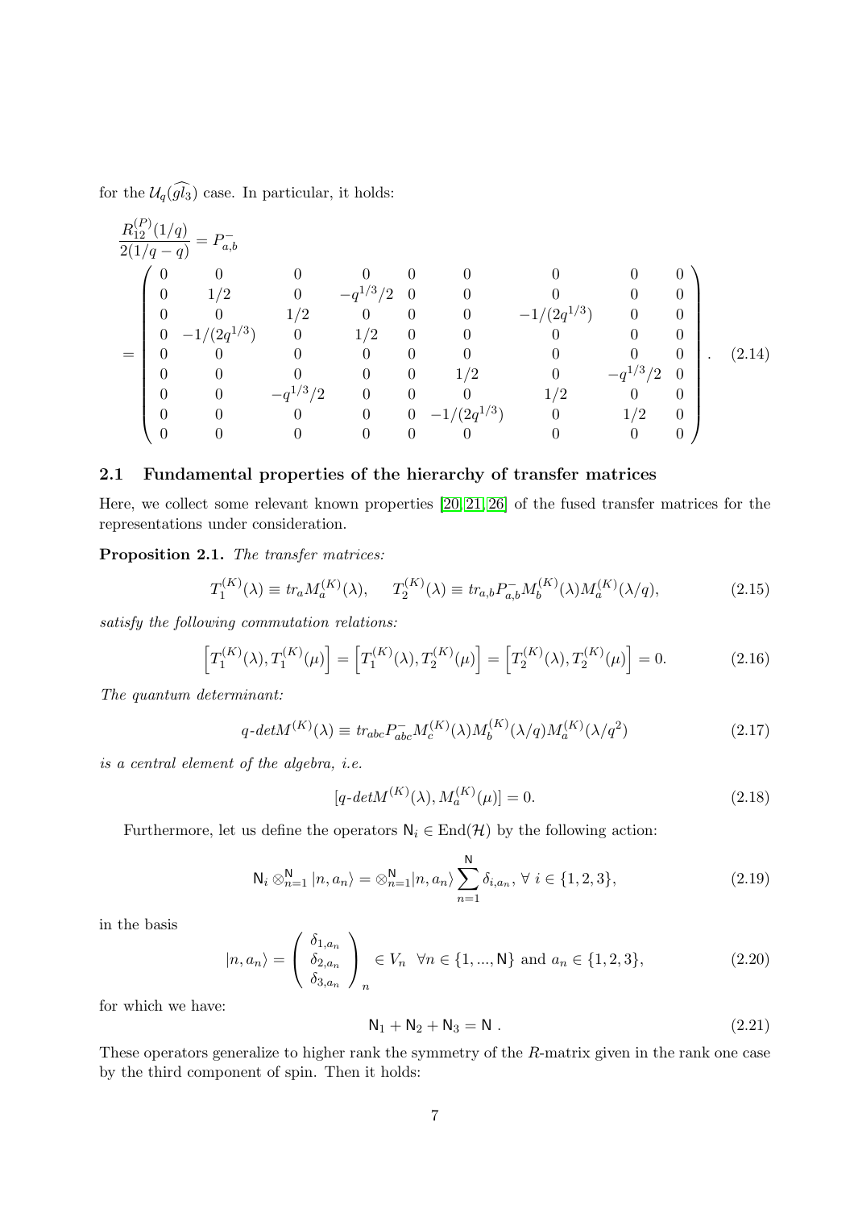for the $\mathcal{U}_q(\widehat{gl_3})$ case. In particular, it holds:

$$
\frac{R_{12}^{(P)}(1/q)}{2(1/q-q)} = P_{a,b}^{-}
$$

$$
= \begin{pmatrix}
0 & 0 & 0 & 0 & 0 & 0 & 0 & 0 & 0 \\
0 & 1/2 & 0 & -q^{1/3}/2 & 0 & 0 & 0 & 0 & 0 \\
0 & 0 & 1/2 & 0 & 0 & 0 & -1/(2q^{1/3}) & 0 & 0 \\
0 & -1/(2q^{1/3}) & 0 & 1/2 & 0 & 0 & 0 & 0 & 0 \\
0 & 0 & 0 & 0 & 0 & 0 & 0 & 0 & 0 \\
0 & 0 & 0 & 0 & 0 & 1/2 & 0 & -q^{1/3}/2 & 0 \\
0 & 0 & -q^{1/3}/2 & 0 & 0 & 0 & 1/2 & 0 & 0 \\
0 & 0 & 0 & 0 & 0 & -1/(2q^{1/3}) & 0 & 1/2 & 0 \\
0 & 0 & 0 & 0 & 0 & 0 & 0 & 0 & 0
\end{pmatrix}. \tag{2.14}
$$

## 2.1 Fundamental properties of the hierarchy of transfer matrices

Here, we collect some relevant known properties [20, 21, 26] of the fused transfer matrices for the representations under consideration.

**Proposition 2.1.** *The transfer matrices:*

$$
T_1^{(K)}(\lambda) \equiv tr_a M_a^{(K)}(\lambda), \qquad T_2^{(K)}(\lambda) \equiv tr_{a,b} P_{a,b}^{-} M_b^{(K)}(\lambda) M_a^{(K)}(\lambda/q), \tag{2.15}
$$

*satisfy the following commutation relations:*

$$
\left[T_1^{(K)}(\lambda), T_1^{(K)}(\mu)\right] = \left[T_1^{(K)}(\lambda), T_2^{(K)}(\mu)\right] = \left[T_2^{(K)}(\lambda), T_2^{(K)}(\mu)\right] = 0. \tag{2.16}
$$

*The quantum determinant:*

$$
q\text{-}detM^{(K)}(\lambda) \equiv tr_{abc} P_{abc}^{-} M_c^{(K)}(\lambda) M_b^{(K)}(\lambda/q) M_a^{(K)}(\lambda/q^2) \tag{2.17}
$$

*is a central element of the algebra, i.e.*

$$
[q\text{-}detM^{(K)}(\lambda), M_a^{(K)}(\mu)] = 0. \tag{2.18}
$$

Furthermore, let us define the operators $\mathsf{N}_i \in \mathrm{End}(\mathcal{H})$ by the following action:

$$
\mathsf{N}_i \otimes_{n=1}^{\mathsf{N}} |n, a_n\rangle = \otimes_{n=1}^{\mathsf{N}} |n, a_n\rangle \sum_{n=1}^{\mathsf{N}} \delta_{i,a_n}, \ \forall\ i \in \{1,2,3\}, \tag{2.19}
$$

in the basis

$$
|n, a_n\rangle = \begin{pmatrix} \delta_{1,a_n} \\ \delta_{2,a_n} \\ \delta_{3,a_n} \end{pmatrix}_n \in V_n \ \ \forall n \in \{1, ..., \mathsf{N}\} \text{ and } a_n \in \{1,2,3\}, \tag{2.20}
$$

for which we have:

$$
\mathsf{N}_1 + \mathsf{N}_2 + \mathsf{N}_3 = \mathsf{N}\ . \tag{2.21}
$$

These operators generalize to higher rank the symmetry of the $R$-matrix given in the rank one case by the third component of spin. Then it holds: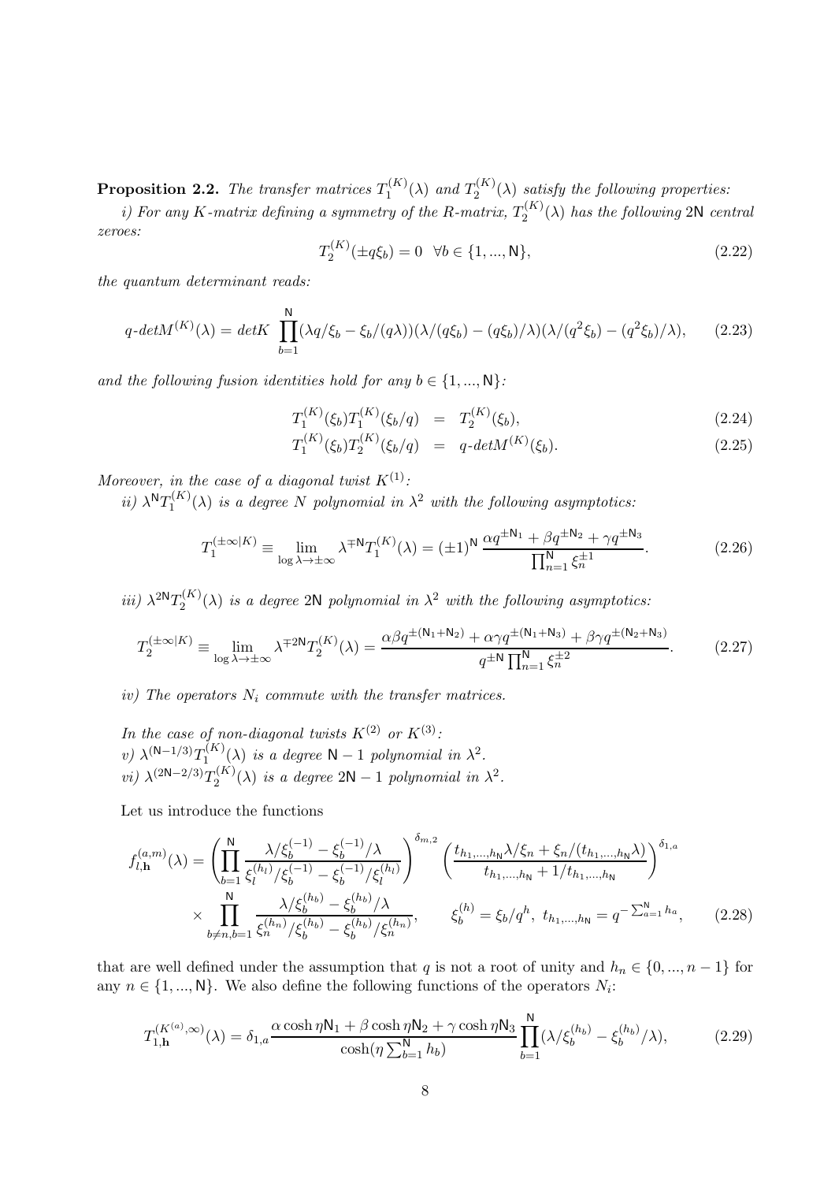**Proposition 2.2.** *The transfer matrices $T_1^{(K)}(\lambda)$ and $T_2^{(K)}(\lambda)$ satisfy the following properties:*

*i) For any K-matrix defining a symmetry of the R-matrix, $T_2^{(K)}(\lambda)$ has the following* $2\mathsf{N}$ *central zeroes:*

$$T_2^{(K)}(\pm q\xi_b) = 0 \quad \forall b \in \{1, ..., \mathsf{N}\}, \tag{2.22}$$

*the quantum determinant reads:*

$$q\text{-}detM^{(K)}(\lambda) = detK \prod_{b=1}^{\mathsf{N}} (\lambda q/\xi_b - \xi_b/(q\lambda))(\lambda/(q\xi_b) - (q\xi_b)/\lambda)(\lambda/(q^2\xi_b) - (q^2\xi_b)/\lambda), \tag{2.23}$$

*and the following fusion identities hold for any $b \in \{1, ..., \mathsf{N}\}$:*

$$T_1^{(K)}(\xi_b)T_1^{(K)}(\xi_b/q) = T_2^{(K)}(\xi_b), \tag{2.24}$$
$$T_1^{(K)}(\xi_b)T_2^{(K)}(\xi_b/q) = q\text{-}detM^{(K)}(\xi_b). \tag{2.25}$$

*Moreover, in the case of a diagonal twist $K^{(1)}$:*

*ii) $\lambda^{\mathsf{N}}T_1^{(K)}(\lambda)$ is a degree $N$ polynomial in $\lambda^2$ with the following asymptotics:*

$$T_1^{(\pm\infty|K)} \equiv \lim_{\log\lambda\to\pm\infty} \lambda^{\mp\mathsf{N}}T_1^{(K)}(\lambda) = (\pm 1)^{\mathsf{N}} \frac{\alpha q^{\pm\mathsf{N}_1} + \beta q^{\pm\mathsf{N}_2} + \gamma q^{\pm\mathsf{N}_3}}{\prod_{n=1}^{\mathsf{N}} \xi_n^{\pm 1}}. \tag{2.26}$$

*iii) $\lambda^{2\mathsf{N}}T_2^{(K)}(\lambda)$ is a degree $2\mathsf{N}$ polynomial in $\lambda^2$ with the following asymptotics:*

$$T_2^{(\pm\infty|K)} \equiv \lim_{\log\lambda\to\pm\infty} \lambda^{\mp 2\mathsf{N}}T_2^{(K)}(\lambda) = \frac{\alpha\beta q^{\pm(\mathsf{N}_1+\mathsf{N}_2)} + \alpha\gamma q^{\pm(\mathsf{N}_1+\mathsf{N}_3)} + \beta\gamma q^{\pm(\mathsf{N}_2+\mathsf{N}_3)}}{q^{\pm\mathsf{N}}\prod_{n=1}^{\mathsf{N}} \xi_n^{\pm 2}}. \tag{2.27}$$

*iv) The operators $N_i$ commute with the transfer matrices.*

*In the case of non-diagonal twists $K^{(2)}$ or $K^{(3)}$:*
*v) $\lambda^{(\mathsf{N}-1/3)}T_1^{(K)}(\lambda)$ is a degree $\mathsf{N}-1$ polynomial in $\lambda^2$.*
*vi) $\lambda^{(2\mathsf{N}-2/3)}T_2^{(K)}(\lambda)$ is a degree $2\mathsf{N}-1$ polynomial in $\lambda^2$.*

Let us introduce the functions

$$\begin{aligned} f_{l,\mathbf{h}}^{(a,m)}(\lambda) = &\left(\prod_{b=1}^{\mathsf{N}} \frac{\lambda/\xi_b^{(-1)} - \xi_b^{(-1)}/\lambda}{\xi_l^{(h_l)}/\xi_b^{(-1)} - \xi_b^{(-1)}/\xi_l^{(h_l)}}\right)^{\delta_{m,2}} \left(\frac{t_{h_1,...,h_{\mathsf{N}}}\lambda/\xi_n + \xi_n/(t_{h_1,...,h_{\mathsf{N}}}\lambda)}{t_{h_1,...,h_{\mathsf{N}}} + 1/t_{h_1,...,h_{\mathsf{N}}}}\right)^{\delta_{1,a}} \\ &\times \prod_{b\neq n,b=1}^{\mathsf{N}} \frac{\lambda/\xi_b^{(h_b)} - \xi_b^{(h_b)}/\lambda}{\xi_n^{(h_n)}/\xi_b^{(h_b)} - \xi_b^{(h_b)}/\xi_n^{(h_n)}}, \qquad \xi_b^{(h)} = \xi_b/q^h, \; t_{h_1,...,h_{\mathsf{N}}} = q^{-\sum_{a=1}^{\mathsf{N}} h_a}, \end{aligned} \tag{2.28}$$

that are well defined under the assumption that $q$ is not a root of unity and $h_n \in \{0, ..., n-1\}$ for any $n \in \{1, ..., \mathsf{N}\}$. We also define the following functions of the operators $N_i$:

$$T_{1,\mathbf{h}}^{(K^{(a)},\infty)}(\lambda) = \delta_{1,a} \frac{\alpha \cosh \eta\mathsf{N}_1 + \beta \cosh \eta\mathsf{N}_2 + \gamma \cosh \eta\mathsf{N}_3}{\cosh(\eta \sum_{b=1}^{\mathsf{N}} h_b)} \prod_{b=1}^{\mathsf{N}} (\lambda/\xi_b^{(h_b)} - \xi_b^{(h_b)}/\lambda), \tag{2.29}$$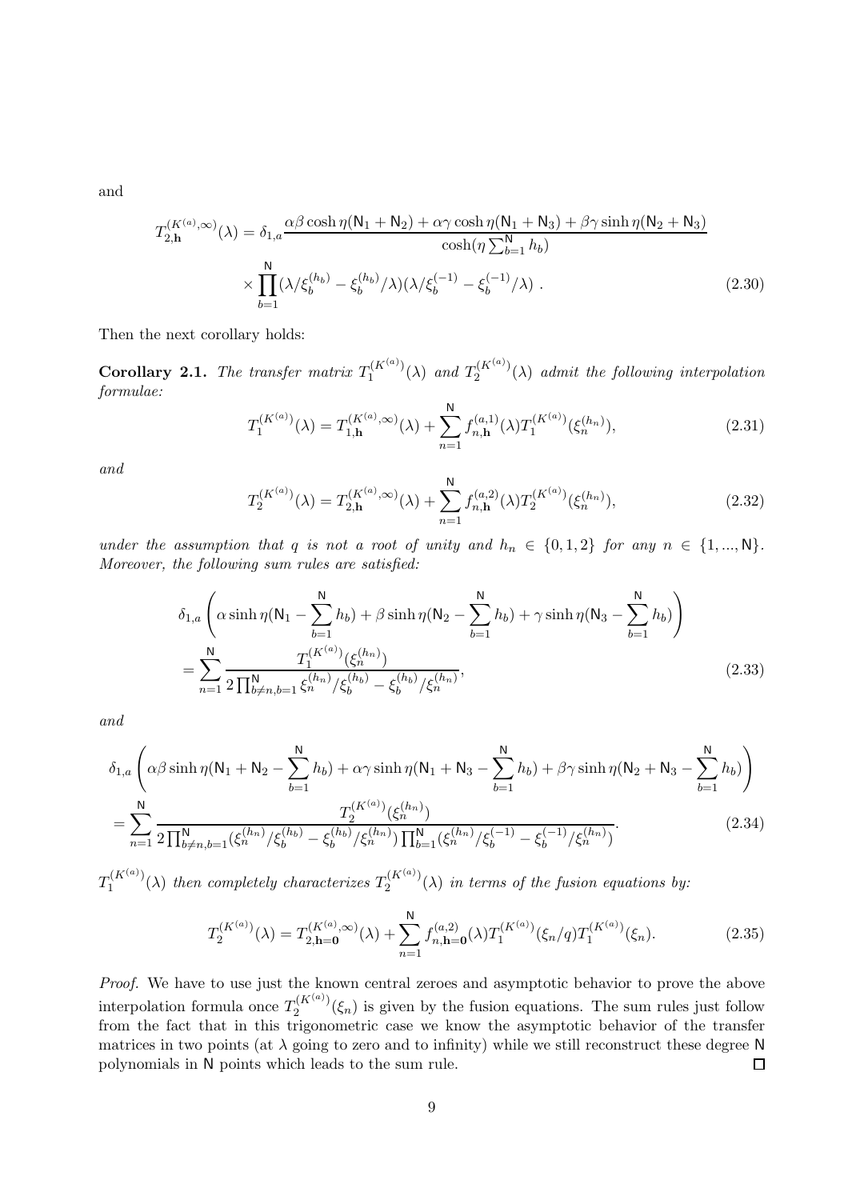and

$$T_{2,\mathbf{h}}^{(K^{(a)},\infty)}(\lambda) = \delta_{1,a} \frac{\alpha\beta\cosh\eta(\mathsf{N}_1+\mathsf{N}_2)+\alpha\gamma\cosh\eta(\mathsf{N}_1+\mathsf{N}_3)+\beta\gamma\sinh\eta(\mathsf{N}_2+\mathsf{N}_3)}{\cosh(\eta\sum_{b=1}^{\mathsf{N}}h_b)} \times \prod_{b=1}^{\mathsf{N}}(\lambda/\xi_b^{(h_b)}-\xi_b^{(h_b)}/\lambda)(\lambda/\xi_b^{(-1)}-\xi_b^{(-1)}/\lambda) . \tag{2.30}$$

Then the next corollary holds:

**Corollary 2.1.** *The transfer matrix $T_1^{(K^{(a)})}(\lambda)$ and $T_2^{(K^{(a)})}(\lambda)$ admit the following interpolation formulae:*

$$T_1^{(K^{(a)})}(\lambda) = T_{1,\mathbf{h}}^{(K^{(a)},\infty)}(\lambda) + \sum_{n=1}^{\mathsf{N}} f_{n,\mathbf{h}}^{(a,1)}(\lambda) T_1^{(K^{(a)})}(\xi_n^{(h_n)}), \tag{2.31}$$

*and*

$$T_2^{(K^{(a)})}(\lambda) = T_{2,\mathbf{h}}^{(K^{(a)},\infty)}(\lambda) + \sum_{n=1}^{\mathsf{N}} f_{n,\mathbf{h}}^{(a,2)}(\lambda) T_2^{(K^{(a)})}(\xi_n^{(h_n)}), \tag{2.32}$$

*under the assumption that $q$ is not a root of unity and $h_n \in \{0,1,2\}$ for any $n \in \{1,...,\mathsf{N}\}$. Moreover, the following sum rules are satisfied:*

$$\delta_{1,a}\left(\alpha\sinh\eta(\mathsf{N}_1-\sum_{b=1}^{\mathsf{N}}h_b)+\beta\sinh\eta(\mathsf{N}_2-\sum_{b=1}^{\mathsf{N}}h_b)+\gamma\sinh\eta(\mathsf{N}_3-\sum_{b=1}^{\mathsf{N}}h_b)\right) = \sum_{n=1}^{\mathsf{N}} \frac{T_1^{(K^{(a)})}(\xi_n^{(h_n)})}{2\prod_{b\neq n,b=1}^{\mathsf{N}}\xi_n^{(h_n)}/\xi_b^{(h_b)}-\xi_b^{(h_b)}/\xi_n^{(h_n)}}, \tag{2.33}$$

*and*

$$\delta_{1,a}\left(\alpha\beta\sinh\eta(\mathsf{N}_1+\mathsf{N}_2-\sum_{b=1}^{\mathsf{N}}h_b)+\alpha\gamma\sinh\eta(\mathsf{N}_1+\mathsf{N}_3-\sum_{b=1}^{\mathsf{N}}h_b)+\beta\gamma\sinh\eta(\mathsf{N}_2+\mathsf{N}_3-\sum_{b=1}^{\mathsf{N}}h_b)\right) = \sum_{n=1}^{\mathsf{N}} \frac{T_2^{(K^{(a)})}(\xi_n^{(h_n)})}{2\prod_{b\neq n,b=1}^{\mathsf{N}}(\xi_n^{(h_n)}/\xi_b^{(h_b)}-\xi_b^{(h_b)}/\xi_n^{(h_n)})\prod_{b=1}^{\mathsf{N}}(\xi_n^{(h_n)}/\xi_b^{(-1)}-\xi_b^{(-1)}/\xi_n^{(h_n)})}. \tag{2.34}$$

*$T_1^{(K^{(a)})}(\lambda)$ then completely characterizes $T_2^{(K^{(a)})}(\lambda)$ in terms of the fusion equations by:*

$$T_2^{(K^{(a)})}(\lambda) = T_{2,\mathbf{h}=\mathbf{0}}^{(K^{(a)},\infty)}(\lambda) + \sum_{n=1}^{\mathsf{N}} f_{n,\mathbf{h}=\mathbf{0}}^{(a,2)}(\lambda) T_1^{(K^{(a)})}(\xi_n/q) T_1^{(K^{(a)})}(\xi_n). \tag{2.35}$$

*Proof.* We have to use just the known central zeroes and asymptotic behavior to prove the above interpolation formula once $T_2^{(K^{(a)})}(\xi_n)$ is given by the fusion equations. The sum rules just follow from the fact that in this trigonometric case we know the asymptotic behavior of the transfer matrices in two points (at $\lambda$ going to zero and to infinity) while we still reconstruct these degree $\mathsf{N}$ polynomials in $\mathsf{N}$ points which leads to the sum rule. □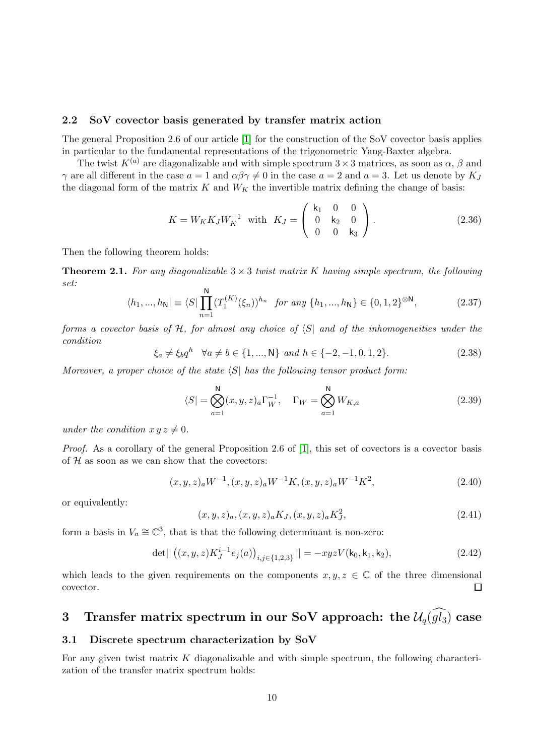### 2.2 SoV covector basis generated by transfer matrix action

The general Proposition 2.6 of our article [1] for the construction of the SoV covector basis applies in particular to the fundamental representations of the trigonometric Yang-Baxter algebra.

The twist $K^{(a)}$ are diagonalizable and with simple spectrum $3\times 3$ matrices, as soon as $\alpha$, $\beta$ and $\gamma$ are all different in the case $a=1$ and $\alpha\beta\gamma \neq 0$ in the case $a=2$ and $a=3$. Let us denote by $K_J$ the diagonal form of the matrix $K$ and $W_K$ the invertible matrix defining the change of basis:

$$K = W_K K_J W_K^{-1} \text{ with } K_J = \begin{pmatrix} \mathsf{k}_1 & 0 & 0 \\ 0 & \mathsf{k}_2 & 0 \\ 0 & 0 & \mathsf{k}_3 \end{pmatrix}. \tag{2.36}$$

Then the following theorem holds:

**Theorem 2.1.** *For any diagonalizable $3\times 3$ twist matrix $K$ having simple spectrum, the following set:*

$$\langle h_1, ..., h_{\mathsf{N}}| \equiv \langle S| \prod_{n=1}^{\mathsf{N}} (T_1^{(K)}(\xi_n))^{h_n} \text{ for any } \{h_1, ..., h_{\mathsf{N}}\} \in \{0,1,2\}^{\otimes \mathsf{N}}, \tag{2.37}$$

*forms a covector basis of $\mathcal{H}$, for almost any choice of $\langle S|$ and of the inhomogeneities under the condition*

$$\xi_a \neq \xi_b q^h \quad \forall a \neq b \in \{1, ..., \mathsf{N}\} \text{ and } h \in \{-2,-1,0,1,2\}. \tag{2.38}$$

*Moreover, a proper choice of the state $\langle S|$ has the following tensor product form:*

$$\langle S| = \bigotimes_{a=1}^{\mathsf{N}} (x,y,z)_a \Gamma_W^{-1}, \quad \Gamma_W = \bigotimes_{a=1}^{\mathsf{N}} W_{K,a} \tag{2.39}$$

*under the condition $x\,y\,z \neq 0$.*

*Proof.* As a corollary of the general Proposition 2.6 of [1], this set of covectors is a covector basis of $\mathcal{H}$ as soon as we can show that the covectors:

$$(x,y,z)_a W^{-1}, (x,y,z)_a W^{-1} K, (x,y,z)_a W^{-1} K^2, \tag{2.40}$$

or equivalently:

$$(x,y,z)_a, (x,y,z)_a K_J, (x,y,z)_a K_J^2, \tag{2.41}$$

form a basis in $V_a \cong \mathbb{C}^3$, that is that the following determinant is non-zero:

$$\det|| \left( (x,y,z) K_J^{i-1} e_j(a) \right)_{i,j \in \{1,2,3\}} || = -xyz V(\mathsf{k}_0, \mathsf{k}_1, \mathsf{k}_2), \tag{2.42}$$

which leads to the given requirements on the components $x, y, z \in \mathbb{C}$ of the three dimensional covector. ◻

## 3 Transfer matrix spectrum in our SoV approach: the $\mathcal{U}_q(\widehat{gl_3})$ case

### 3.1 Discrete spectrum characterization by SoV

For any given twist matrix $K$ diagonalizable and with simple spectrum, the following characterization of the transfer matrix spectrum holds: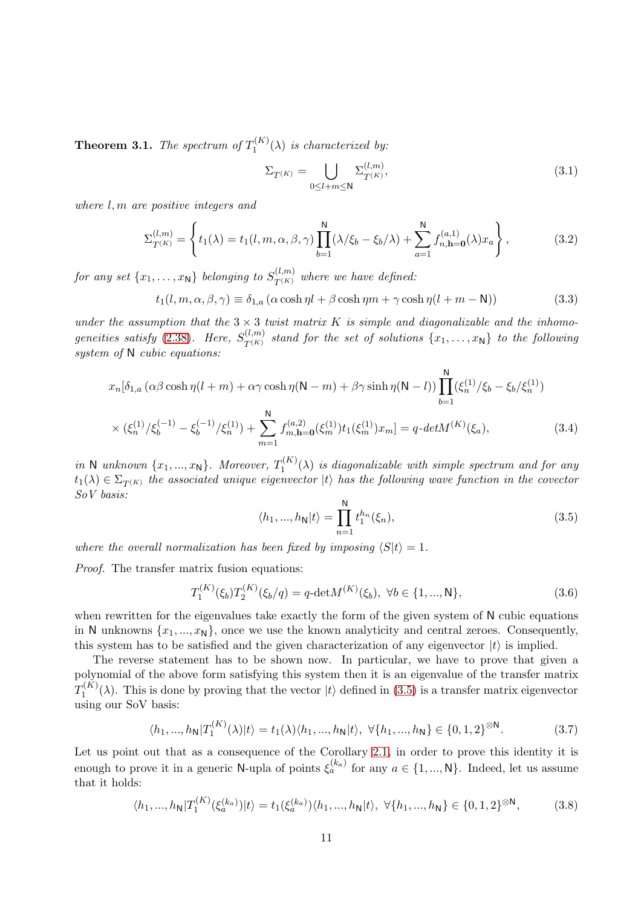**Theorem 3.1.** *The spectrum of $T_1^{(K)}(\lambda)$ is characterized by:*

$$\Sigma_{T^{(K)}} = \bigcup_{0\leq l+m\leq \mathsf{N}} \Sigma_{T^{(K)}}^{(l,m)}, \tag{3.1}$$

*where $l, m$ are positive integers and*

$$\Sigma_{T^{(K)}}^{(l,m)} = \left\{ t_1(\lambda) = t_1(l,m,\alpha,\beta,\gamma) \prod_{b=1}^{\mathsf{N}} (\lambda/\xi_b - \xi_b/\lambda) + \sum_{a=1}^{\mathsf{N}} f_{n,\mathbf{h}=\mathbf{0}}^{(a,1)}(\lambda) x_a \right\}, \tag{3.2}$$

*for any set $\{x_1, \ldots, x_{\mathsf{N}}\}$ belonging to $S_{T^{(K)}}^{(l,m)}$ where we have defined:*

$$t_1(l,m,\alpha,\beta,\gamma) \equiv \delta_{1,a}\left(\alpha \cosh \eta l + \beta \cosh \eta m + \gamma \cosh \eta (l+m-\mathsf{N})\right) \tag{3.3}$$

*under the assumption that the $3\times 3$ twist matrix $K$ is simple and diagonalizable and the inhomogeneities satisfy (2.38). Here, $S_{T^{(K)}}^{(l,m)}$ stand for the set of solutions $\{x_1, \ldots, x_{\mathsf{N}}\}$ to the following system of $\mathsf{N}$ cubic equations:*

$$\begin{aligned} x_n[\delta_{1,a}\left(\alpha\beta \cosh \eta(l+m) + \alpha\gamma \cosh \eta(\mathsf{N}-m) + \beta\gamma \sinh \eta(\mathsf{N}-l)\right) \prod_{b=1}^{\mathsf{N}} (\xi_n^{(1)}/\xi_b - \xi_b/\xi_n^{(1)}) \\ \times (\xi_n^{(1)}/\xi_b^{(-1)} - \xi_b^{(-1)}/\xi_n^{(1)}) + \sum_{m=1}^{\mathsf{N}} f_{m,\mathbf{h}=\mathbf{0}}^{(a,2)}(\xi_m^{(1)}) t_1(\xi_m^{(1)}) x_m] = q\text{-}detM^{(K)}(\xi_a), \end{aligned} \tag{3.4}$$

*in $\mathsf{N}$ unknown $\{x_1, ..., x_{\mathsf{N}}\}$. Moreover, $T_1^{(K)}(\lambda)$ is diagonalizable with simple spectrum and for any $t_1(\lambda) \in \Sigma_{T^{(K)}}$ the associated unique eigenvector $|t\rangle$ has the following wave function in the covector SoV basis:*

$$\langle h_1, ..., h_{\mathsf{N}}|t\rangle = \prod_{n=1}^{\mathsf{N}} t_1^{h_n}(\xi_n), \tag{3.5}$$

*where the overall normalization has been fixed by imposing $\langle S|t\rangle = 1$.*

*Proof.* The transfer matrix fusion equations:

$$T_1^{(K)}(\xi_b) T_2^{(K)}(\xi_b/q) = q\text{-det}M^{(K)}(\xi_b), \ \forall b \in \{1, ..., \mathsf{N}\}, \tag{3.6}$$

when rewritten for the eigenvalues take exactly the form of the given system of $\mathsf{N}$ cubic equations in $\mathsf{N}$ unknowns $\{x_1, ..., x_{\mathsf{N}}\}$, once we use the known analyticity and central zeroes. Consequently, this system has to be satisfied and the given characterization of any eigenvector $|t\rangle$ is implied.

The reverse statement has to be shown now. In particular, we have to prove that given a polynomial of the above form satisfying this system then it is an eigenvalue of the transfer matrix $T_1^{(K)}(\lambda)$. This is done by proving that the vector $|t\rangle$ defined in (3.5) is a transfer matrix eigenvector using our SoV basis:

$$\langle h_1, ..., h_{\mathsf{N}}|T_1^{(K)}(\lambda)|t\rangle = t_1(\lambda)\langle h_1, ..., h_{\mathsf{N}}|t\rangle, \ \forall \{h_1, ..., h_{\mathsf{N}}\} \in \{0,1,2\}^{\otimes \mathsf{N}}. \tag{3.7}$$

Let us point out that as a consequence of the Corollary 2.1, in order to prove this identity it is enough to prove it in a generic $\mathsf{N}$-upla of points $\xi_a^{(k_a)}$ for any $a \in \{1, ..., \mathsf{N}\}$. Indeed, let us assume that it holds:

$$\langle h_1, ..., h_{\mathsf{N}}|T_1^{(K)}(\xi_a^{(k_a)})|t\rangle = t_1(\xi_a^{(k_a)})\langle h_1, ..., h_{\mathsf{N}}|t\rangle, \ \forall \{h_1, ..., h_{\mathsf{N}}\} \in \{0,1,2\}^{\otimes \mathsf{N}}, \tag{3.8}$$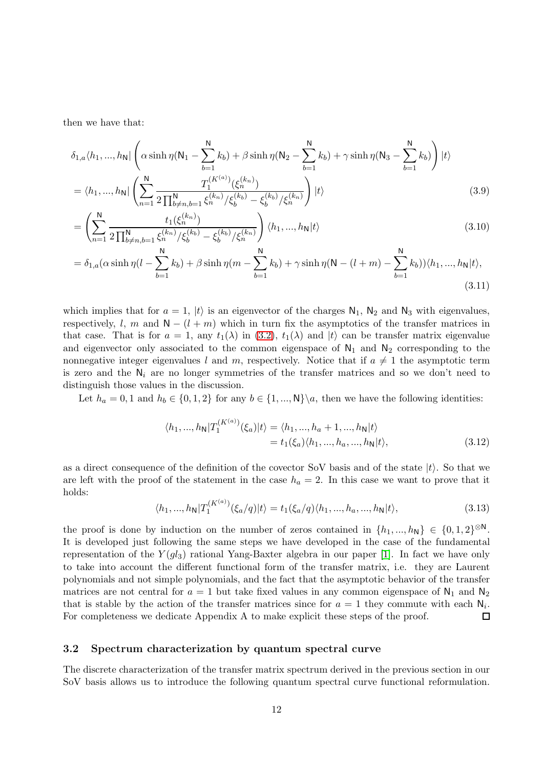then we have that:

$$
\begin{aligned}
&\delta_{1,a}\langle h_1,...,h_{\mathsf{N}}|\left(\alpha\sinh\eta(\mathsf{N}_1-\sum_{b=1}^{\mathsf{N}}k_b)+\beta\sinh\eta(\mathsf{N}_2-\sum_{b=1}^{\mathsf{N}}k_b)+\gamma\sinh\eta(\mathsf{N}_3-\sum_{b=1}^{\mathsf{N}}k_b)\right)|t\rangle \\
&=\langle h_1,...,h_{\mathsf{N}}|\left(\sum_{n=1}^{\mathsf{N}}\frac{T_1^{(K^{(a)})}(\xi_n^{(k_n)})}{2\prod_{b\neq n,b=1}^{\mathsf{N}}\xi_n^{(k_n)}/\xi_b^{(k_b)}-\xi_b^{(k_b)}/\xi_n^{(k_n)}}\right)|t\rangle \qquad (3.9)\\
&=\left(\sum_{n=1}^{\mathsf{N}}\frac{t_1(\xi_n^{(k_n)})}{2\prod_{b\neq n,b=1}^{\mathsf{N}}\xi_n^{(k_n)}/\xi_b^{(k_b)}-\xi_b^{(k_b)}/\xi_n^{(k_n)}}\right)\langle h_1,...,h_{\mathsf{N}}|t\rangle \qquad (3.10)\\
&=\delta_{1,a}(\alpha\sinh\eta(l-\sum_{b=1}^{\mathsf{N}}k_b)+\beta\sinh\eta(m-\sum_{b=1}^{\mathsf{N}}k_b)+\gamma\sinh\eta(\mathsf{N}-(l+m)-\sum_{b=1}^{\mathsf{N}}k_b))\langle h_1,...,h_{\mathsf{N}}|t\rangle, \qquad (3.11)
\end{aligned}
$$

which implies that for $a=1$, $|t\rangle$ is an eigenvector of the charges $\mathsf{N}_1$, $\mathsf{N}_2$ and $\mathsf{N}_3$ with eigenvalues, respectively, $l$, $m$ and $\mathsf{N}-(l+m)$ which in turn fix the asymptotics of the transfer matrices in that case. That is for $a=1$, any $t_1(\lambda)$ in (3.2), $t_1(\lambda)$ and $|t\rangle$ can be transfer matrix eigenvalue and eigenvector only associated to the common eigenspace of $\mathsf{N}_1$ and $\mathsf{N}_2$ corresponding to the nonnegative integer eigenvalues $l$ and $m$, respectively. Notice that if $a\neq 1$ the asymptotic term is zero and the $\mathsf{N}_i$ are no longer symmetries of the transfer matrices and so we don't need to distinguish those values in the discussion.

Let $h_a=0,1$ and $h_b\in\{0,1,2\}$ for any $b\in\{1,...,\mathsf{N}\}\backslash a$, then we have the following identities:

$$
\begin{aligned}
\langle h_1,...,h_{\mathsf{N}}|T_1^{(K^{(a)})}(\xi_a)|t\rangle &= \langle h_1,...,h_a+1,...,h_{\mathsf{N}}|t\rangle \\
&= t_1(\xi_a)\langle h_1,...,h_a,...,h_{\mathsf{N}}|t\rangle, \qquad (3.12)
\end{aligned}
$$

as a direct consequence of the definition of the covector SoV basis and of the state $|t\rangle$. So that we are left with the proof of the statement in the case $h_a=2$. In this case we want to prove that it holds:

$$
\langle h_1,...,h_{\mathsf{N}}|T_1^{(K^{(a)})}(\xi_a/q)|t\rangle = t_1(\xi_a/q)\langle h_1,...,h_a,...,h_{\mathsf{N}}|t\rangle, \qquad (3.13)
$$

the proof is done by induction on the number of zeros contained in $\{h_1,...,h_{\mathsf{N}}\}\in\{0,1,2\}^{\otimes\mathsf{N}}$. It is developed just following the same steps we have developed in the case of the fundamental representation of the $Y(gl_3)$ rational Yang-Baxter algebra in our paper [1]. In fact we have only to take into account the different functional form of the transfer matrix, i.e. they are Laurent polynomials and not simple polynomials, and the fact that the asymptotic behavior of the transfer matrices are not central for $a=1$ but take fixed values in any common eigenspace of $\mathsf{N}_1$ and $\mathsf{N}_2$ that is stable by the action of the transfer matrices since for $a=1$ they commute with each $\mathsf{N}_i$. For completeness we dedicate Appendix A to make explicit these steps of the proof. □

### 3.2 Spectrum characterization by quantum spectral curve

The discrete characterization of the transfer matrix spectrum derived in the previous section in our SoV basis allows us to introduce the following quantum spectral curve functional reformulation.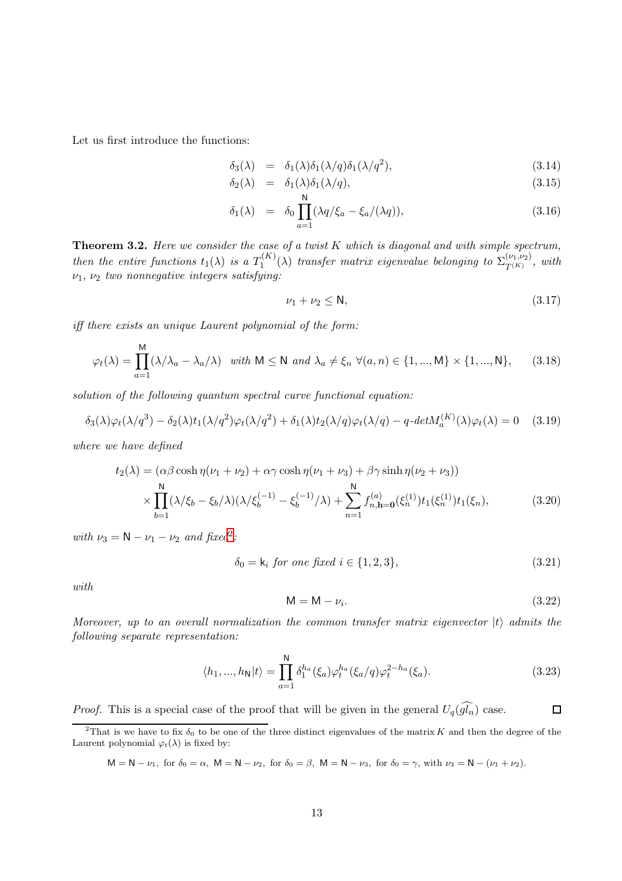Let us first introduce the functions:

$$
\begin{aligned}
\delta_3(\lambda) &= \delta_1(\lambda)\delta_1(\lambda/q)\delta_1(\lambda/q^2), &(3.14)\\
\delta_2(\lambda) &= \delta_1(\lambda)\delta_1(\lambda/q), &(3.15)\\
\delta_1(\lambda) &= \delta_0 \prod_{a=1}^{\mathsf{N}} (\lambda q/\xi_a - \xi_a/(\lambda q)), &(3.16)
\end{aligned}
$$

**Theorem 3.2.** *Here we consider the case of a twist $K$ which is diagonal and with simple spectrum, then the entire functions $t_1(\lambda)$ is a $T_1^{(K)}(\lambda)$ transfer matrix eigenvalue belonging to $\Sigma_{T^{(K)}}^{(\nu_1,\nu_2)}$, with $\nu_1$, $\nu_2$ two nonnegative integers satisfying:*

$$
\nu_1 + \nu_2 \leq \mathsf{N}, \tag{3.17}
$$

*iff there exists an unique Laurent polynomial of the form:*

$$
\varphi_t(\lambda) = \prod_{a=1}^{\mathsf{M}} (\lambda/\lambda_a - \lambda_a/\lambda) \quad \text{with } \mathsf{M} \leq \mathsf{N} \text{ and } \lambda_a \neq \xi_n \ \forall (a,n) \in \{1,...,\mathsf{M}\} \times \{1,...,\mathsf{N}\}, \tag{3.18}
$$

*solution of the following quantum spectral curve functional equation:*

$$
\delta_3(\lambda)\varphi_t(\lambda/q^3) - \delta_2(\lambda)t_1(\lambda/q^2)\varphi_t(\lambda/q^2) + \delta_1(\lambda)t_2(\lambda/q)\varphi_t(\lambda/q) - q\text{-}detM_a^{(K)}(\lambda)\varphi_t(\lambda) = 0 \tag{3.19}
$$

*where we have defined*

$$
\begin{aligned}
t_2(\lambda) = &(\alpha\beta\cosh\eta(\nu_1+\nu_2) + \alpha\gamma\cosh\eta(\nu_1+\nu_3) + \beta\gamma\sinh\eta(\nu_2+\nu_3)) \\
&\times \prod_{b=1}^{\mathsf{N}} (\lambda/\xi_b - \xi_b/\lambda)(\lambda/\xi_b^{(-1)} - \xi_b^{(-1)}/\lambda) + \sum_{n=1}^{\mathsf{N}} f_{n,\mathbf{h}=\mathbf{0}}^{(a)}(\xi_n^{(1)}) t_1(\xi_n^{(1)}) t_1(\xi_n),
\end{aligned} \tag{3.20}
$$

*with $\nu_3 = \mathsf{N} - \nu_1 - \nu_2$ and fixed*[2]*:*

$$
\delta_0 = \mathsf{k}_i \text{ for one fixed } i \in \{1,2,3\}, \tag{3.21}
$$

*with*

$$
\mathsf{M} = \mathsf{M} - \nu_i. \tag{3.22}
$$

*Moreover, up to an overall normalization the common transfer matrix eigenvector $|t\rangle$ admits the following separate representation:*

$$
\langle h_1, ..., h_{\mathsf{N}} | t \rangle = \prod_{a=1}^{\mathsf{N}} \delta_1^{h_a}(\xi_a) \varphi_t^{h_a}(\xi_a/q) \varphi_t^{2-h_a}(\xi_a). \tag{3.23}
$$

*Proof.* This is a special case of the proof that will be given in the general $U_q(\widehat{gl_n})$ case. □

---

[2] That is we have to fix $\delta_0$ to be one of the three distinct eigenvalues of the matrix $K$ and then the degree of the Laurent polynomial $\varphi_t(\lambda)$ is fixed by:

$$
\mathsf{M} = \mathsf{N} - \nu_1, \text{ for } \delta_0 = \alpha, \ \mathsf{M} = \mathsf{N} - \nu_2, \text{ for } \delta_0 = \beta, \ \mathsf{M} = \mathsf{N} - \nu_3, \text{ for } \delta_0 = \gamma, \text{ with } \nu_3 = \mathsf{N} - (\nu_1 + \nu_2).
$$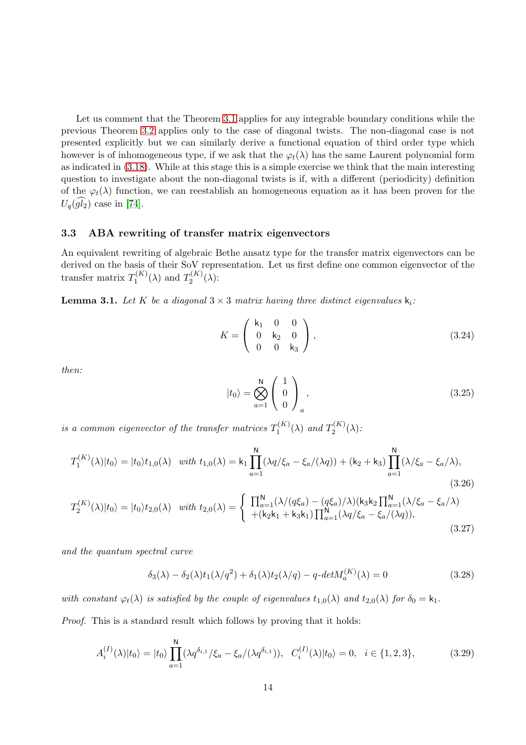Let us comment that the Theorem 3.1 applies for any integrable boundary conditions while the previous Theorem 3.2 applies only to the case of diagonal twists. The non-diagonal case is not presented explicitly but we can similarly derive a functional equation of third order type which however is of inhomogeneous type, if we ask that the $\varphi_t(\lambda)$ has the same Laurent polynomial form as indicated in (3.18). While at this stage this is a simple exercise we think that the main interesting question to investigate about the non-diagonal twists is if, with a different (periodicity) definition of the $\varphi_t(\lambda)$ function, we can reestablish an homogeneous equation as it has been proven for the $U_q(\widehat{gl_2})$ case in [74].

### 3.3 ABA rewriting of transfer matrix eigenvectors

An equivalent rewriting of algebraic Bethe ansatz type for the transfer matrix eigenvectors can be derived on the basis of their SoV representation. Let us first define one common eigenvector of the transfer matrix $T_1^{(K)}(\lambda)$ and $T_2^{(K)}(\lambda)$:

**Lemma 3.1.** *Let $K$ be a diagonal $3\times 3$ matrix having three distinct eigenvalues $\mathsf{k}_i$:*

$$K = \begin{pmatrix} \mathsf{k}_1 & 0 & 0 \\ 0 & \mathsf{k}_2 & 0 \\ 0 & 0 & \mathsf{k}_3 \end{pmatrix}, \tag{3.24}$$

*then:*

$$|t_0\rangle = \bigotimes_{a=1}^{\mathsf{N}} \begin{pmatrix} 1 \\ 0 \\ 0 \end{pmatrix}_a, \tag{3.25}$$

*is a common eigenvector of the transfer matrices $T_1^{(K)}(\lambda)$ and $T_2^{(K)}(\lambda)$:*

$$T_1^{(K)}(\lambda)|t_0\rangle = |t_0\rangle t_{1,0}(\lambda) \quad \textit{with } t_{1,0}(\lambda) = \mathsf{k}_1 \prod_{a=1}^{\mathsf{N}} (\lambda q/\xi_a - \xi_a/(\lambda q)) + (\mathsf{k}_2 + \mathsf{k}_3) \prod_{a=1}^{\mathsf{N}} (\lambda/\xi_a - \xi_a/\lambda), \tag{3.26}$$

$$T_2^{(K)}(\lambda)|t_0\rangle = |t_0\rangle t_{2,0}(\lambda) \quad \textit{with } t_{2,0}(\lambda) = \left\{ \begin{array}{l} \prod_{a=1}^{\mathsf{N}} (\lambda/(q\xi_a) - (q\xi_a)/\lambda)(\mathsf{k}_3\mathsf{k}_2 \prod_{a=1}^{\mathsf{N}} (\lambda/\xi_a - \xi_a/\lambda) \\ +(\mathsf{k}_2\mathsf{k}_1 + \mathsf{k}_3\mathsf{k}_1) \prod_{a=1}^{\mathsf{N}} (\lambda q/\xi_a - \xi_a/(\lambda q)), \end{array} \right. \tag{3.27}$$

*and the quantum spectral curve*

$$\delta_3(\lambda) - \delta_2(\lambda) t_1(\lambda/q^2) + \delta_1(\lambda) t_2(\lambda/q) - q\text{-}det M_a^{(K)}(\lambda) = 0 \tag{3.28}$$

*with constant $\varphi_t(\lambda)$ is satisfied by the couple of eigenvalues $t_{1,0}(\lambda)$ and $t_{2,0}(\lambda)$ for $\delta_0 = \mathsf{k}_1$.*

*Proof.* This is a standard result which follows by proving that it holds:

$$A_i^{(I)}(\lambda)|t_0\rangle = |t_0\rangle \prod_{a=1}^{\mathsf{N}} (\lambda q^{\delta_{i,1}}/\xi_a - \xi_a/(\lambda q^{\delta_{i,1}})), \quad C_i^{(I)}(\lambda)|t_0\rangle = 0, \quad i \in \{1,2,3\}, \tag{3.29}$$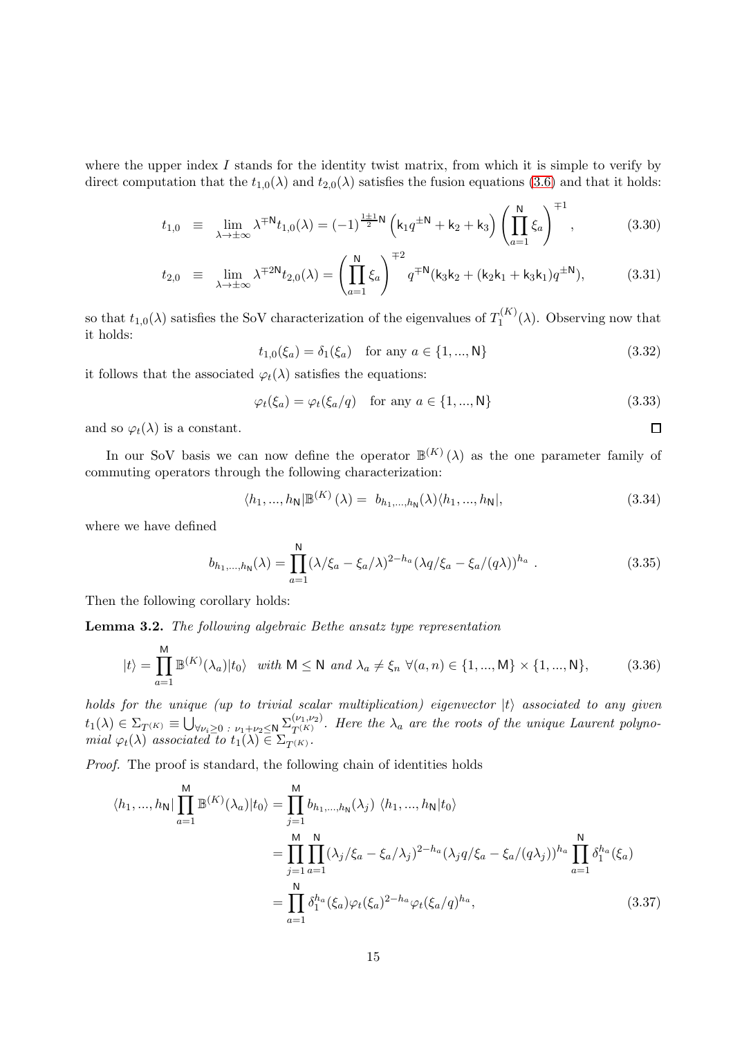where the upper index $I$ stands for the identity twist matrix, from which it is simple to verify by direct computation that the $t_{1,0}(\lambda)$ and $t_{2,0}(\lambda)$ satisfies the fusion equations (3.6) and that it holds:

$$t_{1,0} \equiv \lim_{\lambda\to\pm\infty} \lambda^{\mp\mathsf{N}} t_{1,0}(\lambda) = (-1)^{\frac{1\pm1}{2}\mathsf{N}} \left(\mathsf{k}_1 q^{\pm\mathsf{N}} + \mathsf{k}_2 + \mathsf{k}_3\right) \left(\prod_{a=1}^{\mathsf{N}} \xi_a\right)^{\mp1}, \tag{3.30}$$

$$t_{2,0} \equiv \lim_{\lambda\to\pm\infty} \lambda^{\mp2\mathsf{N}} t_{2,0}(\lambda) = \left(\prod_{a=1}^{\mathsf{N}} \xi_a\right)^{\mp2} q^{\mp\mathsf{N}}(\mathsf{k}_3\mathsf{k}_2 + (\mathsf{k}_2\mathsf{k}_1 + \mathsf{k}_3\mathsf{k}_1)q^{\pm\mathsf{N}}), \tag{3.31}$$

so that $t_{1,0}(\lambda)$ satisfies the SoV characterization of the eigenvalues of $T_1^{(K)}(\lambda)$. Observing now that it holds:

$$t_{1,0}(\xi_a) = \delta_1(\xi_a) \quad \text{for any } a \in \{1, ..., \mathsf{N}\} \tag{3.32}$$

it follows that the associated $\varphi_t(\lambda)$ satisfies the equations:

$$\varphi_t(\xi_a) = \varphi_t(\xi_a/q) \quad \text{for any } a \in \{1, ..., \mathsf{N}\} \tag{3.33}$$

and so $\varphi_t(\lambda)$ is a constant. □

In our SoV basis we can now define the operator $\mathbb{B}^{(K)}(\lambda)$ as the one parameter family of commuting operators through the following characterization:

$$\langle h_1, ..., h_\mathsf{N}|\mathbb{B}^{(K)}(\lambda) = b_{h_1,...,h_\mathsf{N}}(\lambda)\langle h_1, ..., h_\mathsf{N}|, \tag{3.34}$$

where we have defined

$$b_{h_1,...,h_\mathsf{N}}(\lambda) = \prod_{a=1}^{\mathsf{N}} (\lambda/\xi_a - \xi_a/\lambda)^{2-h_a} (\lambda q/\xi_a - \xi_a/(q\lambda))^{h_a}. \tag{3.35}$$

Then the following corollary holds:

**Lemma 3.2.** *The following algebraic Bethe ansatz type representation*

$$|t\rangle = \prod_{a=1}^{\mathsf{M}} \mathbb{B}^{(K)}(\lambda_a)|t_0\rangle \quad \text{with } \mathsf{M} \leq \mathsf{N} \text{ and } \lambda_a \neq \xi_n \ \forall (a, n) \in \{1, ..., \mathsf{M}\} \times \{1, ..., \mathsf{N}\}, \tag{3.36}$$

*holds for the unique (up to trivial scalar multiplication) eigenvector $|t\rangle$ associated to any given $t_1(\lambda) \in \Sigma_{T^{(K)}} \equiv \bigcup_{\forall \nu_i \geq 0 \,:\, \nu_1+\nu_2 \leq \mathsf{N}} \Sigma_{T^{(K)}}^{(\nu_1,\nu_2)}$. Here the $\lambda_a$ are the roots of the unique Laurent polynomial $\varphi_t(\lambda)$ associated to $t_1(\lambda) \in \Sigma_{T^{(K)}}$.*

*Proof.* The proof is standard, the following chain of identities holds

$$\begin{aligned}
\langle h_1, ..., h_\mathsf{N}| \prod_{a=1}^{\mathsf{M}} \mathbb{B}^{(K)}(\lambda_a)|t_0\rangle &= \prod_{j=1}^{\mathsf{M}} b_{h_1,...,h_\mathsf{N}}(\lambda_j) \ \langle h_1, ..., h_\mathsf{N}|t_0\rangle \\
&= \prod_{j=1}^{\mathsf{M}} \prod_{a=1}^{\mathsf{N}} (\lambda_j/\xi_a - \xi_a/\lambda_j)^{2-h_a} (\lambda_j q/\xi_a - \xi_a/(q\lambda_j))^{h_a} \prod_{a=1}^{\mathsf{N}} \delta_1^{h_a}(\xi_a) \\
&= \prod_{a=1}^{\mathsf{N}} \delta_1^{h_a}(\xi_a) \varphi_t(\xi_a)^{2-h_a} \varphi_t(\xi_a/q)^{h_a},
\end{aligned} \tag{3.37}$$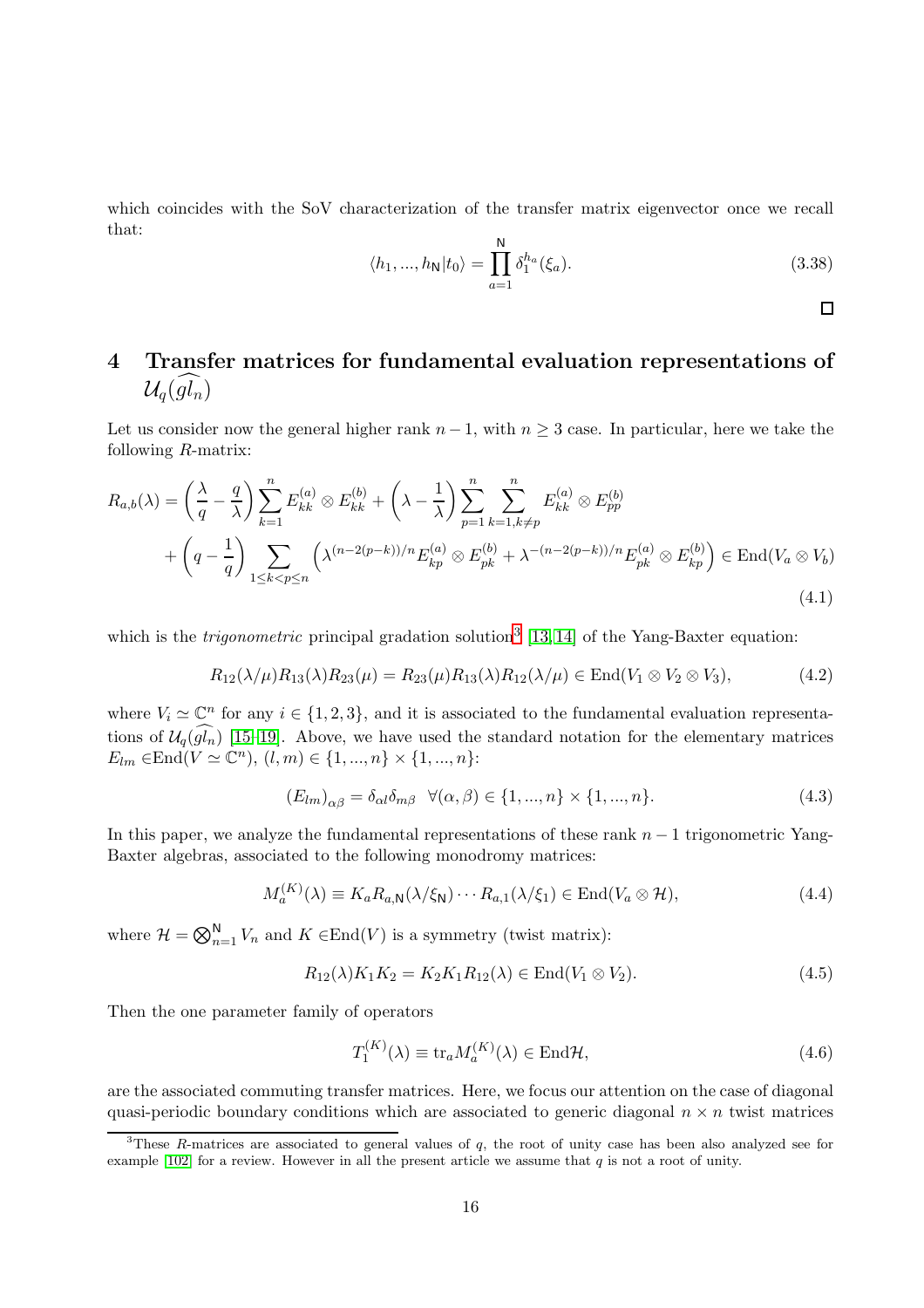which coincides with the SoV characterization of the transfer matrix eigenvector once we recall that:

$$\langle h_1, ..., h_{\mathsf{N}}|t_0\rangle = \prod_{a=1}^{\mathsf{N}} \delta_1^{h_a}(\xi_a). \tag{3.38}$$

□

# 4 Transfer matrices for fundamental evaluation representations of $\mathcal{U}_q(\widehat{gl_n})$

Let us consider now the general higher rank $n-1$, with $n \geq 3$ case. In particular, here we take the following $R$-matrix:

$$\begin{aligned}
R_{a,b}(\lambda) = &\left(\frac{\lambda}{q} - \frac{q}{\lambda}\right) \sum_{k=1}^{n} E_{kk}^{(a)} \otimes E_{kk}^{(b)} + \left(\lambda - \frac{1}{\lambda}\right) \sum_{p=1}^{n} \sum_{k=1, k\neq p}^{n} E_{kk}^{(a)} \otimes E_{pp}^{(b)} \\
&+ \left(q - \frac{1}{q}\right) \sum_{1\leq k<p\leq n} \left(\lambda^{(n-2(p-k))/n} E_{kp}^{(a)} \otimes E_{pk}^{(b)} + \lambda^{-(n-2(p-k))/n} E_{pk}^{(a)} \otimes E_{kp}^{(b)}\right) \in \mathrm{End}(V_a \otimes V_b)
\end{aligned} \tag{4.1}$$

which is the *trigonometric* principal gradation solution[3] [13,14] of the Yang-Baxter equation:

$$R_{12}(\lambda/\mu) R_{13}(\lambda) R_{23}(\mu) = R_{23}(\mu) R_{13}(\lambda) R_{12}(\lambda/\mu) \in \mathrm{End}(V_1 \otimes V_2 \otimes V_3), \tag{4.2}$$

where $V_i \simeq \mathbb{C}^n$ for any $i \in \{1, 2, 3\}$, and it is associated to the fundamental evaluation representations of $\mathcal{U}_q(\widehat{gl_n})$ [15–19]. Above, we have used the standard notation for the elementary matrices $E_{lm} \in \mathrm{End}(V \simeq \mathbb{C}^n)$, $(l, m) \in \{1, ..., n\} \times \{1, ..., n\}$:

$$(E_{lm})_{\alpha\beta} = \delta_{\alpha l} \delta_{m\beta} \quad \forall (\alpha, \beta) \in \{1, ..., n\} \times \{1, ..., n\}. \tag{4.3}$$

In this paper, we analyze the fundamental representations of these rank $n-1$ trigonometric Yang-Baxter algebras, associated to the following monodromy matrices:

$$M_a^{(K)}(\lambda) \equiv K_a R_{a,\mathsf{N}}(\lambda/\xi_{\mathsf{N}}) \cdots R_{a,1}(\lambda/\xi_1) \in \mathrm{End}(V_a \otimes \mathcal{H}), \tag{4.4}$$

where $\mathcal{H} = \bigotimes_{n=1}^{\mathsf{N}} V_n$ and $K \in \mathrm{End}(V)$ is a symmetry (twist matrix):

$$R_{12}(\lambda) K_1 K_2 = K_2 K_1 R_{12}(\lambda) \in \mathrm{End}(V_1 \otimes V_2). \tag{4.5}$$

Then the one parameter family of operators

$$T_1^{(K)}(\lambda) \equiv \mathrm{tr}_a M_a^{(K)}(\lambda) \in \mathrm{End}\mathcal{H}, \tag{4.6}$$

are the associated commuting transfer matrices. Here, we focus our attention on the case of diagonal quasi-periodic boundary conditions which are associated to generic diagonal $n \times n$ twist matrices

[3] These $R$-matrices are associated to general values of $q$, the root of unity case has been also analyzed see for example [102] for a review. However in all the present article we assume that $q$ is not a root of unity.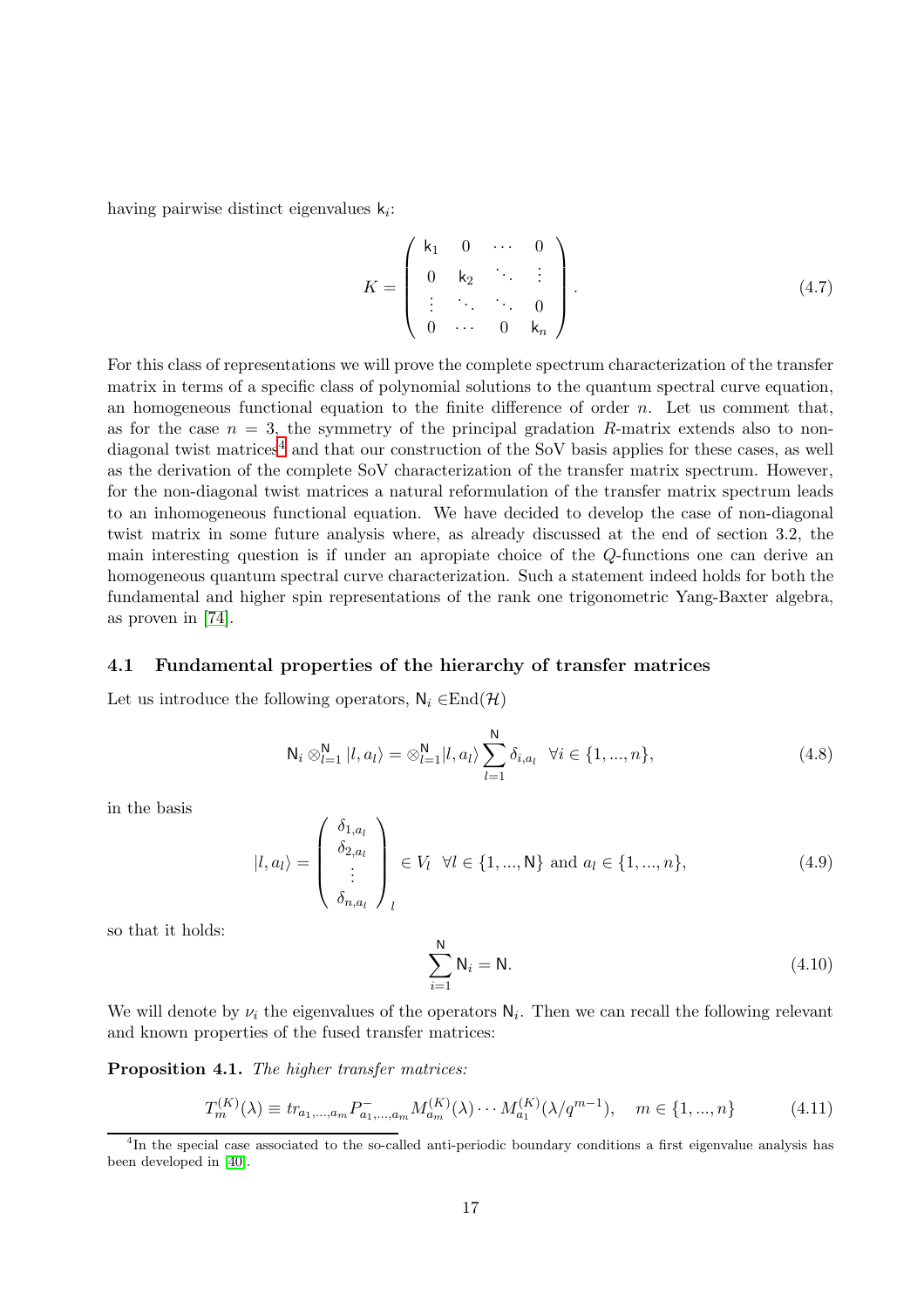having pairwise distinct eigenvalues $\mathsf{k}_i$:

$$K = \begin{pmatrix} \mathsf{k}_1 & 0 & \cdots & 0 \\ 0 & \mathsf{k}_2 & \ddots & \vdots \\ \vdots & \ddots & \ddots & 0 \\ 0 & \cdots & 0 & \mathsf{k}_n \end{pmatrix}. \tag{4.7}$$

For this class of representations we will prove the complete spectrum characterization of the transfer matrix in terms of a specific class of polynomial solutions to the quantum spectral curve equation, an homogeneous functional equation to the finite difference of order $n$. Let us comment that, as for the case $n = 3$, the symmetry of the principal gradation $R$-matrix extends also to non-diagonal twist matrices[4] and that our construction of the SoV basis applies for these cases, as well as the derivation of the complete SoV characterization of the transfer matrix spectrum. However, for the non-diagonal twist matrices a natural reformulation of the transfer matrix spectrum leads to an inhomogeneous functional equation. We have decided to develop the case of non-diagonal twist matrix in some future analysis where, as already discussed at the end of section 3.2, the main interesting question is if under an apropiate choice of the $Q$-functions one can derive an homogeneous quantum spectral curve characterization. Such a statement indeed holds for both the fundamental and higher spin representations of the rank one trigonometric Yang-Baxter algebra, as proven in [74].

### 4.1 Fundamental properties of the hierarchy of transfer matrices

Let us introduce the following operators, $\mathsf{N}_i \in$End$(\mathcal{H})$

$$\mathsf{N}_i \otimes_{l=1}^{\mathsf{N}} |l, a_l\rangle = \otimes_{l=1}^{\mathsf{N}} |l, a_l\rangle \sum_{l=1}^{\mathsf{N}} \delta_{i,a_l} \quad \forall i \in \{1, ..., n\}, \tag{4.8}$$

in the basis

$$|l, a_l\rangle = \begin{pmatrix} \delta_{1,a_l} \\ \delta_{2,a_l} \\ \vdots \\ \delta_{n,a_l} \end{pmatrix}_l \in V_l \quad \forall l \in \{1, ..., \mathsf{N}\} \text{ and } a_l \in \{1, ..., n\}, \tag{4.9}$$

so that it holds:

$$\sum_{i=1}^{\mathsf{N}} \mathsf{N}_i = \mathsf{N}. \tag{4.10}$$

We will denote by $\nu_i$ the eigenvalues of the operators $\mathsf{N}_i$. Then we can recall the following relevant and known properties of the fused transfer matrices:

**Proposition 4.1.** *The higher transfer matrices:*

$$T_m^{(K)}(\lambda) \equiv tr_{a_1,...,a_m} P^-_{a_1,...,a_m} M_{a_m}^{(K)}(\lambda) \cdots M_{a_1}^{(K)}(\lambda/q^{m-1}), \quad m \in \{1, ..., n\} \tag{4.11}$$

[4] In the special case associated to the so-called anti-periodic boundary conditions a first eigenvalue analysis has been developed in [40].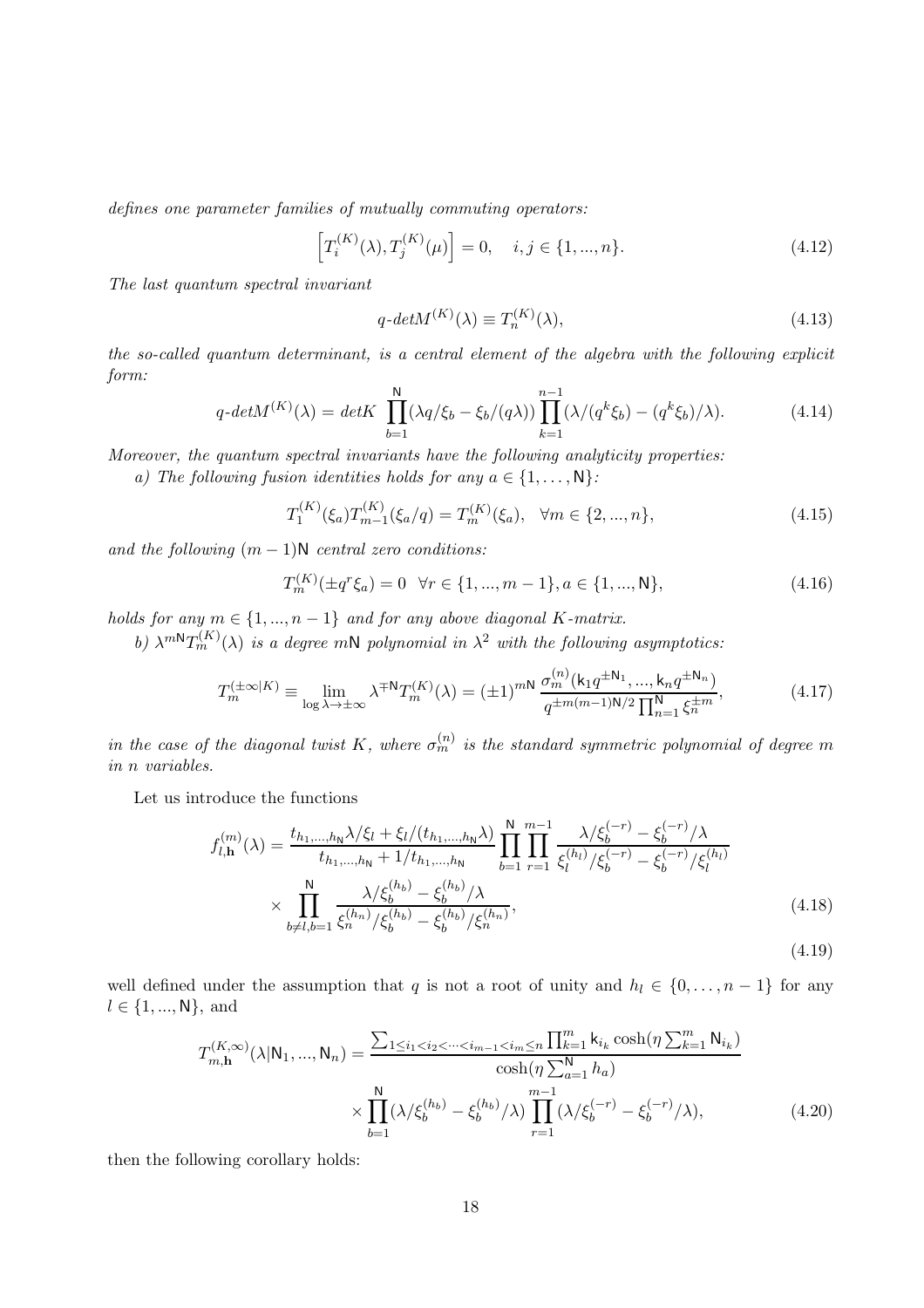*defines one parameter families of mutually commuting operators:*

$$\left[T_i^{(K)}(\lambda), T_j^{(K)}(\mu)\right] = 0, \quad i, j \in \{1, ..., n\}. \tag{4.12}$$

*The last quantum spectral invariant*

$$q\text{-}detM^{(K)}(\lambda) \equiv T_n^{(K)}(\lambda), \tag{4.13}$$

*the so-called quantum determinant, is a central element of the algebra with the following explicit form:*

$$q\text{-}detM^{(K)}(\lambda) = detK \prod_{b=1}^{\mathsf{N}} (\lambda q/\xi_b - \xi_b/(q\lambda)) \prod_{k=1}^{n-1} (\lambda/(q^k \xi_b) - (q^k \xi_b)/\lambda). \tag{4.14}$$

*Moreover, the quantum spectral invariants have the following analyticity properties:*

*a) The following fusion identities holds for any $a \in \{1, \ldots, \mathsf{N}\}$:*

$$T_1^{(K)}(\xi_a) T_{m-1}^{(K)}(\xi_a/q) = T_m^{(K)}(\xi_a), \quad \forall m \in \{2, ..., n\}, \tag{4.15}$$

*and the following $(m-1)\mathsf{N}$ central zero conditions:*

$$T_m^{(K)}(\pm q^r \xi_a) = 0 \quad \forall r \in \{1, ..., m-1\}, a \in \{1, ..., \mathsf{N}\}, \tag{4.16}$$

*holds for any $m \in \{1, ..., n-1\}$ and for any above diagonal $K$-matrix.*

*b) $\lambda^{m\mathsf{N}} T_m^{(K)}(\lambda)$ is a degree $m\mathsf{N}$ polynomial in $\lambda^2$ with the following asymptotics:*

$$T_m^{(\pm\infty|K)} \equiv \lim_{\log \lambda \to \pm\infty} \lambda^{\mp \mathsf{N}} T_m^{(K)}(\lambda) = (\pm 1)^{m\mathsf{N}} \frac{\sigma_m^{(n)}(\mathsf{k}_1 q^{\pm \mathsf{N}_1}, ..., \mathsf{k}_n q^{\pm \mathsf{N}_n})}{q^{\pm m(m-1)\mathsf{N}/2} \prod_{n=1}^{\mathsf{N}} \xi_n^{\pm m}}, \tag{4.17}$$

*in the case of the diagonal twist $K$, where $\sigma_m^{(n)}$ is the standard symmetric polynomial of degree $m$ in $n$ variables.*

Let us introduce the functions

$$\begin{aligned} f_{l,\mathbf{h}}^{(m)}(\lambda) = & \frac{t_{h_1,\ldots,h_{\mathsf{N}}} \lambda/\xi_l + \xi_l/(t_{h_1,\ldots,h_{\mathsf{N}}} \lambda)}{t_{h_1,\ldots,h_{\mathsf{N}}} + 1/t_{h_1,\ldots,h_{\mathsf{N}}}} \prod_{b=1}^{\mathsf{N}} \prod_{r=1}^{m-1} \frac{\lambda/\xi_b^{(-r)} - \xi_b^{(-r)}/\lambda}{\xi_l^{(h_l)}/\xi_b^{(-r)} - \xi_b^{(-r)}/\xi_l^{(h_l)}} \\ & \times \prod_{b \neq l, b=1}^{\mathsf{N}} \frac{\lambda/\xi_b^{(h_b)} - \xi_b^{(h_b)}/\lambda}{\xi_n^{(h_n)}/\xi_b^{(h_b)} - \xi_b^{(h_b)}/\xi_n^{(h_n)}}, \end{aligned} \tag{4.18}$$

$$\tag{4.19}$$

well defined under the assumption that $q$ is not a root of unity and $h_l \in \{0, \ldots, n-1\}$ for any $l \in \{1, ..., \mathsf{N}\}$, and

$$\begin{aligned} T_{m,\mathbf{h}}^{(K,\infty)}(\lambda|\mathsf{N}_1, ..., \mathsf{N}_n) = & \frac{\sum_{1 \leq i_1 < i_2 < \cdots < i_{m-1} < i_m \leq n} \prod_{k=1}^m \mathsf{k}_{i_k} \cosh(\eta \sum_{k=1}^m \mathsf{N}_{i_k})}{\cosh(\eta \sum_{a=1}^{\mathsf{N}} h_a)} \\ & \times \prod_{b=1}^{\mathsf{N}} (\lambda/\xi_b^{(h_b)} - \xi_b^{(h_b)}/\lambda) \prod_{r=1}^{m-1} (\lambda/\xi_b^{(-r)} - \xi_b^{(-r)}/\lambda), \end{aligned} \tag{4.20}$$

then the following corollary holds: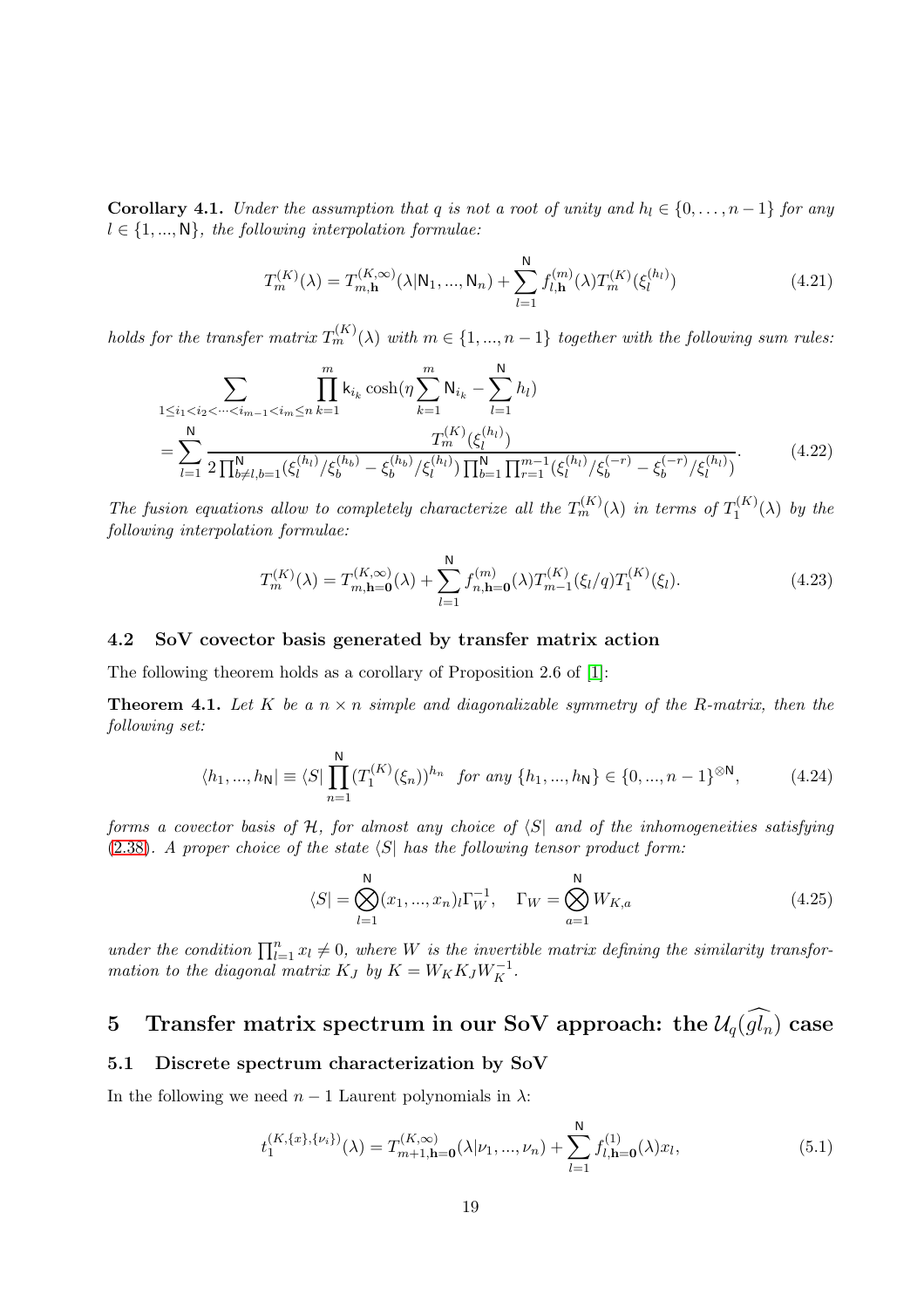**Corollary 4.1.** *Under the assumption that $q$ is not a root of unity and $h_l \in \{0, \ldots, n-1\}$ for any $l \in \{1, ..., \mathsf{N}\}$, the following interpolation formulae:*

$$T_m^{(K)}(\lambda) = T_{m,\mathbf{h}}^{(K,\infty)}(\lambda|\mathsf{N}_1, ..., \mathsf{N}_n) + \sum_{l=1}^{\mathsf{N}} f_{l,\mathbf{h}}^{(m)}(\lambda) T_m^{(K)}(\xi_l^{(h_l)}) \tag{4.21}$$

*holds for the transfer matrix $T_m^{(K)}(\lambda)$ with $m \in \{1, ..., n-1\}$ together with the following sum rules:*

$$\sum_{1 \leq i_1 < i_2 < \cdots < i_{m-1} < i_m \leq n} \prod_{k=1}^{m} \mathsf{k}_{i_k} \cosh(\eta \sum_{k=1}^{m} \mathsf{N}_{i_k} - \sum_{l=1}^{\mathsf{N}} h_l)$$
$$= \sum_{l=1}^{\mathsf{N}} \frac{T_m^{(K)}(\xi_l^{(h_l)})}{2 \prod_{b \neq l, b=1}^{\mathsf{N}} (\xi_l^{(h_l)}/\xi_b^{(h_b)} - \xi_b^{(h_b)}/\xi_l^{(h_l)}) \prod_{b=1}^{\mathsf{N}} \prod_{r=1}^{m-1} (\xi_l^{(h_l)}/\xi_b^{(-r)} - \xi_b^{(-r)}/\xi_l^{(h_l)})}. \tag{4.22}$$

*The fusion equations allow to completely characterize all the $T_m^{(K)}(\lambda)$ in terms of $T_1^{(K)}(\lambda)$ by the following interpolation formulae:*

$$T_m^{(K)}(\lambda) = T_{m,\mathbf{h=0}}^{(K,\infty)}(\lambda) + \sum_{l=1}^{\mathsf{N}} f_{n,\mathbf{h=0}}^{(m)}(\lambda) T_{m-1}^{(K)}(\xi_l/q) T_1^{(K)}(\xi_l). \tag{4.23}$$

### 4.2 SoV covector basis generated by transfer matrix action

The following theorem holds as a corollary of Proposition 2.6 of [1]:

**Theorem 4.1.** *Let $K$ be a $n \times n$ simple and diagonalizable symmetry of the R-matrix, then the following set:*

$$\langle h_1, ..., h_{\mathsf{N}}| \equiv \langle S| \prod_{n=1}^{\mathsf{N}} (T_1^{(K)}(\xi_n))^{h_n} \quad \text{for any } \{h_1, ..., h_{\mathsf{N}}\} \in \{0, ..., n-1\}^{\otimes \mathsf{N}}, \tag{4.24}$$

*forms a covector basis of $\mathcal{H}$, for almost any choice of $\langle S|$ and of the inhomogeneities satisfying (2.38). A proper choice of the state $\langle S|$ has the following tensor product form:*

$$\langle S| = \bigotimes_{l=1}^{\mathsf{N}} (x_1, ..., x_n)_l \Gamma_W^{-1}, \quad \Gamma_W = \bigotimes_{a=1}^{\mathsf{N}} W_{K,a} \tag{4.25}$$

*under the condition $\prod_{l=1}^{n} x_l \neq 0$, where $W$ is the invertible matrix defining the similarity transformation to the diagonal matrix $K_J$ by $K = W_K K_J W_K^{-1}$.*

## 5 Transfer matrix spectrum in our SoV approach: the $\mathcal{U}_q(\widehat{gl_n})$ case

### 5.1 Discrete spectrum characterization by SoV

In the following we need $n-1$ Laurent polynomials in $\lambda$:

$$t_1^{(K,\{x\},\{\nu_i\})}(\lambda) = T_{m+1,\mathbf{h=0}}^{(K,\infty)}(\lambda|\nu_1, ..., \nu_n) + \sum_{l=1}^{\mathsf{N}} f_{l,\mathbf{h=0}}^{(1)}(\lambda) x_l, \tag{5.1}$$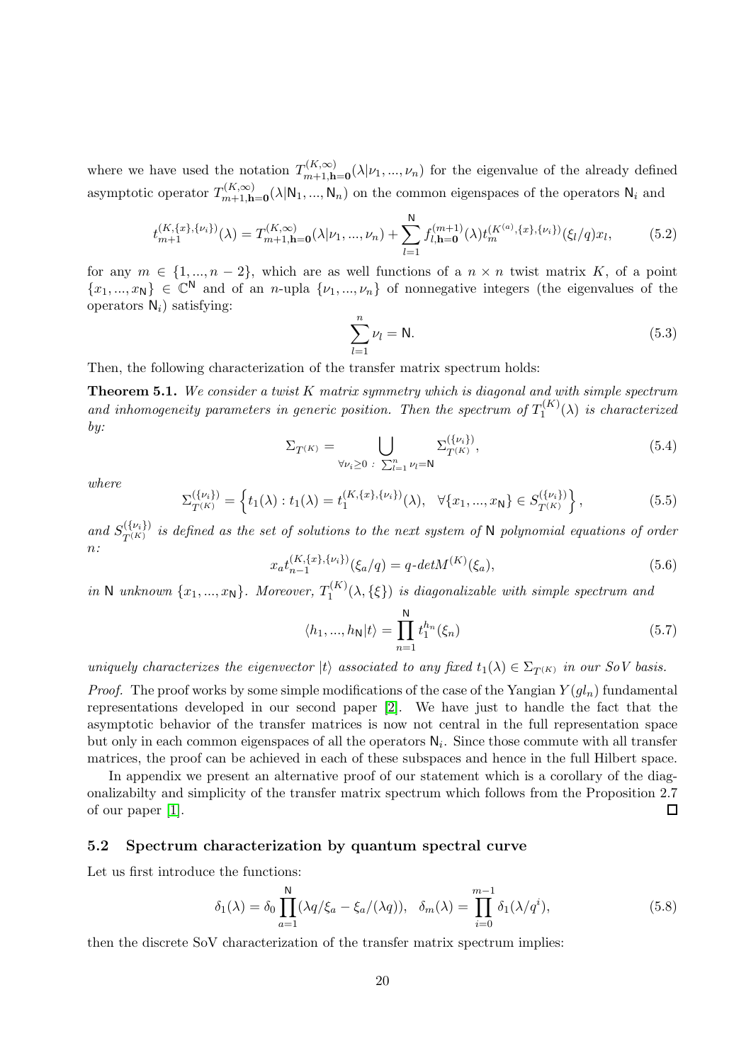where we have used the notation $T^{(K,\infty)}_{m+1,\mathbf{h}=\mathbf{0}}(\lambda|\nu_1,...,\nu_n)$ for the eigenvalue of the already defined asymptotic operator $T^{(K,\infty)}_{m+1,\mathbf{h}=\mathbf{0}}(\lambda|\mathsf{N}_1,...,\mathsf{N}_n)$ on the common eigenspaces of the operators $\mathsf{N}_i$ and

$$
t^{(K,\{x\},\{\nu_i\})}_{m+1}(\lambda) = T^{(K,\infty)}_{m+1,\mathbf{h}=\mathbf{0}}(\lambda|\nu_1,...,\nu_n) + \sum_{l=1}^{\mathsf{N}} f^{(m+1)}_{l,\mathbf{h}=\mathbf{0}}(\lambda) t^{(K^{(a)},\{x\},\{\nu_i\})}_{m}(\xi_l/q) x_l, \tag{5.2}
$$

for any $m \in \{1,...,n-2\}$, which are as well functions of a $n \times n$ twist matrix $K$, of a point $\{x_1,...,x_\mathsf{N}\} \in \mathbb{C}^\mathsf{N}$ and of an $n$-upla $\{\nu_1,...,\nu_n\}$ of nonnegative integers (the eigenvalues of the operators $\mathsf{N}_i$) satisfying:

$$
\sum_{l=1}^{n} \nu_l = \mathsf{N}. \tag{5.3}
$$

Then, the following characterization of the transfer matrix spectrum holds:

**Theorem 5.1.** *We consider a twist $K$ matrix symmetry which is diagonal and with simple spectrum and inhomogeneity parameters in generic position. Then the spectrum of $T^{(K)}_1(\lambda)$ is characterized by:*

$$
\Sigma_{T^{(K)}} = \bigcup_{\forall \nu_i \geq 0 \,:\, \sum_{l=1}^{n} \nu_l = \mathsf{N}} \Sigma^{(\{\nu_i\})}_{T^{(K)}}, \tag{5.4}
$$

*where*

$$
\Sigma^{(\{\nu_i\})}_{T^{(K)}} = \left\{ t_1(\lambda) : t_1(\lambda) = t^{(K,\{x\},\{\nu_i\})}_1(\lambda), \quad \forall \{x_1,...,x_\mathsf{N}\} \in S^{(\{\nu_i\})}_{T^{(K)}} \right\}, \tag{5.5}
$$

*and $S^{(\{\nu_i\})}_{T^{(K)}}$ is defined as the set of solutions to the next system of $\mathsf{N}$ polynomial equations of order $n$:*

$$
x_a t^{(K,\{x\},\{\nu_i\})}_{n-1}(\xi_a/q) = q\text{-}detM^{(K)}(\xi_a), \tag{5.6}
$$

*in $\mathsf{N}$ unknown $\{x_1,...,x_\mathsf{N}\}$. Moreover, $T^{(K)}_1(\lambda,\{\xi\})$ is diagonalizable with simple spectrum and*

$$
\langle h_1,...,h_\mathsf{N}|t\rangle = \prod_{n=1}^{\mathsf{N}} t_1^{h_n}(\xi_n) \tag{5.7}
$$

*uniquely characterizes the eigenvector $|t\rangle$ associated to any fixed $t_1(\lambda) \in \Sigma_{T^{(K)}}$ in our SoV basis.*

*Proof.* The proof works by some simple modifications of the case of the Yangian $Y(gl_n)$ fundamental representations developed in our second paper [2]. We have just to handle the fact that the asymptotic behavior of the transfer matrices is now not central in the full representation space but only in each common eigenspaces of all the operators $\mathsf{N}_i$. Since those commute with all transfer matrices, the proof can be achieved in each of these subspaces and hence in the full Hilbert space.

In appendix we present an alternative proof of our statement which is a corollary of the diagonalizabilty and simplicity of the transfer matrix spectrum which follows from the Proposition 2.7 of our paper [1]. □

### 5.2 Spectrum characterization by quantum spectral curve

Let us first introduce the functions:

$$
\delta_1(\lambda) = \delta_0 \prod_{a=1}^{\mathsf{N}} (\lambda q/\xi_a - \xi_a/(\lambda q)), \quad \delta_m(\lambda) = \prod_{i=0}^{m-1} \delta_1(\lambda/q^i), \tag{5.8}
$$

then the discrete SoV characterization of the transfer matrix spectrum implies: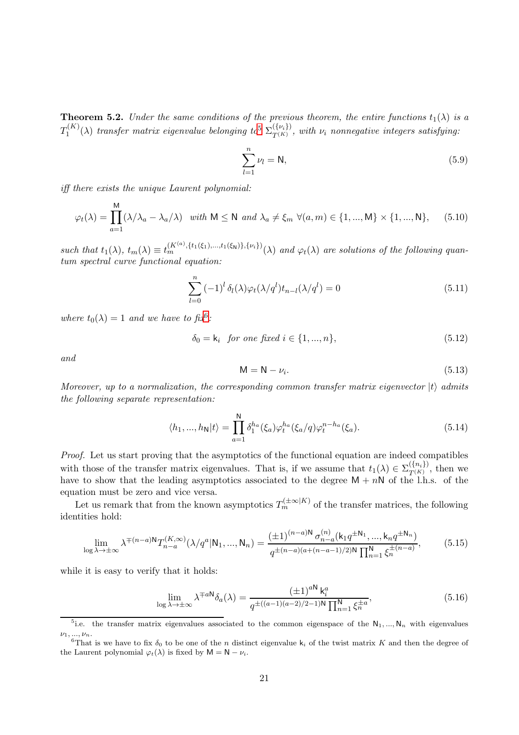**Theorem 5.2.** *Under the same conditions of the previous theorem, the entire functions $t_1(\lambda)$ is a $T_1^{(K)}(\lambda)$ transfer matrix eigenvalue belonging to*[5] $\Sigma_{T^{(K)}}^{(\{\nu_i\})}$*, with $\nu_i$ nonnegative integers satisfying:*

$$\sum_{l=1}^{n} \nu_l = \mathsf{N}, \tag{5.9}$$

*iff there exists the unique Laurent polynomial:*

$$\varphi_t(\lambda) = \prod_{a=1}^{\mathsf{M}} (\lambda/\lambda_a - \lambda_a/\lambda) \quad \text{with } \mathsf{M} \leq \mathsf{N} \text{ and } \lambda_a \neq \xi_m \ \forall (a,m) \in \{1,...,\mathsf{M}\} \times \{1,...,\mathsf{N}\}, \tag{5.10}$$

*such that $t_1(\lambda)$, $t_m(\lambda) \equiv t_m^{(K^{(a)},\{t_1(\xi_1),...,t_1(\xi_\mathsf{N})\},\{\nu_i\})}(\lambda)$ and $\varphi_t(\lambda)$ are solutions of the following quantum spectral curve functional equation:*

$$\sum_{l=0}^{n} (-1)^l \, \delta_l(\lambda) \varphi_t(\lambda/q^l) t_{n-l}(\lambda/q^l) = 0 \tag{5.11}$$

*where $t_0(\lambda) = 1$ and we have to fix*[6]*:*

$$\delta_0 = \mathsf{k}_i \quad \text{for one fixed } i \in \{1,...,n\}, \tag{5.12}$$

*and*

$$\mathsf{M} = \mathsf{N} - \nu_i. \tag{5.13}$$

*Moreover, up to a normalization, the corresponding common transfer matrix eigenvector $|t\rangle$ admits the following separate representation:*

$$\langle h_1, ..., h_\mathsf{N} | t \rangle = \prod_{a=1}^{\mathsf{N}} \delta_1^{h_a}(\xi_a) \varphi_t^{h_a}(\xi_a/q) \varphi_t^{n-h_a}(\xi_a). \tag{5.14}$$

*Proof.* Let us start proving that the asymptotics of the functional equation are indeed compatibles with those of the transfer matrix eigenvalues. That is, if we assume that $t_1(\lambda) \in \Sigma_{T^{(K)}}^{(\{n_i\})}$, then we have to show that the leading asymptotics associated to the degree $\mathsf{M} + n\mathsf{N}$ of the l.h.s. of the equation must be zero and vice versa.

Let us remark that from the known asymptotics $T_m^{(\pm\infty|K)}$ of the transfer matrices, the following identities hold:

$$\lim_{\log \lambda \to \pm\infty} \lambda^{\mp(n-a)\mathsf{N}} T_{n-a}^{(K,\infty)}(\lambda/q^a | \mathsf{N}_1, ..., \mathsf{N}_n) = \frac{(\pm 1)^{(n-a)\mathsf{N}} \sigma_{n-a}^{(n)}(\mathsf{k}_1 q^{\pm \mathsf{N}_1}, ..., \mathsf{k}_n q^{\pm \mathsf{N}_n})}{q^{\pm(n-a)(a+(n-a-1)/2)\mathsf{N}} \prod_{n=1}^{\mathsf{N}} \xi_n^{\pm(n-a)}}, \tag{5.15}$$

while it is easy to verify that it holds:

$$\lim_{\log \lambda \to \pm\infty} \lambda^{\mp a\mathsf{N}} \delta_a(\lambda) = \frac{(\pm 1)^{a\mathsf{N}} \mathsf{k}_i^a}{q^{\pm((a-1)(a-2)/2-1)\mathsf{N}} \prod_{n=1}^{\mathsf{N}} \xi_n^{\pm a}}, \tag{5.16}$$

[5] i.e. the transfer matrix eigenvalues associated to the common eigenspace of the $\mathsf{N}_1, ..., \mathsf{N}_n$ with eigenvalues $\nu_1, ..., \nu_n$.

[6] That is we have to fix $\delta_0$ to be one of the $n$ distinct eigenvalue $\mathsf{k}_i$ of the twist matrix $K$ and then the degree of the Laurent polynomial $\varphi_t(\lambda)$ is fixed by $\mathsf{M} = \mathsf{N} - \nu_i$.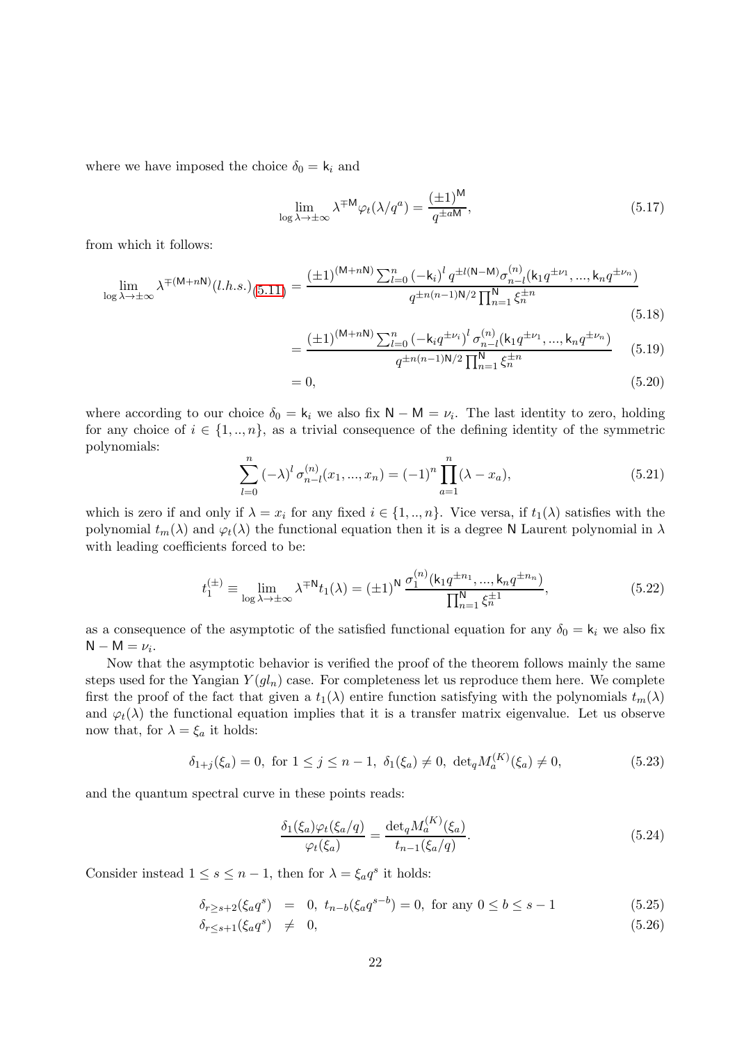where we have imposed the choice $\delta_0 = \mathsf{k}_i$ and

$$\lim_{\log \lambda \to \pm\infty} \lambda^{\mp \mathsf{M}} \varphi_t(\lambda/q^a) = \frac{(\pm 1)^{\mathsf{M}}}{q^{\pm a\mathsf{M}}}, \tag{5.17}$$

from which it follows:

$$\lim_{\log \lambda \to \pm\infty} \lambda^{\mp(\mathsf{M}+n\mathsf{N})} (l.h.s.)_{(5.11)} = \frac{(\pm 1)^{(\mathsf{M}+n\mathsf{N})} \sum_{l=0}^{n} (-\mathsf{k}_i)^l \, q^{\pm l(\mathsf{N}-\mathsf{M})} \sigma_{n-l}^{(n)}(\mathsf{k}_1 q^{\pm \nu_1}, ..., \mathsf{k}_n q^{\pm \nu_n})}{q^{\pm n(n-1)\mathsf{N}/2} \prod_{n=1}^{\mathsf{N}} \xi_n^{\pm n}} \tag{5.18}$$

$$= \frac{(\pm 1)^{(\mathsf{M}+n\mathsf{N})} \sum_{l=0}^{n} (-\mathsf{k}_i q^{\pm \nu_i})^l \, \sigma_{n-l}^{(n)}(\mathsf{k}_1 q^{\pm \nu_1}, ..., \mathsf{k}_n q^{\pm \nu_n})}{q^{\pm n(n-1)\mathsf{N}/2} \prod_{n=1}^{\mathsf{N}} \xi_n^{\pm n}} \tag{5.19}$$

$$= 0, \tag{5.20}$$

where according to our choice $\delta_0 = \mathsf{k}_i$ we also fix $\mathsf{N} - \mathsf{M} = \nu_i$. The last identity to zero, holding for any choice of $i \in \{1, .., n\}$, as a trivial consequence of the defining identity of the symmetric polynomials:

$$\sum_{l=0}^{n} (-\lambda)^l \, \sigma_{n-l}^{(n)}(x_1, ..., x_n) = (-1)^n \prod_{a=1}^{n} (\lambda - x_a), \tag{5.21}$$

which is zero if and only if $\lambda = x_i$ for any fixed $i \in \{1, .., n\}$. Vice versa, if $t_1(\lambda)$ satisfies with the polynomial $t_m(\lambda)$ and $\varphi_t(\lambda)$ the functional equation then it is a degree $\mathsf{N}$ Laurent polynomial in $\lambda$ with leading coefficients forced to be:

$$t_1^{(\pm)} \equiv \lim_{\log \lambda \to \pm\infty} \lambda^{\mp \mathsf{N}} t_1(\lambda) = (\pm 1)^{\mathsf{N}} \frac{\sigma_1^{(n)}(\mathsf{k}_1 q^{\pm n_1}, ..., \mathsf{k}_n q^{\pm n_n})}{\prod_{n=1}^{\mathsf{N}} \xi_n^{\pm 1}}, \tag{5.22}$$

as a consequence of the asymptotic of the satisfied functional equation for any $\delta_0 = \mathsf{k}_i$ we also fix $\mathsf{N} - \mathsf{M} = \nu_i$.

Now that the asymptotic behavior is verified the proof of the theorem follows mainly the same steps used for the Yangian $Y(gl_n)$ case. For completeness let us reproduce them here. We complete first the proof of the fact that given a $t_1(\lambda)$ entire function satisfying with the polynomials $t_m(\lambda)$ and $\varphi_t(\lambda)$ the functional equation implies that it is a transfer matrix eigenvalue. Let us observe now that, for $\lambda = \xi_a$ it holds:

$$\delta_{1+j}(\xi_a) = 0, \text{ for } 1 \leq j \leq n-1, \; \delta_1(\xi_a) \neq 0, \; \det{}_q M_a^{(K)}(\xi_a) \neq 0, \tag{5.23}$$

and the quantum spectral curve in these points reads:

$$\frac{\delta_1(\xi_a)\varphi_t(\xi_a/q)}{\varphi_t(\xi_a)} = \frac{\det_q M_a^{(K)}(\xi_a)}{t_{n-1}(\xi_a/q)}. \tag{5.24}$$

Consider instead $1 \leq s \leq n-1$, then for $\lambda = \xi_a q^s$ it holds:

$$\delta_{r \geq s+2}(\xi_a q^s) = 0, \; t_{n-b}(\xi_a q^{s-b}) = 0, \text{ for any } 0 \leq b \leq s-1 \tag{5.25}$$

$$\delta_{r \leq s+1}(\xi_a q^s) \neq 0, \tag{5.26}$$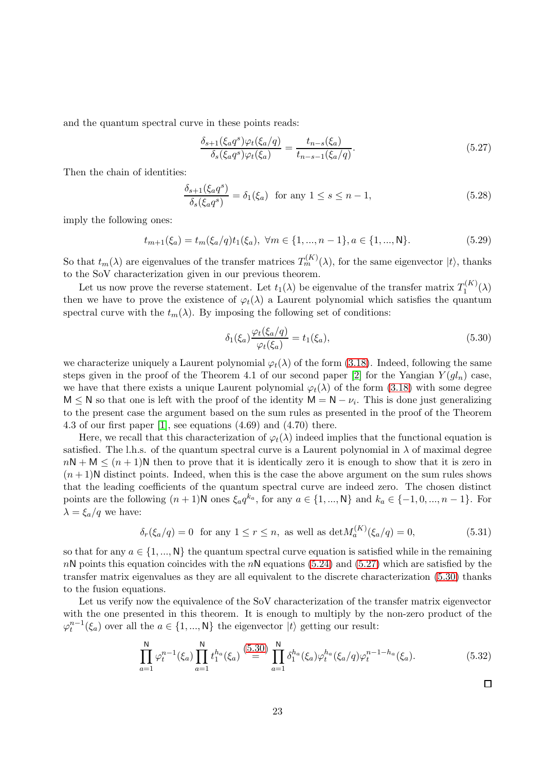and the quantum spectral curve in these points reads:

$$\frac{\delta_{s+1}(\xi_a q^s)\varphi_t(\xi_a/q)}{\delta_s(\xi_a q^s)\varphi_t(\xi_a)} = \frac{t_{n-s}(\xi_a)}{t_{n-s-1}(\xi_a/q)}. \tag{5.27}$$

Then the chain of identities:

$$\frac{\delta_{s+1}(\xi_a q^s)}{\delta_s(\xi_a q^s)} = \delta_1(\xi_a) \text{ for any } 1 \leq s \leq n-1, \tag{5.28}$$

imply the following ones:

$$t_{m+1}(\xi_a) = t_m(\xi_a/q)t_1(\xi_a), \ \forall m \in \{1, ..., n-1\}, a \in \{1, ..., \mathsf{N}\}. \tag{5.29}$$

So that $t_m(\lambda)$ are eigenvalues of the transfer matrices $T_m^{(K)}(\lambda)$, for the same eigenvector $|t\rangle$, thanks to the SoV characterization given in our previous theorem.

Let us now prove the reverse statement. Let $t_1(\lambda)$ be eigenvalue of the transfer matrix $T_1^{(K)}(\lambda)$ then we have to prove the existence of $\varphi_t(\lambda)$ a Laurent polynomial which satisfies the quantum spectral curve with the $t_m(\lambda)$. By imposing the following set of conditions:

$$\delta_1(\xi_a)\frac{\varphi_t(\xi_a/q)}{\varphi_t(\xi_a)} = t_1(\xi_a), \tag{5.30}$$

we characterize uniquely a Laurent polynomial $\varphi_t(\lambda)$ of the form (3.18). Indeed, following the same steps given in the proof of the Theorem 4.1 of our second paper [2] for the Yangian $Y(gl_n)$ case, we have that there exists a unique Laurent polynomial $\varphi_t(\lambda)$ of the form (3.18) with some degree $\mathsf{M} \leq \mathsf{N}$ so that one is left with the proof of the identity $\mathsf{M} = \mathsf{N} - \nu_i$. This is done just generalizing to the present case the argument based on the sum rules as presented in the proof of the Theorem 4.3 of our first paper [1], see equations (4.69) and (4.70) there.

Here, we recall that this characterization of $\varphi_t(\lambda)$ indeed implies that the functional equation is satisfied. The l.h.s. of the quantum spectral curve is a Laurent polynomial in $\lambda$ of maximal degree $n\mathsf{N} + \mathsf{M} \leq (n+1)\mathsf{N}$ then to prove that it is identically zero it is enough to show that it is zero in $(n+1)\mathsf{N}$ distinct points. Indeed, when this is the case the above argument on the sum rules shows that the leading coefficients of the quantum spectral curve are indeed zero. The chosen distinct points are the following $(n+1)\mathsf{N}$ ones $\xi_a q^{k_a}$, for any $a \in \{1, ..., \mathsf{N}\}$ and $k_a \in \{-1, 0, ..., n-1\}$. For $\lambda = \xi_a/q$ we have:

$$\delta_r(\xi_a/q) = 0 \text{ for any } 1 \leq r \leq n, \text{ as well as } \det M_a^{(K)}(\xi_a/q) = 0, \tag{5.31}$$

so that for any $a \in \{1, ..., \mathsf{N}\}$ the quantum spectral curve equation is satisfied while in the remaining $n\mathsf{N}$ points this equation coincides with the $n\mathsf{N}$ equations (5.24) and (5.27) which are satisfied by the transfer matrix eigenvalues as they are all equivalent to the discrete characterization (5.30) thanks to the fusion equations.

Let us verify now the equivalence of the SoV characterization of the transfer matrix eigenvector with the one presented in this theorem. It is enough to multiply by the non-zero product of the $\varphi_t^{n-1}(\xi_a)$ over all the $a \in \{1, ..., \mathsf{N}\}$ the eigenvector $|t\rangle$ getting our result:

$$\prod_{a=1}^{\mathsf{N}} \varphi_t^{n-1}(\xi_a) \prod_{a=1}^{\mathsf{N}} t_1^{h_a}(\xi_a) \overset{(5.30)}{=} \prod_{a=1}^{\mathsf{N}} \delta_1^{h_a}(\xi_a)\varphi_t^{h_a}(\xi_a/q)\varphi_t^{n-1-h_a}(\xi_a). \tag{5.32}$$

□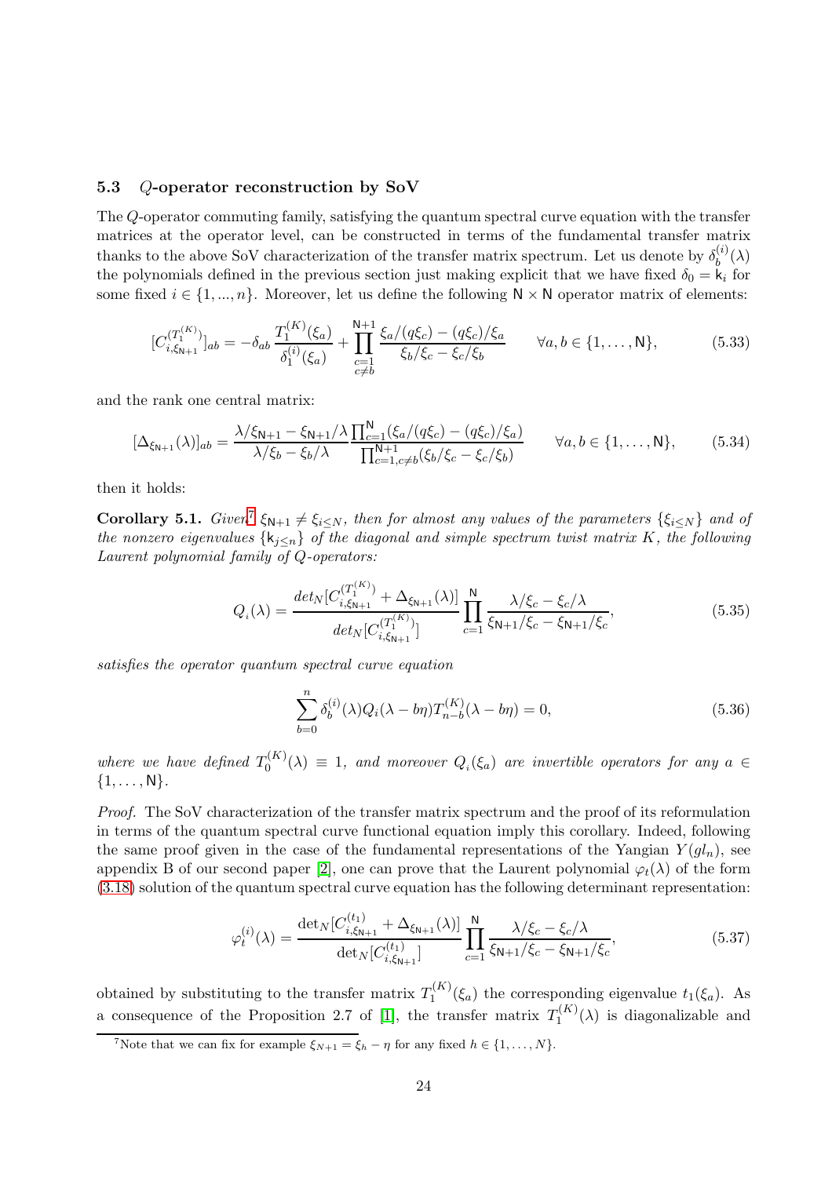### 5.3 $Q$-operator reconstruction by SoV

The $Q$-operator commuting family, satisfying the quantum spectral curve equation with the transfer matrices at the operator level, can be constructed in terms of the fundamental transfer matrix thanks to the above SoV characterization of the transfer matrix spectrum. Let us denote by $\delta_b^{(i)}(\lambda)$ the polynomials defined in the previous section just making explicit that we have fixed $\delta_0 = \mathsf{k}_i$ for some fixed $i \in \{1, ..., n\}$. Moreover, let us define the following $\mathsf{N} \times \mathsf{N}$ operator matrix of elements:

$$[C_{i,\xi_{\mathsf{N}+1}}^{(T_1^{(K)})}]_{ab} = -\delta_{ab} \frac{T_1^{(K)}(\xi_a)}{\delta_1^{(i)}(\xi_a)} + \prod_{\substack{c=1 \\ c \neq b}}^{\mathsf{N}+1} \frac{\xi_a/(q\xi_c) - (q\xi_c)/\xi_a}{\xi_b/\xi_c - \xi_c/\xi_b} \qquad \forall a, b \in \{1, \dots, \mathsf{N}\}, \tag{5.33}$$

and the rank one central matrix:

$$[\Delta_{\xi_{\mathsf{N}+1}}(\lambda)]_{ab} = \frac{\lambda/\xi_{\mathsf{N}+1} - \xi_{\mathsf{N}+1}/\lambda}{\lambda/\xi_b - \xi_b/\lambda} \frac{\prod_{c=1}^{\mathsf{N}}(\xi_a/(q\xi_c) - (q\xi_c)/\xi_a)}{\prod_{c=1, c\neq b}^{\mathsf{N}+1}(\xi_b/\xi_c - \xi_c/\xi_b)} \qquad \forall a, b \in \{1, \dots, \mathsf{N}\}, \tag{5.34}$$

then it holds:

**Corollary 5.1.** *Given*[7] $\xi_{\mathsf{N}+1} \neq \xi_{i \leq N}$, *then for almost any values of the parameters* $\{\xi_{i \leq N}\}$ *and of the nonzero eigenvalues* $\{\mathsf{k}_{j \leq n}\}$ *of the diagonal and simple spectrum twist matrix* $K$, *the following Laurent polynomial family of* $Q$*-operators:*

$$Q_i(\lambda) = \frac{det_N[C_{i,\xi_{\mathsf{N}+1}}^{(T_1^{(K)})} + \Delta_{\xi_{\mathsf{N}+1}}(\lambda)]}{det_N[C_{i,\xi_{\mathsf{N}+1}}^{(T_1^{(K)})}]} \prod_{c=1}^{\mathsf{N}} \frac{\lambda/\xi_c - \xi_c/\lambda}{\xi_{\mathsf{N}+1}/\xi_c - \xi_{\mathsf{N}+1}/\xi_c}, \tag{5.35}$$

*satisfies the operator quantum spectral curve equation*

$$\sum_{b=0}^{n} \delta_b^{(i)}(\lambda) Q_i(\lambda - b\eta) T_{n-b}^{(K)}(\lambda - b\eta) = 0, \tag{5.36}$$

*where we have defined* $T_0^{(K)}(\lambda) \equiv 1$, *and moreover* $Q_i(\xi_a)$ *are invertible operators for any* $a \in \{1, \dots, \mathsf{N}\}$.

*Proof.* The SoV characterization of the transfer matrix spectrum and the proof of its reformulation in terms of the quantum spectral curve functional equation imply this corollary. Indeed, following the same proof given in the case of the fundamental representations of the Yangian $Y(gl_n)$, see appendix B of our second paper [2], one can prove that the Laurent polynomial $\varphi_t(\lambda)$ of the form (3.18) solution of the quantum spectral curve equation has the following determinant representation:

$$\varphi_t^{(i)}(\lambda) = \frac{\det_N[C_{i,\xi_{\mathsf{N}+1}}^{(t_1)} + \Delta_{\xi_{\mathsf{N}+1}}(\lambda)]}{\det_N[C_{i,\xi_{\mathsf{N}+1}}^{(t_1)}]} \prod_{c=1}^{\mathsf{N}} \frac{\lambda/\xi_c - \xi_c/\lambda}{\xi_{\mathsf{N}+1}/\xi_c - \xi_{\mathsf{N}+1}/\xi_c}, \tag{5.37}$$

obtained by substituting to the transfer matrix $T_1^{(K)}(\xi_a)$ the corresponding eigenvalue $t_1(\xi_a)$. As a consequence of the Proposition 2.7 of [1], the transfer matrix $T_1^{(K)}(\lambda)$ is diagonalizable and

[7] Note that we can fix for example $\xi_{N+1} = \xi_h - \eta$ for any fixed $h \in \{1, \dots, N\}$.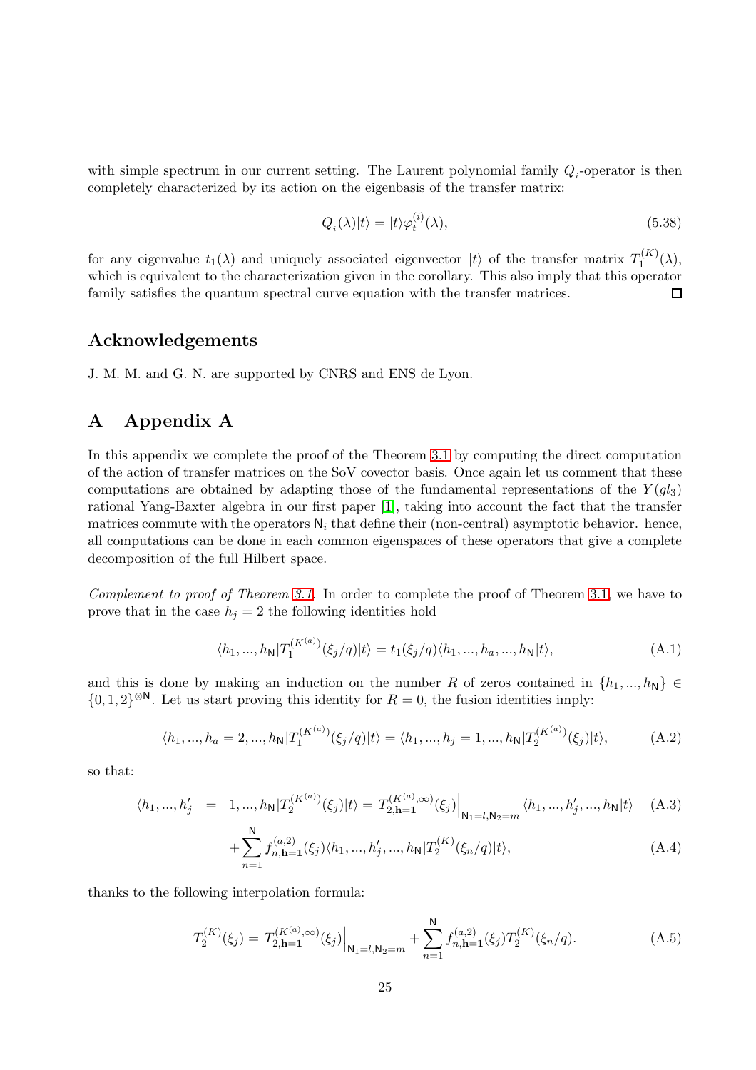with simple spectrum in our current setting. The Laurent polynomial family $Q_i$-operator is then completely characterized by its action on the eigenbasis of the transfer matrix:

$$Q_i(\lambda)|t\rangle = |t\rangle\varphi_t^{(i)}(\lambda), \tag{5.38}$$

for any eigenvalue $t_1(\lambda)$ and uniquely associated eigenvector $|t\rangle$ of the transfer matrix $T_1^{(K)}(\lambda)$, which is equivalent to the characterization given in the corollary. This also imply that this operator family satisfies the quantum spectral curve equation with the transfer matrices. □

## Acknowledgements

J. M. M. and G. N. are supported by CNRS and ENS de Lyon.

# A Appendix A

In this appendix we complete the proof of the Theorem 3.1 by computing the direct computation of the action of transfer matrices on the SoV covector basis. Once again let us comment that these computations are obtained by adapting those of the fundamental representations of the $Y(gl_3)$ rational Yang-Baxter algebra in our first paper [1], taking into account the fact that the transfer matrices commute with the operators $\mathsf{N}_i$ that define their (non-central) asymptotic behavior. hence, all computations can be done in each common eigenspaces of these operators that give a complete decomposition of the full Hilbert space.

*Complement to proof of Theorem 3.1.* In order to complete the proof of Theorem 3.1, we have to prove that in the case $h_j = 2$ the following identities hold

$$\langle h_1, ..., h_{\mathsf{N}}|T_1^{(K^{(a)})}(\xi_j/q)|t\rangle = t_1(\xi_j/q)\langle h_1, ..., h_a, ..., h_{\mathsf{N}}|t\rangle, \tag{A.1}$$

and this is done by making an induction on the number $R$ of zeros contained in $\{h_1, ..., h_{\mathsf{N}}\} \in \{0, 1, 2\}^{\otimes \mathsf{N}}$. Let us start proving this identity for $R = 0$, the fusion identities imply:

$$\langle h_1, ..., h_a = 2, ..., h_{\mathsf{N}}|T_1^{(K^{(a)})}(\xi_j/q)|t\rangle = \langle h_1, ..., h_j = 1, ..., h_{\mathsf{N}}|T_2^{(K^{(a)})}(\xi_j)|t\rangle, \tag{A.2}$$

so that:

$$\langle h_1, ..., h'_j = 1, ..., h_{\mathsf{N}}|T_2^{(K^{(a)})}(\xi_j)|t\rangle = T_{2,\mathbf{h}=\mathbf{1}}^{(K^{(a)},\infty)}(\xi_j)\Big|_{\mathsf{N}_1=l,\mathsf{N}_2=m} \langle h_1, ..., h'_j, ..., h_{\mathsf{N}}|t\rangle \tag{A.3}$$

$$+\sum_{n=1}^{\mathsf{N}} f_{n,\mathbf{h}=\mathbf{1}}^{(a,2)}(\xi_j)\langle h_1, ..., h'_j, ..., h_{\mathsf{N}}|T_2^{(K)}(\xi_n/q)|t\rangle, \tag{A.4}$$

thanks to the following interpolation formula:

$$T_2^{(K)}(\xi_j) = T_{2,\mathbf{h}=\mathbf{1}}^{(K^{(a)},\infty)}(\xi_j)\Big|_{\mathsf{N}_1=l,\mathsf{N}_2=m} + \sum_{n=1}^{\mathsf{N}} f_{n,\mathbf{h}=\mathbf{1}}^{(a,2)}(\xi_j)T_2^{(K)}(\xi_n/q). \tag{A.5}$$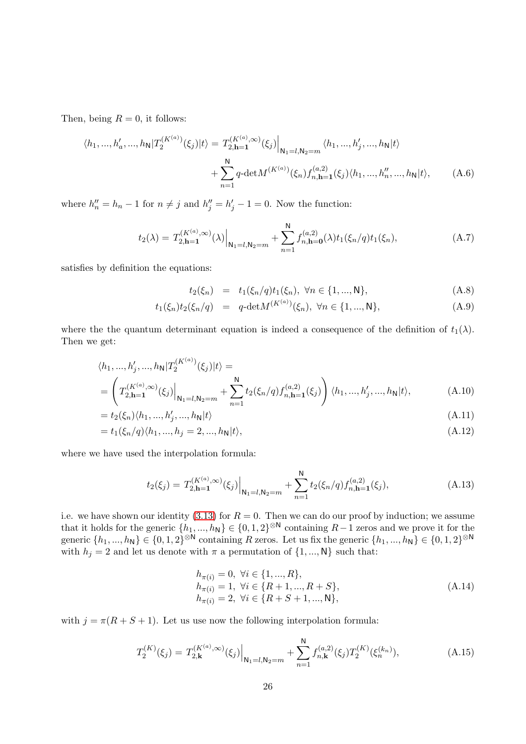Then, being $R=0$, it follows:

$$\langle h_1,...,h'_a,...,h_{\mathsf{N}}|T_2^{(K^{(a)})}(\xi_j)|t\rangle = T_{2,\mathbf{h=1}}^{(K^{(a)},\infty)}(\xi_j)\Big|_{\mathsf{N}_1=l,\mathsf{N}_2=m}\langle h_1,...,h'_j,...,h_{\mathsf{N}}|t\rangle$$
$$+\sum_{n=1}^{\mathsf{N}} q\text{-det}M^{(K^{(a)})}(\xi_n)f_{n,\mathbf{h=1}}^{(a,2)}(\xi_j)\langle h_1,...,h''_n,...,h_{\mathsf{N}}|t\rangle, \tag{A.6}$$

where $h''_n = h_n - 1$ for $n \neq j$ and $h''_j = h'_j - 1 = 0$. Now the function:

$$t_2(\lambda) = T_{2,\mathbf{h=1}}^{(K^{(a)},\infty)}(\lambda)\Big|_{\mathsf{N}_1=l,\mathsf{N}_2=m} + \sum_{n=1}^{\mathsf{N}} f_{n,\mathbf{h=0}}^{(a,2)}(\lambda)t_1(\xi_n/q)t_1(\xi_n), \tag{A.7}$$

satisfies by definition the equations:

$$t_2(\xi_n) = t_1(\xi_n/q)t_1(\xi_n),\ \forall n\in\{1,...,\mathsf{N}\}, \tag{A.8}$$
$$t_1(\xi_n)t_2(\xi_n/q) = q\text{-det}M^{(K^{(a)})}(\xi_n),\ \forall n\in\{1,...,\mathsf{N}\}, \tag{A.9}$$

where the the quantum determinant equation is indeed a consequence of the definition of $t_1(\lambda)$. Then we get:

$$\langle h_1,...,h'_j,...,h_{\mathsf{N}}|T_2^{(K^{(a)})}(\xi_j)|t\rangle =$$
$$= \left(T_{2,\mathbf{h=1}}^{(K^{(a)},\infty)}(\xi_j)\Big|_{\mathsf{N}_1=l,\mathsf{N}_2=m} + \sum_{n=1}^{\mathsf{N}} t_2(\xi_n/q)f_{n,\mathbf{h=1}}^{(a,2)}(\xi_j)\right)\langle h_1,...,h'_j,...,h_{\mathsf{N}}|t\rangle, \tag{A.10}$$
$$= t_2(\xi_n)\langle h_1,...,h'_j,...,h_{\mathsf{N}}|t\rangle \tag{A.11}$$
$$= t_1(\xi_n/q)\langle h_1,...,h_j=2,...,h_{\mathsf{N}}|t\rangle, \tag{A.12}$$

where we have used the interpolation formula:

$$t_2(\xi_j) = T_{2,\mathbf{h=1}}^{(K^{(a)},\infty)}(\xi_j)\Big|_{\mathsf{N}_1=l,\mathsf{N}_2=m} + \sum_{n=1}^{\mathsf{N}} t_2(\xi_n/q)f_{n,\mathbf{h=1}}^{(a,2)}(\xi_j), \tag{A.13}$$

i.e. we have shown our identity (3.13) for $R=0$. Then we can do our proof by induction; we assume that it holds for the generic $\{h_1,...,h_{\mathsf{N}}\}\in\{0,1,2\}^{\otimes\mathsf{N}}$ containing $R-1$ zeros and we prove it for the generic $\{h_1,...,h_{\mathsf{N}}\}\in\{0,1,2\}^{\otimes\mathsf{N}}$ containing $R$ zeros. Let us fix the generic $\{h_1,...,h_{\mathsf{N}}\}\in\{0,1,2\}^{\otimes\mathsf{N}}$ with $h_j=2$ and let us denote with $\pi$ a permutation of $\{1,...,\mathsf{N}\}$ such that:

$$\begin{aligned} &h_{\pi(i)}=0,\ \forall i\in\{1,...,R\},\\ &h_{\pi(i)}=1,\ \forall i\in\{R+1,...,R+S\},\\ &h_{\pi(i)}=2,\ \forall i\in\{R+S+1,...,\mathsf{N}\}, \end{aligned} \tag{A.14}$$

with $j=\pi(R+S+1)$. Let us use now the following interpolation formula:

$$T_2^{(K)}(\xi_j) = T_{2,\mathbf{k}}^{(K^{(a)},\infty)}(\xi_j)\Big|_{\mathsf{N}_1=l,\mathsf{N}_2=m} + \sum_{n=1}^{\mathsf{N}} f_{n,\mathbf{k}}^{(a,2)}(\xi_j)T_2^{(K)}(\xi_n^{(k_n)}), \tag{A.15}$$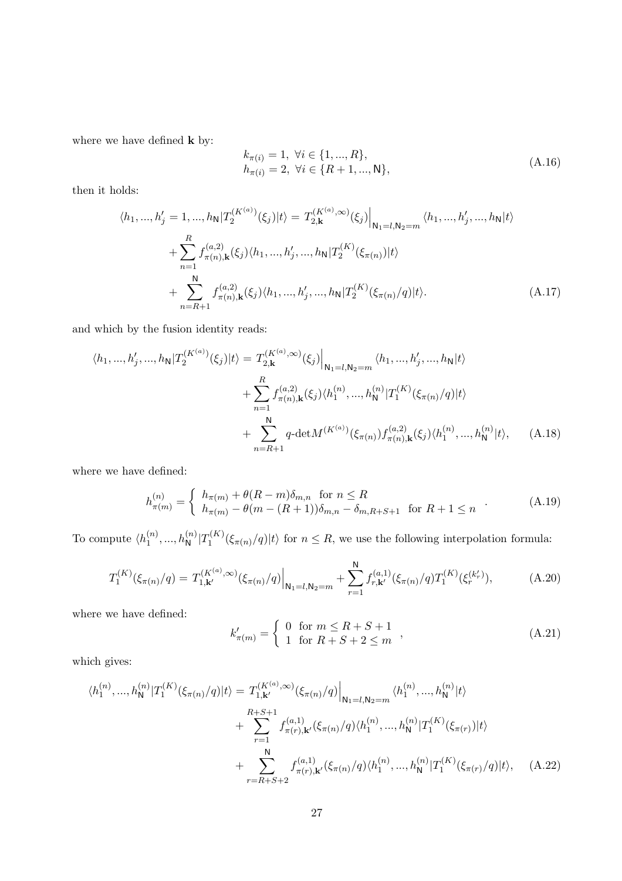where we have defined $\mathbf{k}$ by:

$$
\begin{aligned}
&k_{\pi(i)} = 1, \ \forall i \in \{1, ..., R\}, \\
&h_{\pi(i)} = 2, \ \forall i \in \{R+1, ..., \mathsf{N}\},
\end{aligned}
\tag{A.16}
$$

then it holds:

$$
\begin{aligned}
\langle h_1, ..., h'_j = 1, ..., h_{\mathsf{N}} | T_2^{(K^{(a)})}(\xi_j) | t \rangle &= T_{2,\mathbf{k}}^{(K^{(a)},\infty)}(\xi_j) \Big|_{\mathsf{N}_1 = l, \mathsf{N}_2 = m} \langle h_1, ..., h'_j, ..., h_{\mathsf{N}} | t \rangle \\
&+ \sum_{n=1}^{R} f_{\pi(n),\mathbf{k}}^{(a,2)}(\xi_j) \langle h_1, ..., h'_j, ..., h_{\mathsf{N}} | T_2^{(K)}(\xi_{\pi(n)}) | t \rangle \\
&+ \sum_{n=R+1}^{\mathsf{N}} f_{\pi(n),\mathbf{k}}^{(a,2)}(\xi_j) \langle h_1, ..., h'_j, ..., h_{\mathsf{N}} | T_2^{(K)}(\xi_{\pi(n)}/q) | t \rangle.
\end{aligned}
\tag{A.17}
$$

and which by the fusion identity reads:

$$
\begin{aligned}
\langle h_1, ..., h'_j, ..., h_{\mathsf{N}} | T_2^{(K^{(a)})}(\xi_j) | t \rangle &= T_{2,\mathbf{k}}^{(K^{(a)},\infty)}(\xi_j) \Big|_{\mathsf{N}_1 = l, \mathsf{N}_2 = m} \langle h_1, ..., h'_j, ..., h_{\mathsf{N}} | t \rangle \\
&+ \sum_{n=1}^{R} f_{\pi(n),\mathbf{k}}^{(a,2)}(\xi_j) \langle h_1^{(n)}, ..., h_{\mathsf{N}}^{(n)} | T_1^{(K)}(\xi_{\pi(n)}/q) | t \rangle \\
&+ \sum_{n=R+1}^{\mathsf{N}} q\text{-det} M^{(K^{(a)})}(\xi_{\pi(n)}) f_{\pi(n),\mathbf{k}}^{(a,2)}(\xi_j) \langle h_1^{(n)}, ..., h_{\mathsf{N}}^{(n)} | t \rangle,
\end{aligned}
\tag{A.18}
$$

where we have defined:

$$
h_{\pi(m)}^{(n)} = \begin{cases} h_{\pi(m)} + \theta(R-m)\delta_{m,n} & \text{for } n \leq R \\ h_{\pi(m)} - \theta(m-(R+1))\delta_{m,n} - \delta_{m,R+S+1} & \text{for } R+1 \leq n \end{cases} .
\tag{A.19}
$$

To compute $\langle h_1^{(n)}, ..., h_{\mathsf{N}}^{(n)} | T_1^{(K)}(\xi_{\pi(n)}/q) | t \rangle$ for $n \leq R$, we use the following interpolation formula:

$$
T_1^{(K)}(\xi_{\pi(n)}/q) = T_{1,\mathbf{k}'}^{(K^{(a)},\infty)}(\xi_{\pi(n)}/q) \Big|_{\mathsf{N}_1 = l, \mathsf{N}_2 = m} + \sum_{r=1}^{\mathsf{N}} f_{r,\mathbf{k}'}^{(a,1)}(\xi_{\pi(n)}/q) T_1^{(K)}(\xi_r^{(k'_r)}),
\tag{A.20}
$$

where we have defined:

$$
k'_{\pi(m)} = \begin{cases} 0 & \text{for } m \leq R+S+1 \\ 1 & \text{for } R+S+2 \leq m \end{cases} ,
\tag{A.21}
$$

which gives:

$$
\begin{aligned}
\langle h_1^{(n)}, ..., h_{\mathsf{N}}^{(n)} | T_1^{(K)}(\xi_{\pi(n)}/q) | t \rangle &= T_{1,\mathbf{k}'}^{(K^{(a)},\infty)}(\xi_{\pi(n)}/q) \Big|_{\mathsf{N}_1 = l, \mathsf{N}_2 = m} \langle h_1^{(n)}, ..., h_{\mathsf{N}}^{(n)} | t \rangle \\
&+ \sum_{r=1}^{R+S+1} f_{\pi(r),\mathbf{k}'}^{(a,1)}(\xi_{\pi(n)}/q) \langle h_1^{(n)}, ..., h_{\mathsf{N}}^{(n)} | T_1^{(K)}(\xi_{\pi(r)}) | t \rangle \\
&+ \sum_{r=R+S+2}^{\mathsf{N}} f_{\pi(r),\mathbf{k}'}^{(a,1)}(\xi_{\pi(n)}/q) \langle h_1^{(n)}, ..., h_{\mathsf{N}}^{(n)} | T_1^{(K)}(\xi_{\pi(r)}/q) | t \rangle,
\end{aligned}
\tag{A.22}
$$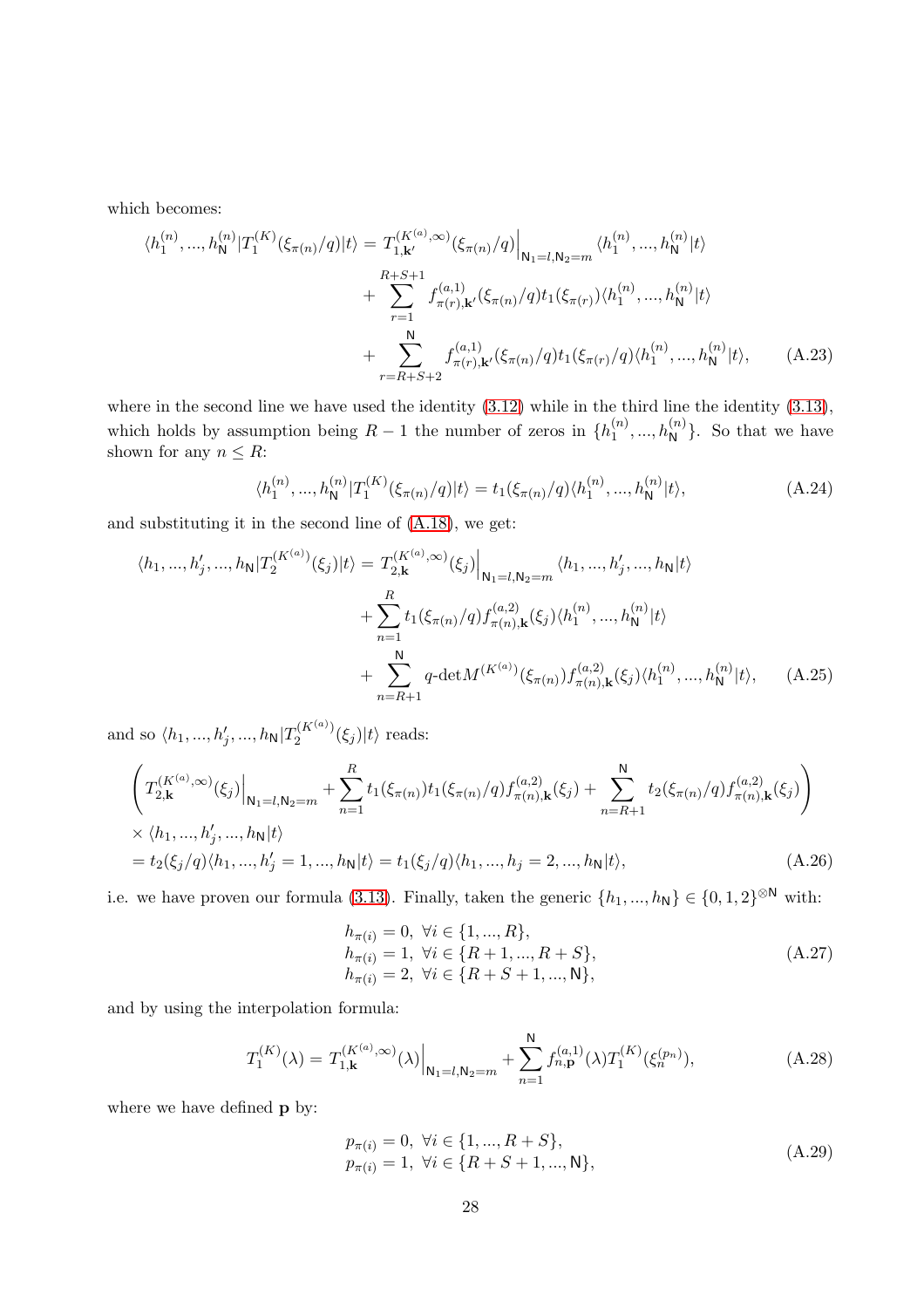which becomes:

$$
\begin{aligned}
\langle h_1^{(n)}, ..., h_{\mathsf{N}}^{(n)} | T_1^{(K)}(\xi_{\pi(n)}/q) | t \rangle = & \, T_{1,\mathbf{k}'}^{(K^{(a)},\infty)}(\xi_{\pi(n)}/q) \Big|_{\mathsf{N}_1 = l, \mathsf{N}_2 = m} \langle h_1^{(n)}, ..., h_{\mathsf{N}}^{(n)} | t \rangle \\
& + \sum_{r=1}^{R+S+1} f_{\pi(r),\mathbf{k}'}^{(a,1)}(\xi_{\pi(n)}/q) t_1(\xi_{\pi(r)}) \langle h_1^{(n)}, ..., h_{\mathsf{N}}^{(n)} | t \rangle \\
& + \sum_{r=R+S+2}^{\mathsf{N}} f_{\pi(r),\mathbf{k}'}^{(a,1)}(\xi_{\pi(n)}/q) t_1(\xi_{\pi(r)}/q) \langle h_1^{(n)}, ..., h_{\mathsf{N}}^{(n)} | t \rangle,
\end{aligned} \tag{A.23}
$$

where in the second line we have used the identity (3.12) while in the third line the identity (3.13), which holds by assumption being $R-1$ the number of zeros in $\{h_1^{(n)}, ..., h_{\mathsf{N}}^{(n)}\}$. So that we have shown for any $n \leq R$:

$$
\langle h_1^{(n)}, ..., h_{\mathsf{N}}^{(n)} | T_1^{(K)}(\xi_{\pi(n)}/q) | t \rangle = t_1(\xi_{\pi(n)}/q) \langle h_1^{(n)}, ..., h_{\mathsf{N}}^{(n)} | t \rangle, \tag{A.24}
$$

and substituting it in the second line of (A.18), we get:

$$
\begin{aligned}
\langle h_1, ..., h_j', ..., h_{\mathsf{N}} | T_2^{(K^{(a)})}(\xi_j) | t \rangle = & \, T_{2,\mathbf{k}}^{(K^{(a)},\infty)}(\xi_j) \Big|_{\mathsf{N}_1 = l, \mathsf{N}_2 = m} \langle h_1, ..., h_j', ..., h_{\mathsf{N}} | t \rangle \\
& + \sum_{n=1}^{R} t_1(\xi_{\pi(n)}/q) f_{\pi(n),\mathbf{k}}^{(a,2)}(\xi_j) \langle h_1^{(n)}, ..., h_{\mathsf{N}}^{(n)} | t \rangle \\
& + \sum_{n=R+1}^{\mathsf{N}} q\text{-det} M^{(K^{(a)})}(\xi_{\pi(n)}) f_{\pi(n),\mathbf{k}}^{(a,2)}(\xi_j) \langle h_1^{(n)}, ..., h_{\mathsf{N}}^{(n)} | t \rangle,
\end{aligned} \tag{A.25}
$$

and so $\langle h_1, ..., h_j', ..., h_{\mathsf{N}} | T_2^{(K^{(a)})}(\xi_j) | t \rangle$ reads:

$$
\begin{aligned}
& \left( T_{2,\mathbf{k}}^{(K^{(a)},\infty)}(\xi_j) \Big|_{\mathsf{N}_1 = l, \mathsf{N}_2 = m} + \sum_{n=1}^{R} t_1(\xi_{\pi(n)}) t_1(\xi_{\pi(n)}/q) f_{\pi(n),\mathbf{k}}^{(a,2)}(\xi_j) + \sum_{n=R+1}^{\mathsf{N}} t_2(\xi_{\pi(n)}/q) f_{\pi(n),\mathbf{k}}^{(a,2)}(\xi_j) \right) \\
& \times \langle h_1, ..., h_j', ..., h_{\mathsf{N}} | t \rangle \\
& = t_2(\xi_j/q) \langle h_1, ..., h_j' = 1, ..., h_{\mathsf{N}} | t \rangle = t_1(\xi_j/q) \langle h_1, ..., h_j = 2, ..., h_{\mathsf{N}} | t \rangle,
\end{aligned} \tag{A.26}
$$

i.e. we have proven our formula (3.13). Finally, taken the generic $\{h_1, ..., h_{\mathsf{N}}\} \in \{0, 1, 2\}^{\otimes \mathsf{N}}$ with:

$$
\begin{aligned}
& h_{\pi(i)} = 0, \ \forall i \in \{1, ..., R\}, \\
& h_{\pi(i)} = 1, \ \forall i \in \{R+1, ..., R+S\}, \\
& h_{\pi(i)} = 2, \ \forall i \in \{R+S+1, ..., \mathsf{N}\},
\end{aligned} \tag{A.27}
$$

and by using the interpolation formula:

$$
T_1^{(K)}(\lambda) = T_{1,\mathbf{k}}^{(K^{(a)},\infty)}(\lambda) \Big|_{\mathsf{N}_1 = l, \mathsf{N}_2 = m} + \sum_{n=1}^{\mathsf{N}} f_{n,\mathbf{p}}^{(a,1)}(\lambda) T_1^{(K)}(\xi_n^{(p_n)}), \tag{A.28}
$$

where we have defined $\mathbf{p}$ by:

$$
\begin{aligned}
& p_{\pi(i)} = 0, \ \forall i \in \{1, ..., R+S\}, \\
& p_{\pi(i)} = 1, \ \forall i \in \{R+S+1, ..., \mathsf{N}\},
\end{aligned} \tag{A.29}
$$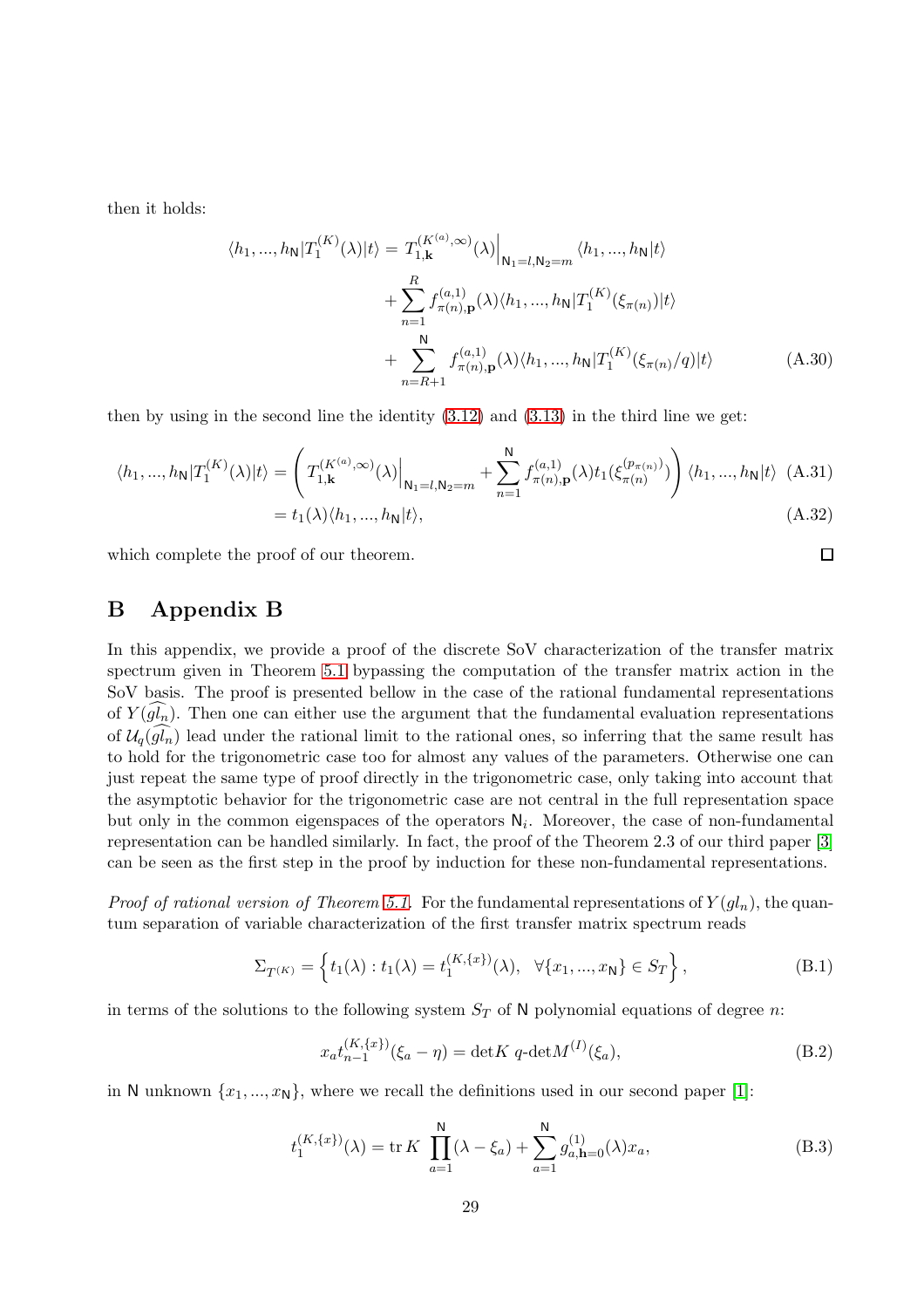then it holds:

$$\begin{aligned}\langle h_1, ..., h_{\mathsf{N}}|T_1^{(K)}(\lambda)|t\rangle &= T_{1,\mathbf{k}}^{(K^{(a)},\infty)}(\lambda)\Big|_{\mathsf{N}_1=l,\mathsf{N}_2=m}\langle h_1, ..., h_{\mathsf{N}}|t\rangle \\ &+ \sum_{n=1}^{R} f_{\pi(n),\mathbf{p}}^{(a,1)}(\lambda)\langle h_1, ..., h_{\mathsf{N}}|T_1^{(K)}(\xi_{\pi(n)})|t\rangle \\ &+ \sum_{n=R+1}^{\mathsf{N}} f_{\pi(n),\mathbf{p}}^{(a,1)}(\lambda)\langle h_1, ..., h_{\mathsf{N}}|T_1^{(K)}(\xi_{\pi(n)}/q)|t\rangle \end{aligned} \tag{A.30}$$

then by using in the second line the identity (3.12) and (3.13) in the third line we get:

$$\begin{aligned}\langle h_1, ..., h_{\mathsf{N}}|T_1^{(K)}(\lambda)|t\rangle &= \left( T_{1,\mathbf{k}}^{(K^{(a)},\infty)}(\lambda)\Big|_{\mathsf{N}_1=l,\mathsf{N}_2=m} + \sum_{n=1}^{\mathsf{N}} f_{\pi(n),\mathbf{p}}^{(a,1)}(\lambda) t_1(\xi_{\pi(n)}^{(p_{\pi(n)})}) \right)\langle h_1, ..., h_{\mathsf{N}}|t\rangle \quad (A.31)\\ &= t_1(\lambda)\langle h_1, ..., h_{\mathsf{N}}|t\rangle, \quad (A.32)\end{aligned}$$

which complete the proof of our theorem. □

# B Appendix B

In this appendix, we provide a proof of the discrete SoV characterization of the transfer matrix spectrum given in Theorem 5.1 bypassing the computation of the transfer matrix action in the SoV basis. The proof is presented bellow in the case of the rational fundamental representations of $Y(\widehat{gl_n})$. Then one can either use the argument that the fundamental evaluation representations of $\mathcal{U}_q(\widehat{gl_n})$ lead under the rational limit to the rational ones, so inferring that the same result has to hold for the trigonometric case too for almost any values of the parameters. Otherwise one can just repeat the same type of proof directly in the trigonometric case, only taking into account that the asymptotic behavior for the trigonometric case are not central in the full representation space but only in the common eigenspaces of the operators $\mathsf{N}_i$. Moreover, the case of non-fundamental representation can be handled similarly. In fact, the proof of the Theorem 2.3 of our third paper [3] can be seen as the first step in the proof by induction for these non-fundamental representations.

*Proof of rational version of Theorem 5.1.* For the fundamental representations of $Y(gl_n)$, the quantum separation of variable characterization of the first transfer matrix spectrum reads

$$\Sigma_{T^{(K)}} = \left\{ t_1(\lambda) : t_1(\lambda) = t_1^{(K,\{x\})}(\lambda), \quad \forall \{x_1, ..., x_{\mathsf{N}}\} \in S_T \right\}, \tag{B.1}$$

in terms of the solutions to the following system $S_T$ of $\mathsf{N}$ polynomial equations of degree $n$:

$$x_a t_{n-1}^{(K,\{x\})}(\xi_a - \eta) = \det K \; q\text{-}\det M^{(I)}(\xi_a), \tag{B.2}$$

in $\mathsf{N}$ unknown $\{x_1, ..., x_{\mathsf{N}}\}$, where we recall the definitions used in our second paper [1]:

$$t_1^{(K,\{x\})}(\lambda) = \operatorname{tr} K \prod_{a=1}^{\mathsf{N}}(\lambda - \xi_a) + \sum_{a=1}^{\mathsf{N}} g_{a,\mathbf{h}=0}^{(1)}(\lambda) x_a, \tag{B.3}$$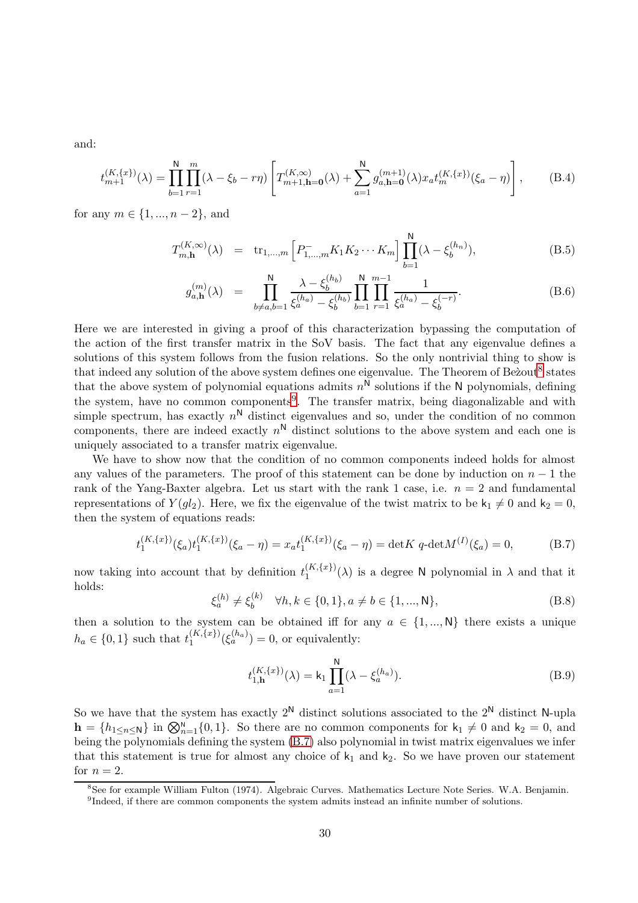and:

$$t_{m+1}^{(K,\{x\})}(\lambda)=\prod_{b=1}^{\mathsf{N}}\prod_{r=1}^{m}(\lambda-\xi_b-r\eta)\left[T_{m+1,\mathbf{h=0}}^{(K,\infty)}(\lambda)+\sum_{a=1}^{\mathsf{N}}g_{a,\mathbf{h=0}}^{(m+1)}(\lambda)x_a t_m^{(K,\{x\})}(\xi_a-\eta)\right], \tag{B.4}$$

for any $m\in\{1,...,n-2\}$, and

$$T_{m,\mathbf{h}}^{(K,\infty)}(\lambda) = \mathrm{tr}_{1,...,m}\left[P_{1,...,m}^{-}K_1K_2\cdots K_m\right]\prod_{b=1}^{\mathsf{N}}(\lambda-\xi_b^{(h_n)}), \tag{B.5}$$

$$g_{a,\mathbf{h}}^{(m)}(\lambda) = \prod_{b\neq a,b=1}^{\mathsf{N}}\frac{\lambda-\xi_b^{(h_b)}}{\xi_a^{(h_a)}-\xi_b^{(h_b)}}\prod_{b=1}^{\mathsf{N}}\prod_{r=1}^{m-1}\frac{1}{\xi_a^{(h_a)}-\xi_b^{(-r)}}. \tag{B.6}$$

Here we are interested in giving a proof of this characterization bypassing the computation of the action of the first transfer matrix in the SoV basis. The fact that any eigenvalue defines a solutions of this system follows from the fusion relations. So the only nontrivial thing to show is that indeed any solution of the above system defines one eigenvalue. The Theorem of Bežout[8] states that the above system of polynomial equations admits $n^{\mathsf{N}}$ solutions if the $\mathsf{N}$ polynomials, defining the system, have no common components[9]. The transfer matrix, being diagonalizable and with simple spectrum, has exactly $n^{\mathsf{N}}$ distinct eigenvalues and so, under the condition of no common components, there are indeed exactly $n^{\mathsf{N}}$ distinct solutions to the above system and each one is uniquely associated to a transfer matrix eigenvalue.

We have to show now that the condition of no common components indeed holds for almost any values of the parameters. The proof of this statement can be done by induction on $n-1$ the rank of the Yang-Baxter algebra. Let us start with the rank 1 case, i.e. $n=2$ and fundamental representations of $Y(gl_2)$. Here, we fix the eigenvalue of the twist matrix to be $\mathsf{k}_1\neq 0$ and $\mathsf{k}_2=0$, then the system of equations reads:

$$t_1^{(K,\{x\})}(\xi_a)t_1^{(K,\{x\})}(\xi_a-\eta)=x_a t_1^{(K,\{x\})}(\xi_a-\eta)=\det K\ q\text{-}\det M^{(I)}(\xi_a)=0, \tag{B.7}$$

now taking into account that by definition $t_1^{(K,\{x\})}(\lambda)$ is a degree $\mathsf{N}$ polynomial in $\lambda$ and that it holds:

$$\xi_a^{(h)}\neq\xi_b^{(k)}\quad\forall h,k\in\{0,1\},a\neq b\in\{1,...,\mathsf{N}\}, \tag{B.8}$$

then a solution to the system can be obtained iff for any $a\in\{1,...,\mathsf{N}\}$ there exists a unique $h_a\in\{0,1\}$ such that $t_1^{(K,\{x\})}(\xi_a^{(h_a)})=0$, or equivalently:

$$t_{1,\mathbf{h}}^{(K,\{x\})}(\lambda)=\mathsf{k}_1\prod_{a=1}^{\mathsf{N}}(\lambda-\xi_a^{(h_a)}). \tag{B.9}$$

So we have that the system has exactly $2^{\mathsf{N}}$ distinct solutions associated to the $2^{\mathsf{N}}$ distinct $\mathsf{N}$-upla $\mathbf{h}=\{h_{1\leq n\leq\mathsf{N}}\}$ in $\bigotimes_{n=1}^{\mathsf{N}}\{0,1\}$. So there are no common components for $\mathsf{k}_1\neq 0$ and $\mathsf{k}_2=0$, and being the polynomials defining the system (B.7) also polynomial in twist matrix eigenvalues we infer that this statement is true for almost any choice of $\mathsf{k}_1$ and $\mathsf{k}_2$. So we have proven our statement for $n=2$.

[8] See for example William Fulton (1974). Algebraic Curves. Mathematics Lecture Note Series. W.A. Benjamin.

[9] Indeed, if there are common components the system admits instead an infinite number of solutions.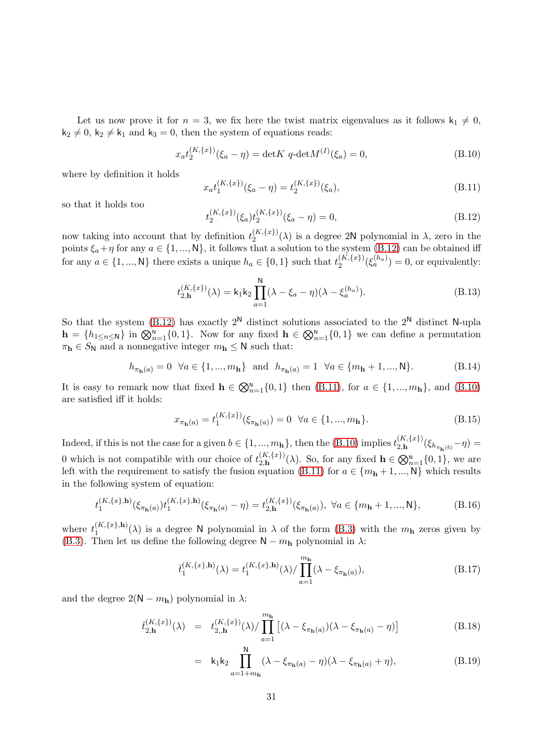Let us now prove it for $n = 3$, we fix here the twist matrix eigenvalues as it follows $\mathsf{k}_1 \neq 0$, $\mathsf{k}_2 \neq 0$, $\mathsf{k}_2 \neq \mathsf{k}_1$ and $\mathsf{k}_3 = 0$, then the system of equations reads:

$$x_a t_2^{(K,\{x\})}(\xi_a - \eta) = \det K \ q\text{-}\det M^{(I)}(\xi_a) = 0, \tag{B.10}$$

where by definition it holds

$$x_a t_1^{(K,\{x\})}(\xi_a - \eta) = t_2^{(K,\{x\})}(\xi_a), \tag{B.11}$$

so that it holds too

$$t_2^{(K,\{x\})}(\xi_a) t_2^{(K,\{x\})}(\xi_a - \eta) = 0, \tag{B.12}$$

now taking into account that by definition $t_2^{(K,\{x\})}(\lambda)$ is a degree $2\mathsf{N}$ polynomial in $\lambda$, zero in the points $\xi_a + \eta$ for any $a \in \{1, ..., \mathsf{N}\}$, it follows that a solution to the system (B.12) can be obtained iff for any $a \in \{1, ..., \mathsf{N}\}$ there exists a unique $h_a \in \{0, 1\}$ such that $t_2^{(K,\{x\})}(\xi_a^{(h_a)}) = 0$, or equivalently:

$$t_{2,\mathbf{h}}^{(K,\{x\})}(\lambda) = \mathsf{k}_1 \mathsf{k}_2 \prod_{a=1}^{\mathsf{N}} (\lambda - \xi_a - \eta)(\lambda - \xi_a^{(h_a)}). \tag{B.13}$$

So that the system (B.12) has exactly $2^{\mathsf{N}}$ distinct solutions associated to the $2^{\mathsf{N}}$ distinct $\mathsf{N}$-upla $\mathbf{h} = \{h_{1 \leq n \leq \mathsf{N}}\}$ in $\bigotimes_{n=1}^{\mathsf{N}} \{0, 1\}$. Now for any fixed $\mathbf{h} \in \bigotimes_{n=1}^{\mathsf{N}} \{0, 1\}$ we can define a permutation $\pi_{\mathbf{h}} \in S_{\mathsf{N}}$ and a nonnegative integer $m_{\mathbf{h}} \leq \mathsf{N}$ such that:

$$h_{\pi_{\mathbf{h}}(a)} = 0 \ \ \forall a \in \{1, ..., m_{\mathbf{h}}\} \ \text{ and } \ h_{\pi_{\mathbf{h}}(a)} = 1 \ \ \forall a \in \{m_{\mathbf{h}} + 1, ..., \mathsf{N}\}. \tag{B.14}$$

It is easy to remark now that fixed $\mathbf{h} \in \bigotimes_{n=1}^{\mathsf{N}} \{0, 1\}$ then (B.11), for $a \in \{1, ..., m_{\mathbf{h}}\}$, and (B.10) are satisfied iff it holds:

$$x_{\pi_{\mathbf{h}}(a)} = t_1^{(K,\{x\})}(\xi_{\pi_{\mathbf{h}}(a)}) = 0 \ \ \forall a \in \{1, ..., m_{\mathbf{h}}\}. \tag{B.15}$$

Indeed, if this is not the case for a given $b \in \{1, ..., m_{\mathbf{h}}\}$, then the (B.10) implies $t_{2,\mathbf{h}}^{(K,\{x\})}(\xi_{h_{\pi_{\mathbf{h}}(b)}} - \eta) = 0$ which is not compatible with our choice of $t_{2,\mathbf{h}}^{(K,\{x\})}(\lambda)$. So, for any fixed $\mathbf{h} \in \bigotimes_{n=1}^{\mathsf{N}} \{0, 1\}$, we are left with the requirement to satisfy the fusion equation (B.11) for $a \in \{m_{\mathbf{h}} + 1, ..., \mathsf{N}\}$ which results in the following system of equation:

$$t_1^{(K,\{x\},\mathbf{h})}(\xi_{\pi_{\mathbf{h}}(a)}) t_1^{(K,\{x\},\mathbf{h})}(\xi_{\pi_{\mathbf{h}}(a)} - \eta) = t_{2,\mathbf{h}}^{(K,\{x\})}(\xi_{\pi_{\mathbf{h}}(a)}), \ \ \forall a \in \{m_{\mathbf{h}} + 1, ..., \mathsf{N}\}, \tag{B.16}$$

where $t_1^{(K,\{x\},\mathbf{h})}(\lambda)$ is a degree $\mathsf{N}$ polynomial in $\lambda$ of the form (B.3) with the $m_{\mathbf{h}}$ zeros given by (B.3). Then let us define the following degree $\mathsf{N} - m_{\mathbf{h}}$ polynomial in $\lambda$:

$$\bar{t}_1^{(K,\{x\},\mathbf{h})}(\lambda) = t_1^{(K,\{x\},\mathbf{h})}(\lambda) / \prod_{a=1}^{m_{\mathbf{h}}} (\lambda - \xi_{\pi_{\mathbf{h}}(a)}), \tag{B.17}$$

and the degree $2(\mathsf{N} - m_{\mathbf{h}})$ polynomial in $\lambda$:

$$\begin{aligned} \bar{t}_{2,\mathbf{h}}^{(K,\{x\})}(\lambda) &= t_{2,,\mathbf{h}}^{(K,\{x\})}(\lambda) / \prod_{a=1}^{m_{\mathbf{h}}} \left[ (\lambda - \xi_{\pi_{\mathbf{h}}(a)})(\lambda - \xi_{\pi_{\mathbf{h}}(a)} - \eta) \right] & \text{(B.18)} \\ &= \mathsf{k}_1 \mathsf{k}_2 \prod_{a=1+m_{\mathbf{h}}}^{\mathsf{N}} (\lambda - \xi_{\pi_{\mathbf{h}}(a)} - \eta)(\lambda - \xi_{\pi_{\mathbf{h}}(a)} + \eta), & \text{(B.19)} \end{aligned}$$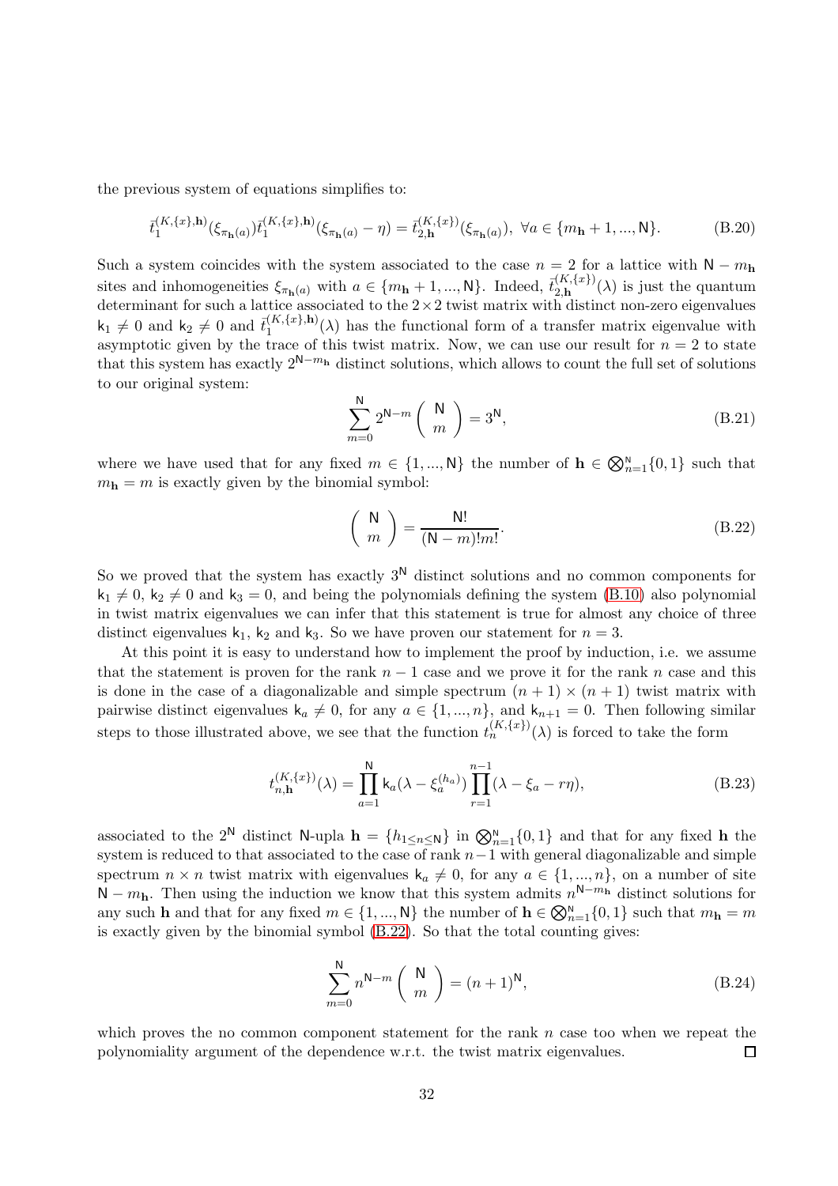the previous system of equations simplifies to:

$$\bar{t}_1^{(K,\{x\},\mathbf{h})}(\xi_{\pi_{\mathbf{h}}(a)})\bar{t}_1^{(K,\{x\},\mathbf{h})}(\xi_{\pi_{\mathbf{h}}(a)}-\eta)=\bar{t}_{2,\mathbf{h}}^{(K,\{x\})}(\xi_{\pi_{\mathbf{h}}(a)}),\ \forall a\in\{m_{\mathbf{h}}+1,...,\mathsf{N}\}. \tag{B.20}$$

Such a system coincides with the system associated to the case $n=2$ for a lattice with $\mathsf{N}-m_{\mathbf{h}}$ sites and inhomogeneities $\xi_{\pi_{\mathbf{h}}(a)}$ with $a\in\{m_{\mathbf{h}}+1,...,\mathsf{N}\}$. Indeed, $\bar{t}_{2,\mathbf{h}}^{(K,\{x\})}(\lambda)$ is just the quantum determinant for such a lattice associated to the $2\times 2$ twist matrix with distinct non-zero eigenvalues $\mathsf{k}_1\neq 0$ and $\mathsf{k}_2\neq 0$ and $\bar{t}_1^{(K,\{x\},\mathbf{h})}(\lambda)$ has the functional form of a transfer matrix eigenvalue with asymptotic given by the trace of this twist matrix. Now, we can use our result for $n=2$ to state that this system has exactly $2^{\mathsf{N}-m_{\mathbf{h}}}$ distinct solutions, which allows to count the full set of solutions to our original system:

$$\sum_{m=0}^{\mathsf{N}}2^{\mathsf{N}-m}\left(\begin{array}{c}\mathsf{N}\\ m\end{array}\right)=3^{\mathsf{N}}, \tag{B.21}$$

where we have used that for any fixed $m\in\{1,...,\mathsf{N}\}$ the number of $\mathbf{h}\in\bigotimes_{n=1}^{\mathsf{N}}\{0,1\}$ such that $m_{\mathbf{h}}=m$ is exactly given by the binomial symbol:

$$\left(\begin{array}{c}\mathsf{N}\\ m\end{array}\right)=\frac{\mathsf{N}!}{(\mathsf{N}-m)!m!}. \tag{B.22}$$

So we proved that the system has exactly $3^{\mathsf{N}}$ distinct solutions and no common components for $\mathsf{k}_1\neq 0$, $\mathsf{k}_2\neq 0$ and $\mathsf{k}_3=0$, and being the polynomials defining the system (B.10) also polynomial in twist matrix eigenvalues we can infer that this statement is true for almost any choice of three distinct eigenvalues $\mathsf{k}_1$, $\mathsf{k}_2$ and $\mathsf{k}_3$. So we have proven our statement for $n=3$.

At this point it is easy to understand how to implement the proof by induction, i.e. we assume that the statement is proven for the rank $n-1$ case and we prove it for the rank $n$ case and this is done in the case of a diagonalizable and simple spectrum $(n+1)\times(n+1)$ twist matrix with pairwise distinct eigenvalues $\mathsf{k}_a\neq 0$, for any $a\in\{1,...,n\}$, and $\mathsf{k}_{n+1}=0$. Then following similar steps to those illustrated above, we see that the function $t_n^{(K,\{x\})}(\lambda)$ is forced to take the form

$$t_{n,\mathbf{h}}^{(K,\{x\})}(\lambda)=\prod_{a=1}^{\mathsf{N}}\mathsf{k}_a(\lambda-\xi_a^{(h_a)})\prod_{r=1}^{n-1}(\lambda-\xi_a-r\eta), \tag{B.23}$$

associated to the $2^{\mathsf{N}}$ distinct $\mathsf{N}$-upla $\mathbf{h}=\{h_{1\leq n\leq \mathsf{N}}\}$ in $\bigotimes_{n=1}^{\mathsf{N}}\{0,1\}$ and that for any fixed $\mathbf{h}$ the system is reduced to that associated to the case of rank $n-1$ with general diagonalizable and simple spectrum $n\times n$ twist matrix with eigenvalues $\mathsf{k}_a\neq 0$, for any $a\in\{1,...,n\}$, on a number of site $\mathsf{N}-m_{\mathbf{h}}$. Then using the induction we know that this system admits $n^{\mathsf{N}-m_{\mathbf{h}}}$ distinct solutions for any such $\mathbf{h}$ and that for any fixed $m\in\{1,...,\mathsf{N}\}$ the number of $\mathbf{h}\in\bigotimes_{n=1}^{\mathsf{N}}\{0,1\}$ such that $m_{\mathbf{h}}=m$ is exactly given by the binomial symbol (B.22). So that the total counting gives:

$$\sum_{m=0}^{\mathsf{N}}n^{\mathsf{N}-m}\left(\begin{array}{c}\mathsf{N}\\ m\end{array}\right)=(n+1)^{\mathsf{N}}, \tag{B.24}$$

which proves the no common component statement for the rank $n$ case too when we repeat the polynomiality argument of the dependence w.r.t. the twist matrix eigenvalues. □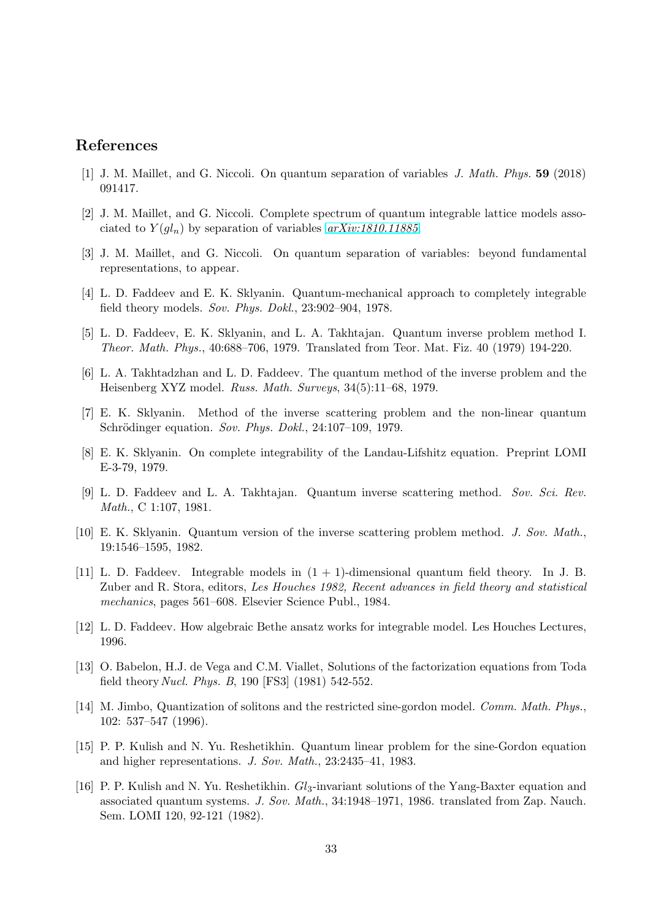# References

[1] J. M. Maillet, and G. Niccoli. On quantum separation of variables *J. Math. Phys.* **59** (2018) 091417.

[2] J. M. Maillet, and G. Niccoli. Complete spectrum of quantum integrable lattice models associated to $Y(gl_n)$ by separation of variables *arXiv:1810.11885*

[3] J. M. Maillet, and G. Niccoli. On quantum separation of variables: beyond fundamental representations, to appear.

[4] L. D. Faddeev and E. K. Sklyanin. Quantum-mechanical approach to completely integrable field theory models. *Sov. Phys. Dokl.*, 23:902–904, 1978.

[5] L. D. Faddeev, E. K. Sklyanin, and L. A. Takhtajan. Quantum inverse problem method I. *Theor. Math. Phys.*, 40:688–706, 1979. Translated from Teor. Mat. Fiz. 40 (1979) 194-220.

[6] L. A. Takhtadzhan and L. D. Faddeev. The quantum method of the inverse problem and the Heisenberg XYZ model. *Russ. Math. Surveys*, 34(5):11–68, 1979.

[7] E. K. Sklyanin. Method of the inverse scattering problem and the non-linear quantum Schrödinger equation. *Sov. Phys. Dokl.*, 24:107–109, 1979.

[8] E. K. Sklyanin. On complete integrability of the Landau-Lifshitz equation. Preprint LOMI E-3-79, 1979.

[9] L. D. Faddeev and L. A. Takhtajan. Quantum inverse scattering method. *Sov. Sci. Rev. Math.*, C 1:107, 1981.

[10] E. K. Sklyanin. Quantum version of the inverse scattering problem method. *J. Sov. Math.*, 19:1546–1595, 1982.

[11] L. D. Faddeev. Integrable models in $(1 + 1)$-dimensional quantum field theory. In J. B. Zuber and R. Stora, editors, *Les Houches 1982, Recent advances in field theory and statistical mechanics*, pages 561–608. Elsevier Science Publ., 1984.

[12] L. D. Faddeev. How algebraic Bethe ansatz works for integrable model. Les Houches Lectures, 1996.

[13] O. Babelon, H.J. de Vega and C.M. Viallet, Solutions of the factorization equations from Toda field theory *Nucl. Phys. B*, 190 [FS3] (1981) 542-552.

[14] M. Jimbo, Quantization of solitons and the restricted sine-gordon model. *Comm. Math. Phys.*, 102: 537–547 (1996).

[15] P. P. Kulish and N. Yu. Reshetikhin. Quantum linear problem for the sine-Gordon equation and higher representations. *J. Sov. Math.*, 23:2435–41, 1983.

[16] P. P. Kulish and N. Yu. Reshetikhin. $Gl_3$-invariant solutions of the Yang-Baxter equation and associated quantum systems. *J. Sov. Math.*, 34:1948–1971, 1986. translated from Zap. Nauch. Sem. LOMI 120, 92-121 (1982).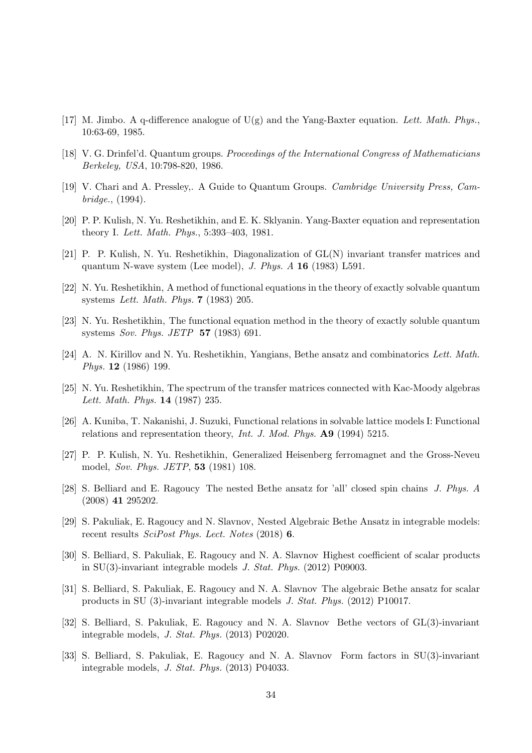[17] M. Jimbo. A q-difference analogue of U(g) and the Yang-Baxter equation. *Lett. Math. Phys.*, 10:63-69, 1985.

[18] V. G. Drinfel'd. Quantum groups. *Proceedings of the International Congress of Mathematicians Berkeley, USA*, 10:798-820, 1986.

[19] V. Chari and A. Pressley,. A Guide to Quantum Groups. *Cambridge University Press, Cambridge.*, (1994).

[20] P. P. Kulish, N. Yu. Reshetikhin, and E. K. Sklyanin. Yang-Baxter equation and representation theory I. *Lett. Math. Phys.*, 5:393–403, 1981.

[21] P. P. Kulish, N. Yu. Reshetikhin, Diagonalization of GL(N) invariant transfer matrices and quantum N-wave system (Lee model), *J. Phys. A* **16** (1983) L591.

[22] N. Yu. Reshetikhin, A method of functional equations in the theory of exactly solvable quantum systems *Lett. Math. Phys.* **7** (1983) 205.

[23] N. Yu. Reshetikhin, The functional equation method in the theory of exactly soluble quantum systems *Sov. Phys. JETP* **57** (1983) 691.

[24] A. N. Kirillov and N. Yu. Reshetikhin, Yangians, Bethe ansatz and combinatorics *Lett. Math. Phys.* **12** (1986) 199.

[25] N. Yu. Reshetikhin, The spectrum of the transfer matrices connected with Kac-Moody algebras *Lett. Math. Phys.* **14** (1987) 235.

[26] A. Kuniba, T. Nakanishi, J. Suzuki, Functional relations in solvable lattice models I: Functional relations and representation theory, *Int. J. Mod. Phys.* **A9** (1994) 5215.

[27] P. P. Kulish, N. Yu. Reshetikhin, Generalized Heisenberg ferromagnet and the Gross-Neveu model, *Sov. Phys. JETP*, **53** (1981) 108.

[28] S. Belliard and E. Ragoucy The nested Bethe ansatz for 'all' closed spin chains *J. Phys. A* (2008) **41** 295202.

[29] S. Pakuliak, E. Ragoucy and N. Slavnov, Nested Algebraic Bethe Ansatz in integrable models: recent results *SciPost Phys. Lect. Notes* (2018) **6**.

[30] S. Belliard, S. Pakuliak, E. Ragoucy and N. A. Slavnov Highest coefficient of scalar products in SU(3)-invariant integrable models *J. Stat. Phys.* (2012) P09003.

[31] S. Belliard, S. Pakuliak, E. Ragoucy and N. A. Slavnov The algebraic Bethe ansatz for scalar products in SU (3)-invariant integrable models *J. Stat. Phys.* (2012) P10017.

[32] S. Belliard, S. Pakuliak, E. Ragoucy and N. A. Slavnov Bethe vectors of GL(3)-invariant integrable models, *J. Stat. Phys.* (2013) P02020.

[33] S. Belliard, S. Pakuliak, E. Ragoucy and N. A. Slavnov Form factors in SU(3)-invariant integrable models, *J. Stat. Phys.* (2013) P04033.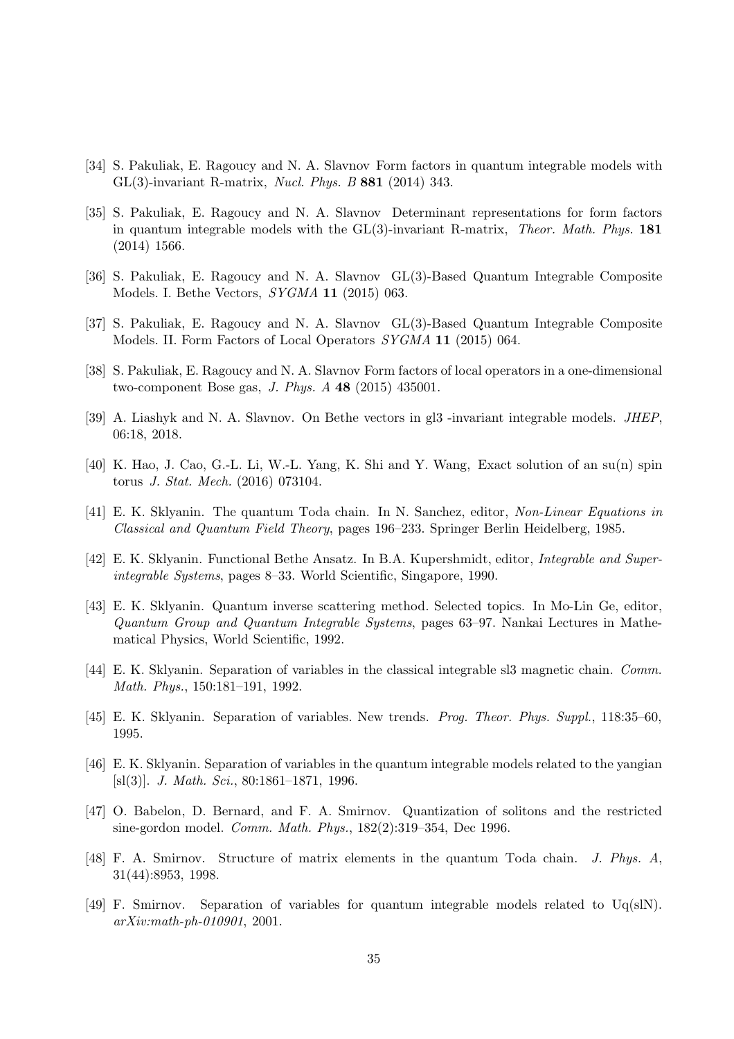[34] S. Pakuliak, E. Ragoucy and N. A. Slavnov Form factors in quantum integrable models with GL(3)-invariant R-matrix, *Nucl. Phys. B* **881** (2014) 343.

[35] S. Pakuliak, E. Ragoucy and N. A. Slavnov Determinant representations for form factors in quantum integrable models with the GL(3)-invariant R-matrix, *Theor. Math. Phys.* **181** (2014) 1566.

[36] S. Pakuliak, E. Ragoucy and N. A. Slavnov GL(3)-Based Quantum Integrable Composite Models. I. Bethe Vectors, *SYGMA* **11** (2015) 063.

[37] S. Pakuliak, E. Ragoucy and N. A. Slavnov GL(3)-Based Quantum Integrable Composite Models. II. Form Factors of Local Operators *SYGMA* **11** (2015) 064.

[38] S. Pakuliak, E. Ragoucy and N. A. Slavnov Form factors of local operators in a one-dimensional two-component Bose gas, *J. Phys. A* **48** (2015) 435001.

[39] A. Liashyk and N. A. Slavnov. On Bethe vectors in gl3 -invariant integrable models. *JHEP*, 06:18, 2018.

[40] K. Hao, J. Cao, G.-L. Li, W.-L. Yang, K. Shi and Y. Wang, Exact solution of an su(n) spin torus *J. Stat. Mech.* (2016) 073104.

[41] E. K. Sklyanin. The quantum Toda chain. In N. Sanchez, editor, *Non-Linear Equations in Classical and Quantum Field Theory*, pages 196–233. Springer Berlin Heidelberg, 1985.

[42] E. K. Sklyanin. Functional Bethe Ansatz. In B.A. Kupershmidt, editor, *Integrable and Superintegrable Systems*, pages 8–33. World Scientific, Singapore, 1990.

[43] E. K. Sklyanin. Quantum inverse scattering method. Selected topics. In Mo-Lin Ge, editor, *Quantum Group and Quantum Integrable Systems*, pages 63–97. Nankai Lectures in Mathematical Physics, World Scientific, 1992.

[44] E. K. Sklyanin. Separation of variables in the classical integrable sl3 magnetic chain. *Comm. Math. Phys.*, 150:181–191, 1992.

[45] E. K. Sklyanin. Separation of variables. New trends. *Prog. Theor. Phys. Suppl.*, 118:35–60, 1995.

[46] E. K. Sklyanin. Separation of variables in the quantum integrable models related to the yangian [sl(3)]. *J. Math. Sci.*, 80:1861–1871, 1996.

[47] O. Babelon, D. Bernard, and F. A. Smirnov. Quantization of solitons and the restricted sine-gordon model. *Comm. Math. Phys.*, 182(2):319–354, Dec 1996.

[48] F. A. Smirnov. Structure of matrix elements in the quantum Toda chain. *J. Phys. A*, 31(44):8953, 1998.

[49] F. Smirnov. Separation of variables for quantum integrable models related to Uq(slN). *arXiv:math-ph-010901*, 2001.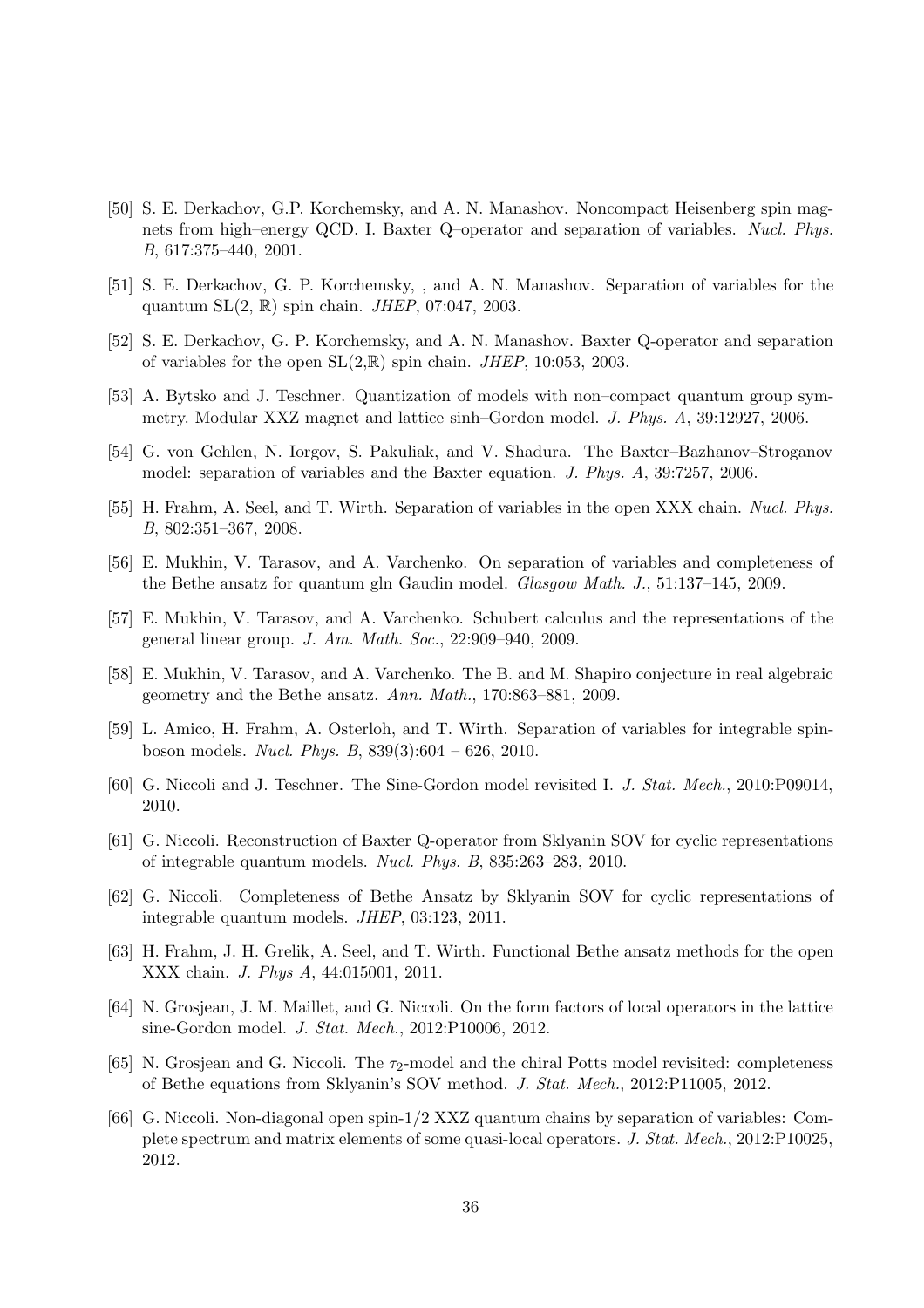[50] S. E. Derkachov, G.P. Korchemsky, and A. N. Manashov. Noncompact Heisenberg spin magnets from high–energy QCD. I. Baxter Q–operator and separation of variables. *Nucl. Phys. B*, 617:375–440, 2001.

[51] S. E. Derkachov, G. P. Korchemsky, , and A. N. Manashov. Separation of variables for the quantum SL(2, $\mathbb{R}$) spin chain. *JHEP*, 07:047, 2003.

[52] S. E. Derkachov, G. P. Korchemsky, and A. N. Manashov. Baxter Q-operator and separation of variables for the open SL(2,$\mathbb{R}$) spin chain. *JHEP*, 10:053, 2003.

[53] A. Bytsko and J. Teschner. Quantization of models with non–compact quantum group symmetry. Modular XXZ magnet and lattice sinh–Gordon model. *J. Phys. A*, 39:12927, 2006.

[54] G. von Gehlen, N. Iorgov, S. Pakuliak, and V. Shadura. The Baxter–Bazhanov–Stroganov model: separation of variables and the Baxter equation. *J. Phys. A*, 39:7257, 2006.

[55] H. Frahm, A. Seel, and T. Wirth. Separation of variables in the open XXX chain. *Nucl. Phys. B*, 802:351–367, 2008.

[56] E. Mukhin, V. Tarasov, and A. Varchenko. On separation of variables and completeness of the Bethe ansatz for quantum gln Gaudin model. *Glasgow Math. J.*, 51:137–145, 2009.

[57] E. Mukhin, V. Tarasov, and A. Varchenko. Schubert calculus and the representations of the general linear group. *J. Am. Math. Soc.*, 22:909–940, 2009.

[58] E. Mukhin, V. Tarasov, and A. Varchenko. The B. and M. Shapiro conjecture in real algebraic geometry and the Bethe ansatz. *Ann. Math.*, 170:863–881, 2009.

[59] L. Amico, H. Frahm, A. Osterloh, and T. Wirth. Separation of variables for integrable spin-boson models. *Nucl. Phys. B*, 839(3):604 – 626, 2010.

[60] G. Niccoli and J. Teschner. The Sine-Gordon model revisited I. *J. Stat. Mech.*, 2010:P09014, 2010.

[61] G. Niccoli. Reconstruction of Baxter Q-operator from Sklyanin SOV for cyclic representations of integrable quantum models. *Nucl. Phys. B*, 835:263–283, 2010.

[62] G. Niccoli. Completeness of Bethe Ansatz by Sklyanin SOV for cyclic representations of integrable quantum models. *JHEP*, 03:123, 2011.

[63] H. Frahm, J. H. Grelik, A. Seel, and T. Wirth. Functional Bethe ansatz methods for the open XXX chain. *J. Phys A*, 44:015001, 2011.

[64] N. Grosjean, J. M. Maillet, and G. Niccoli. On the form factors of local operators in the lattice sine-Gordon model. *J. Stat. Mech.*, 2012:P10006, 2012.

[65] N. Grosjean and G. Niccoli. The $\tau_2$-model and the chiral Potts model revisited: completeness of Bethe equations from Sklyanin's SOV method. *J. Stat. Mech.*, 2012:P11005, 2012.

[66] G. Niccoli. Non-diagonal open spin-1/2 XXZ quantum chains by separation of variables: Complete spectrum and matrix elements of some quasi-local operators. *J. Stat. Mech.*, 2012:P10025, 2012.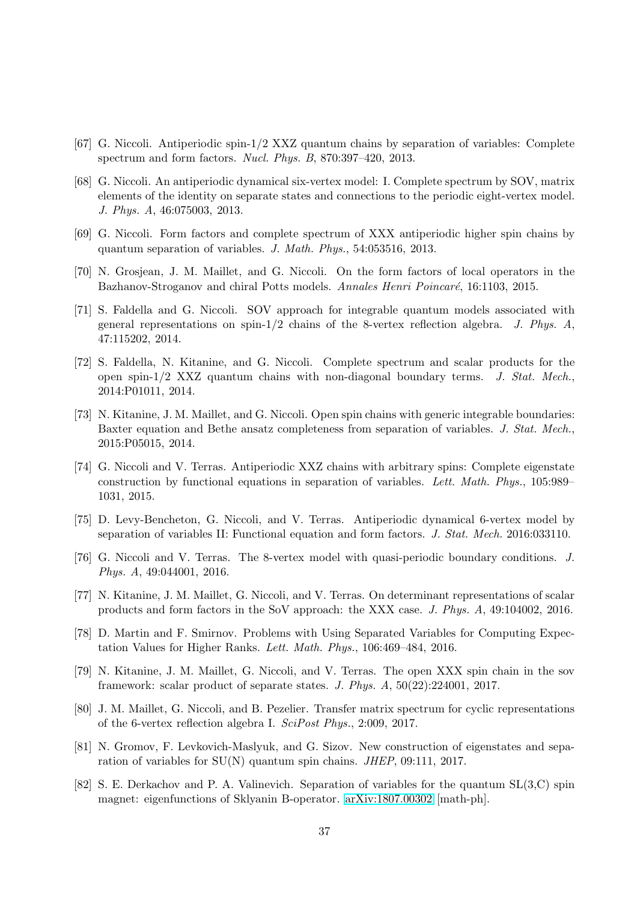[67] G. Niccoli. Antiperiodic spin-1/2 XXZ quantum chains by separation of variables: Complete spectrum and form factors. *Nucl. Phys. B*, 870:397–420, 2013.

[68] G. Niccoli. An antiperiodic dynamical six-vertex model: I. Complete spectrum by SOV, matrix elements of the identity on separate states and connections to the periodic eight-vertex model. *J. Phys. A*, 46:075003, 2013.

[69] G. Niccoli. Form factors and complete spectrum of XXX antiperiodic higher spin chains by quantum separation of variables. *J. Math. Phys.*, 54:053516, 2013.

[70] N. Grosjean, J. M. Maillet, and G. Niccoli. On the form factors of local operators in the Bazhanov-Stroganov and chiral Potts models. *Annales Henri Poincaré*, 16:1103, 2015.

[71] S. Faldella and G. Niccoli. SOV approach for integrable quantum models associated with general representations on spin-1/2 chains of the 8-vertex reflection algebra. *J. Phys. A*, 47:115202, 2014.

[72] S. Faldella, N. Kitanine, and G. Niccoli. Complete spectrum and scalar products for the open spin-1/2 XXZ quantum chains with non-diagonal boundary terms. *J. Stat. Mech.*, 2014:P01011, 2014.

[73] N. Kitanine, J. M. Maillet, and G. Niccoli. Open spin chains with generic integrable boundaries: Baxter equation and Bethe ansatz completeness from separation of variables. *J. Stat. Mech.*, 2015:P05015, 2014.

[74] G. Niccoli and V. Terras. Antiperiodic XXZ chains with arbitrary spins: Complete eigenstate construction by functional equations in separation of variables. *Lett. Math. Phys.*, 105:989–1031, 2015.

[75] D. Levy-Bencheton, G. Niccoli, and V. Terras. Antiperiodic dynamical 6-vertex model by separation of variables II: Functional equation and form factors. *J. Stat. Mech.* 2016:033110.

[76] G. Niccoli and V. Terras. The 8-vertex model with quasi-periodic boundary conditions. *J. Phys. A*, 49:044001, 2016.

[77] N. Kitanine, J. M. Maillet, G. Niccoli, and V. Terras. On determinant representations of scalar products and form factors in the SoV approach: the XXX case. *J. Phys. A*, 49:104002, 2016.

[78] D. Martin and F. Smirnov. Problems with Using Separated Variables for Computing Expectation Values for Higher Ranks. *Lett. Math. Phys.*, 106:469–484, 2016.

[79] N. Kitanine, J. M. Maillet, G. Niccoli, and V. Terras. The open XXX spin chain in the sov framework: scalar product of separate states. *J. Phys. A*, 50(22):224001, 2017.

[80] J. M. Maillet, G. Niccoli, and B. Pezelier. Transfer matrix spectrum for cyclic representations of the 6-vertex reflection algebra I. *SciPost Phys.*, 2:009, 2017.

[81] N. Gromov, F. Levkovich-Maslyuk, and G. Sizov. New construction of eigenstates and separation of variables for SU(N) quantum spin chains. *JHEP*, 09:111, 2017.

[82] S. E. Derkachov and P. A. Valinevich. Separation of variables for the quantum SL(3,C) spin magnet: eigenfunctions of Sklyanin B-operator. arXiv:1807.00302 [math-ph].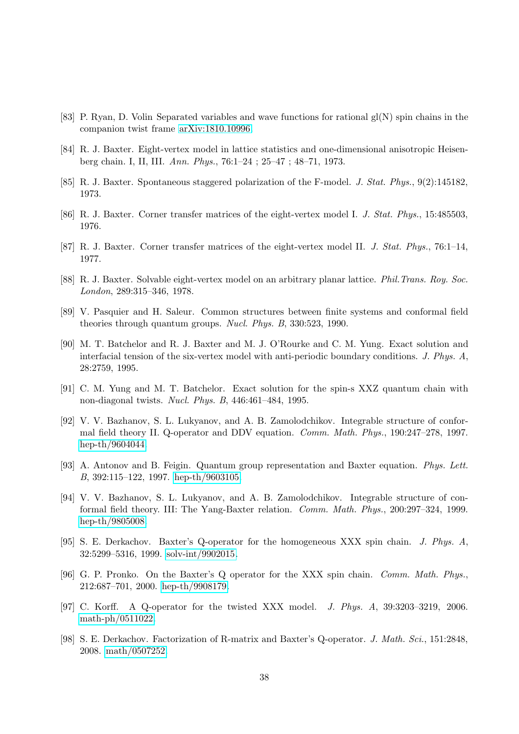[83] P. Ryan, D. Volin Separated variables and wave functions for rational gl(N) spin chains in the companion twist frame arXiv:1810.10996

[84] R. J. Baxter. Eight-vertex model in lattice statistics and one-dimensional anisotropic Heisenberg chain. I, II, III. *Ann. Phys.*, 76:1–24 ; 25–47 ; 48–71, 1973.

[85] R. J. Baxter. Spontaneous staggered polarization of the F-model. *J. Stat. Phys.*, 9(2):145182, 1973.

[86] R. J. Baxter. Corner transfer matrices of the eight-vertex model I. *J. Stat. Phys.*, 15:485503, 1976.

[87] R. J. Baxter. Corner transfer matrices of the eight-vertex model II. *J. Stat. Phys.*, 76:1–14, 1977.

[88] R. J. Baxter. Solvable eight-vertex model on an arbitrary planar lattice. *Phil.Trans. Roy. Soc. London*, 289:315–346, 1978.

[89] V. Pasquier and H. Saleur. Common structures between finite systems and conformal field theories through quantum groups. *Nucl. Phys. B*, 330:523, 1990.

[90] M. T. Batchelor and R. J. Baxter and M. J. O'Rourke and C. M. Yung. Exact solution and interfacial tension of the six-vertex model with anti-periodic boundary conditions. *J. Phys. A*, 28:2759, 1995.

[91] C. M. Yung and M. T. Batchelor. Exact solution for the spin-s XXZ quantum chain with non-diagonal twists. *Nucl. Phys. B*, 446:461–484, 1995.

[92] V. V. Bazhanov, S. L. Lukyanov, and A. B. Zamolodchikov. Integrable structure of conformal field theory II. Q-operator and DDV equation. *Comm. Math. Phys.*, 190:247–278, 1997. hep-th/9604044

[93] A. Antonov and B. Feigin. Quantum group representation and Baxter equation. *Phys. Lett. B*, 392:115–122, 1997. hep-th/9603105

[94] V. V. Bazhanov, S. L. Lukyanov, and A. B. Zamolodchikov. Integrable structure of conformal field theory. III: The Yang-Baxter relation. *Comm. Math. Phys.*, 200:297–324, 1999. hep-th/9805008

[95] S. E. Derkachov. Baxter's Q-operator for the homogeneous XXX spin chain. *J. Phys. A*, 32:5299–5316, 1999. solv-int/9902015.

[96] G. P. Pronko. On the Baxter's Q operator for the XXX spin chain. *Comm. Math. Phys.*, 212:687–701, 2000. hep-th/9908179.

[97] C. Korff. A Q-operator for the twisted XXX model. *J. Phys. A*, 39:3203–3219, 2006. math-ph/0511022.

[98] S. E. Derkachov. Factorization of R-matrix and Baxter's Q-operator. *J. Math. Sci.*, 151:2848, 2008. math/0507252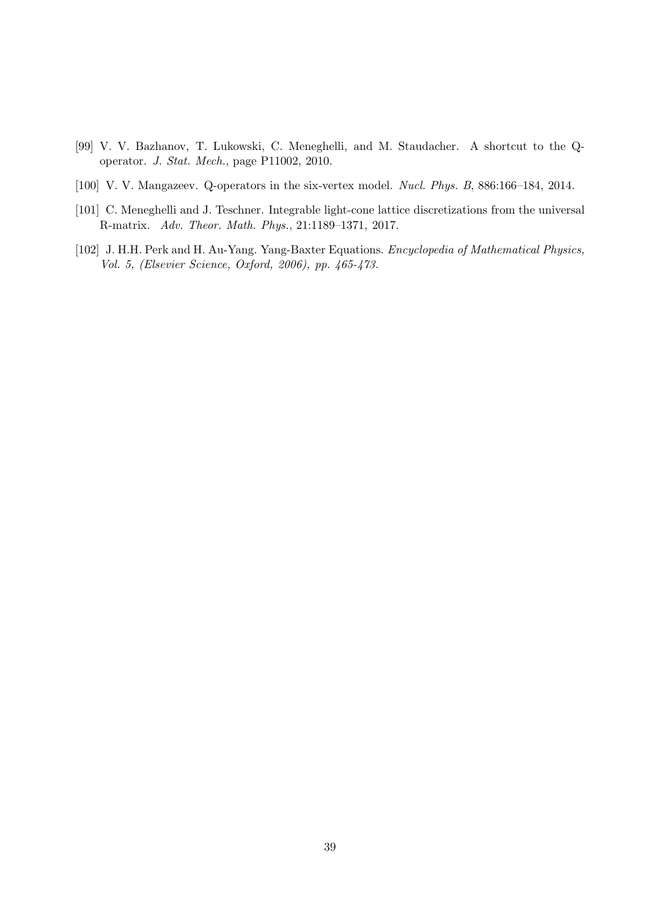[99] V. V. Bazhanov, T. Lukowski, C. Meneghelli, and M. Staudacher. A shortcut to the Q-operator. *J. Stat. Mech.*, page P11002, 2010.

[100] V. V. Mangazeev. Q-operators in the six-vertex model. *Nucl. Phys. B*, 886:166–184, 2014.

[101] C. Meneghelli and J. Teschner. Integrable light-cone lattice discretizations from the universal R-matrix. *Adv. Theor. Math. Phys.*, 21:1189–1371, 2017.

[102] J. H.H. Perk and H. Au-Yang. Yang-Baxter Equations. *Encyclopedia of Mathematical Physics, Vol. 5, (Elsevier Science, Oxford, 2006), pp. 465-473.*